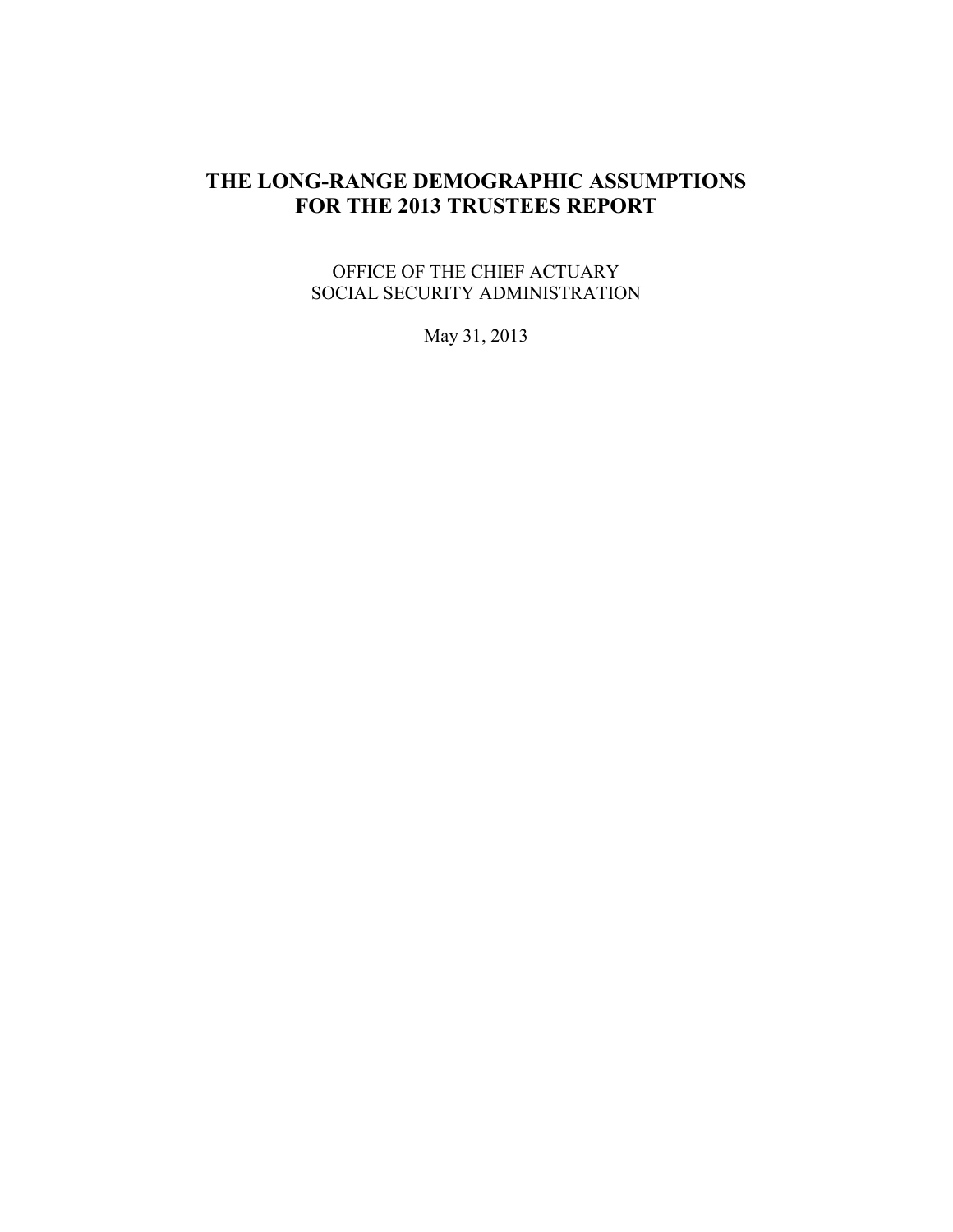# THE LONG-RANGE DEMOGRAPHIC ASSUMPTIONS FOR THE 2013 TRUSTEES REPORT

OFFICE OF THE CHIEF ACTUARY
SOCIAL SECURITY ADMINISTRATION

May 31, 2013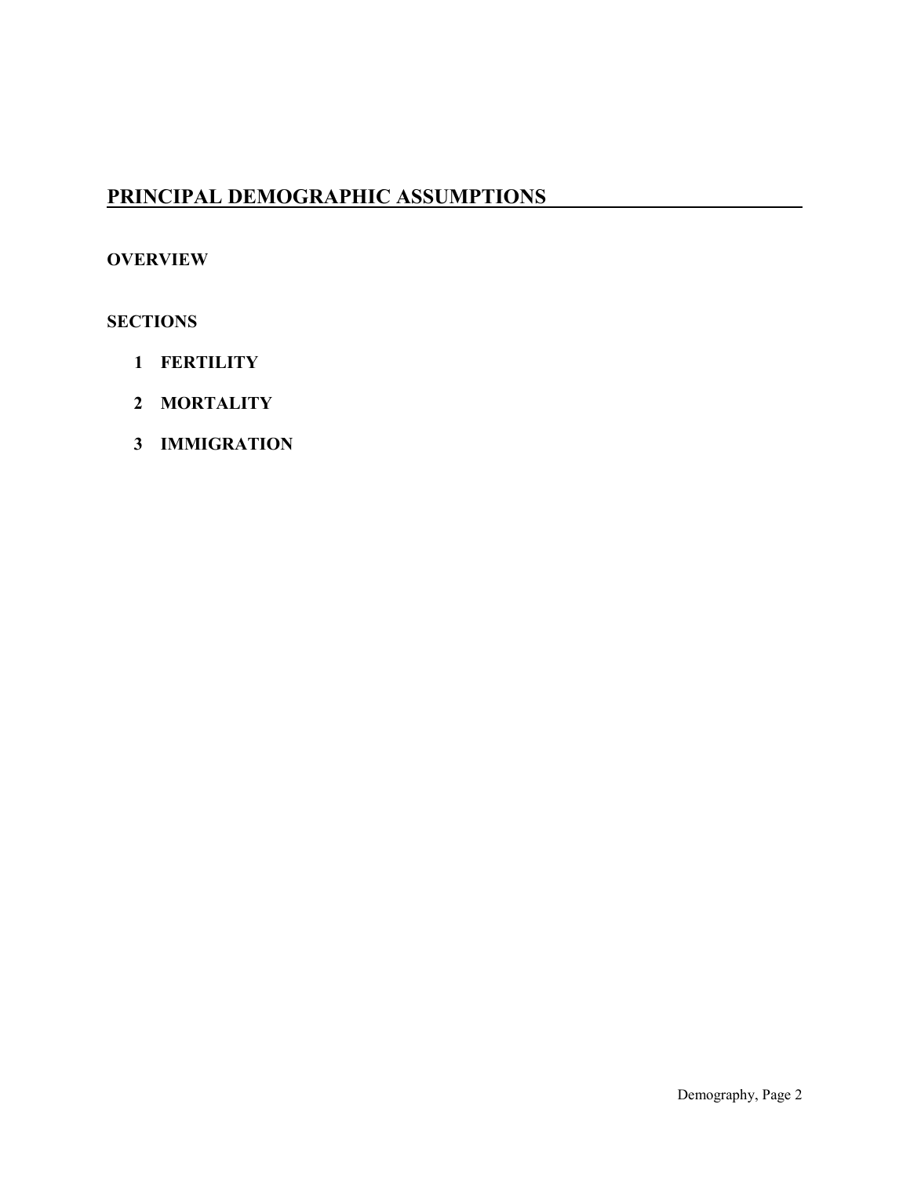# PRINCIPAL DEMOGRAPHIC ASSUMPTIONS

**OVERVIEW**

**SECTIONS**

1. **FERTILITY**
2. **MORTALITY**
3. **IMMIGRATION**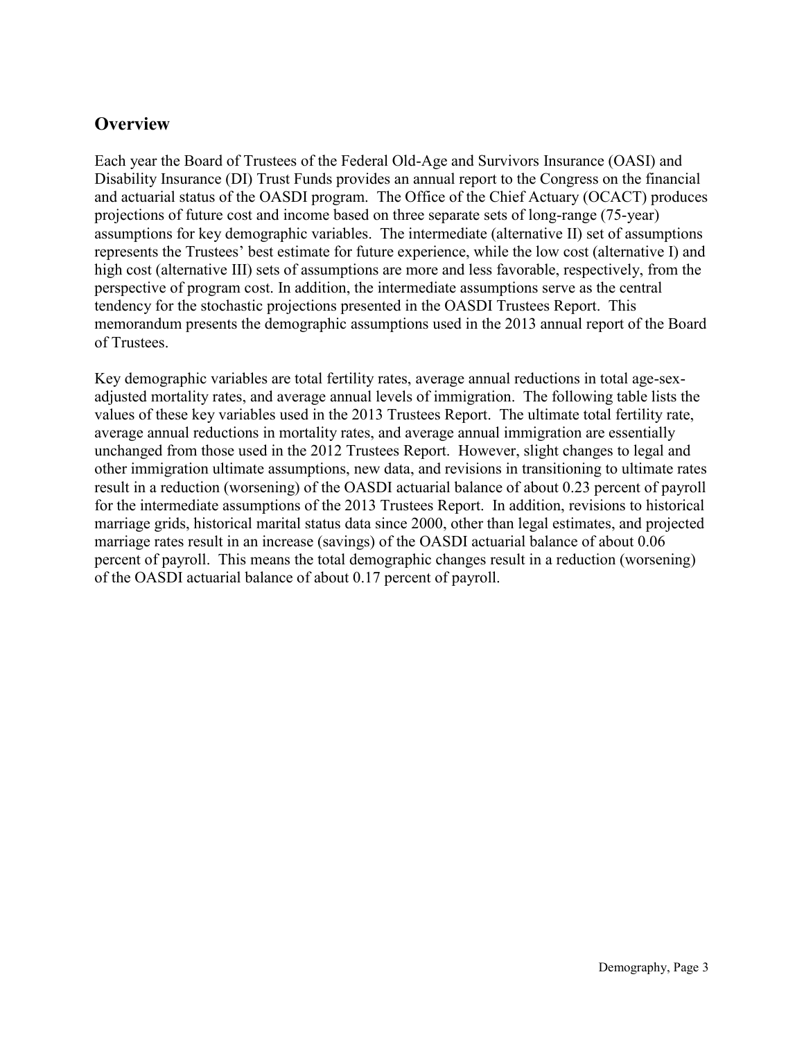## Overview

Each year the Board of Trustees of the Federal Old-Age and Survivors Insurance (OASI) and Disability Insurance (DI) Trust Funds provides an annual report to the Congress on the financial and actuarial status of the OASDI program. The Office of the Chief Actuary (OCACT) produces projections of future cost and income based on three separate sets of long-range (75-year) assumptions for key demographic variables. The intermediate (alternative II) set of assumptions represents the Trustees' best estimate for future experience, while the low cost (alternative I) and high cost (alternative III) sets of assumptions are more and less favorable, respectively, from the perspective of program cost. In addition, the intermediate assumptions serve as the central tendency for the stochastic projections presented in the OASDI Trustees Report. This memorandum presents the demographic assumptions used in the 2013 annual report of the Board of Trustees.

Key demographic variables are total fertility rates, average annual reductions in total age-sex-adjusted mortality rates, and average annual levels of immigration. The following table lists the values of these key variables used in the 2013 Trustees Report. The ultimate total fertility rate, average annual reductions in mortality rates, and average annual immigration are essentially unchanged from those used in the 2012 Trustees Report. However, slight changes to legal and other immigration ultimate assumptions, new data, and revisions in transitioning to ultimate rates result in a reduction (worsening) of the OASDI actuarial balance of about 0.23 percent of payroll for the intermediate assumptions of the 2013 Trustees Report. In addition, revisions to historical marriage grids, historical marital status data since 2000, other than legal estimates, and projected marriage rates result in an increase (savings) of the OASDI actuarial balance of about 0.06 percent of payroll. This means the total demographic changes result in a reduction (worsening) of the OASDI actuarial balance of about 0.17 percent of payroll.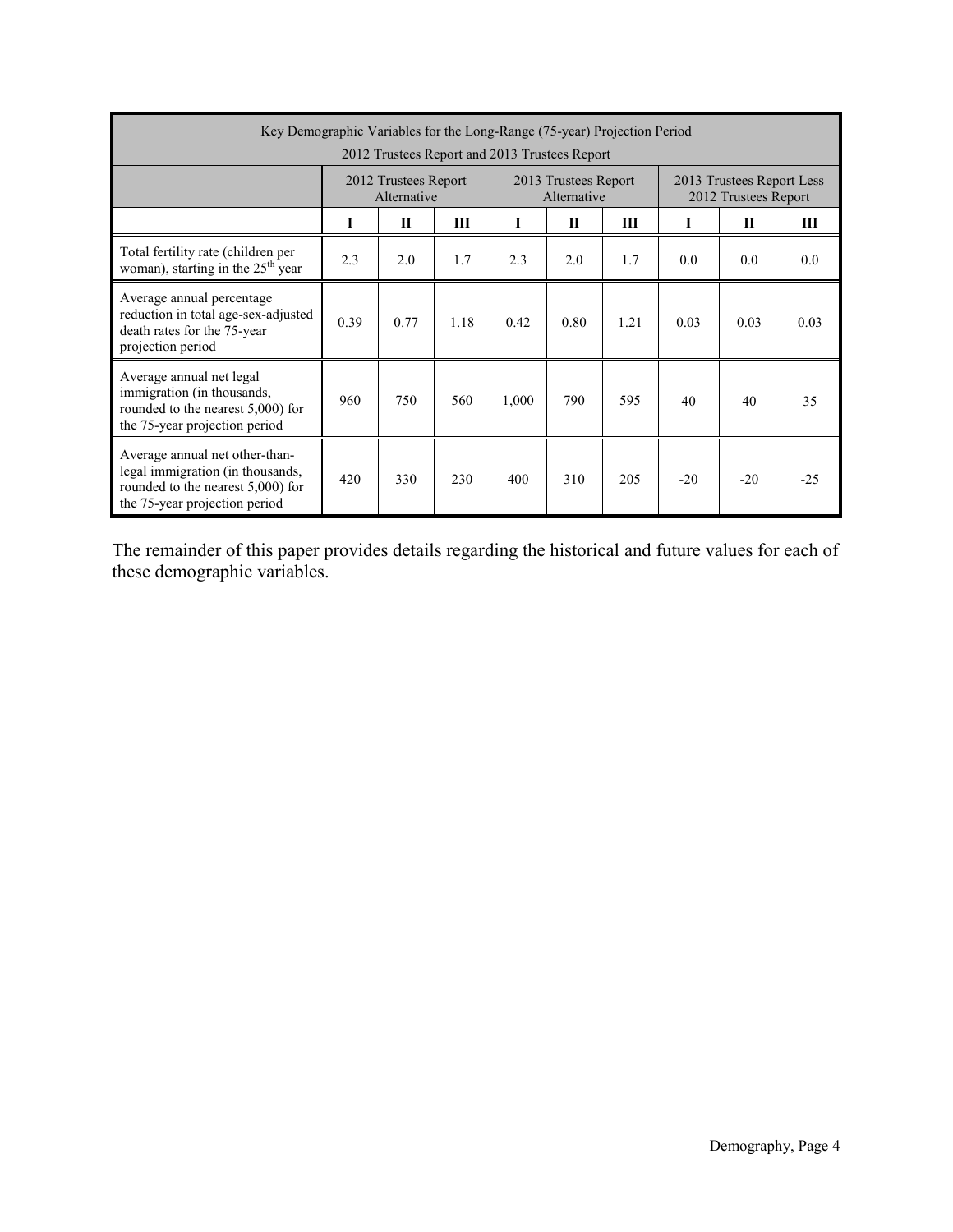| Key Demographic Variables for the Long-Range (75-year) Projection Period 2012 Trustees Report and 2013 Trustees Report | | | | | | | | | |
|---|---|---|---|---|---|---|---|---|---|
| | 2012 Trustees Report Alternative | | | 2013 Trustees Report Alternative | | | 2013 Trustees Report Less 2012 Trustees Report | | |
| | I | II | III | I | II | III | I | II | III |
| Total fertility rate (children per woman), starting in the 25th year | 2.3 | 2.0 | 1.7 | 2.3 | 2.0 | 1.7 | 0.0 | 0.0 | 0.0 |
| Average annual percentage reduction in total age-sex-adjusted death rates for the 75-year projection period | 0.39 | 0.77 | 1.18 | 0.42 | 0.80 | 1.21 | 0.03 | 0.03 | 0.03 |
| Average annual net legal immigration (in thousands, rounded to the nearest 5,000) for the 75-year projection period | 960 | 750 | 560 | 1,000 | 790 | 595 | 40 | 40 | 35 |
| Average annual net other-than-legal immigration (in thousands, rounded to the nearest 5,000) for the 75-year projection period | 420 | 330 | 230 | 400 | 310 | 205 | -20 | -20 | -25 |

The remainder of this paper provides details regarding the historical and future values for each of these demographic variables.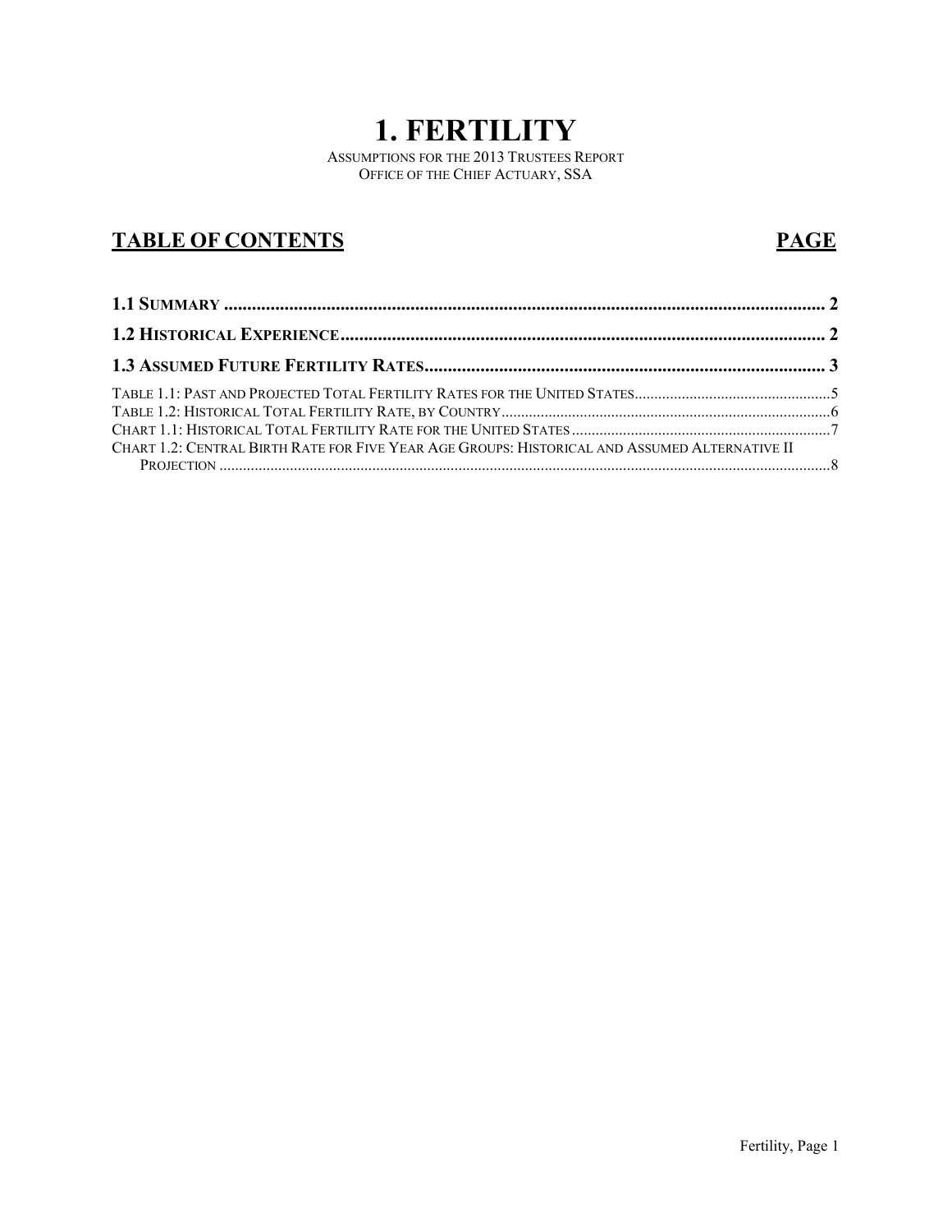# 1. FERTILITY

ASSUMPTIONS FOR THE 2013 TRUSTEES REPORT
OFFICE OF THE CHIEF ACTUARY, SSA

## TABLE OF CONTENTS — PAGE

**1.1 SUMMARY** .......... 2

**1.2 HISTORICAL EXPERIENCE** .......... 2

**1.3 ASSUMED FUTURE FERTILITY RATES** .......... 3

TABLE 1.1: PAST AND PROJECTED TOTAL FERTILITY RATES FOR THE UNITED STATES .......... 5
TABLE 1.2: HISTORICAL TOTAL FERTILITY RATE, BY COUNTRY .......... 6
CHART 1.1: HISTORICAL TOTAL FERTILITY RATE FOR THE UNITED STATES .......... 7
CHART 1.2: CENTRAL BIRTH RATE FOR FIVE YEAR AGE GROUPS: HISTORICAL AND ASSUMED ALTERNATIVE II PROJECTION .......... 8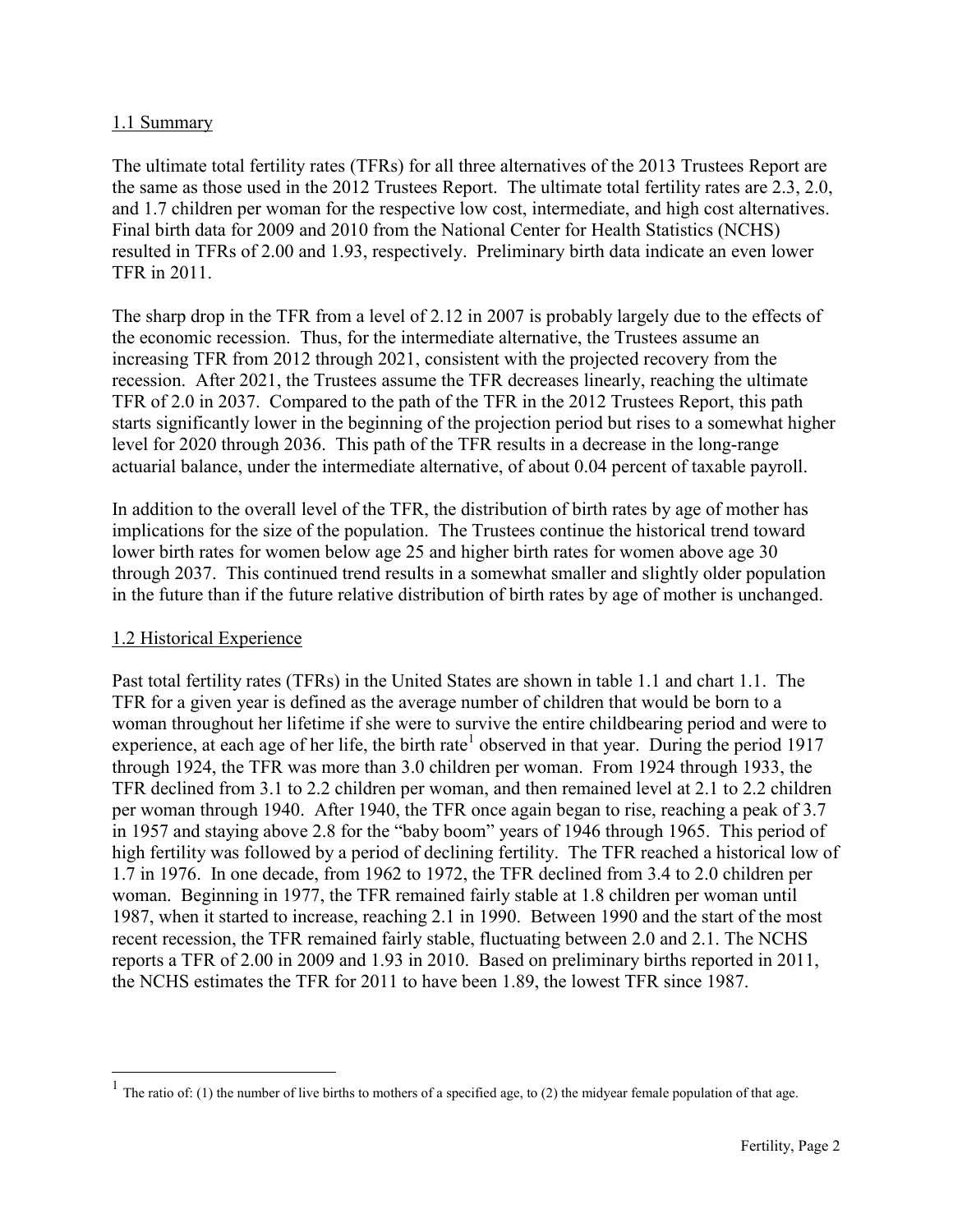## 1.1 Summary

The ultimate total fertility rates (TFRs) for all three alternatives of the 2013 Trustees Report are the same as those used in the 2012 Trustees Report. The ultimate total fertility rates are 2.3, 2.0, and 1.7 children per woman for the respective low cost, intermediate, and high cost alternatives. Final birth data for 2009 and 2010 from the National Center for Health Statistics (NCHS) resulted in TFRs of 2.00 and 1.93, respectively. Preliminary birth data indicate an even lower TFR in 2011.

The sharp drop in the TFR from a level of 2.12 in 2007 is probably largely due to the effects of the economic recession. Thus, for the intermediate alternative, the Trustees assume an increasing TFR from 2012 through 2021, consistent with the projected recovery from the recession. After 2021, the Trustees assume the TFR decreases linearly, reaching the ultimate TFR of 2.0 in 2037. Compared to the path of the TFR in the 2012 Trustees Report, this path starts significantly lower in the beginning of the projection period but rises to a somewhat higher level for 2020 through 2036. This path of the TFR results in a decrease in the long-range actuarial balance, under the intermediate alternative, of about 0.04 percent of taxable payroll.

In addition to the overall level of the TFR, the distribution of birth rates by age of mother has implications for the size of the population. The Trustees continue the historical trend toward lower birth rates for women below age 25 and higher birth rates for women above age 30 through 2037. This continued trend results in a somewhat smaller and slightly older population in the future than if the future relative distribution of birth rates by age of mother is unchanged.

## 1.2 Historical Experience

Past total fertility rates (TFRs) in the United States are shown in table 1.1 and chart 1.1. The TFR for a given year is defined as the average number of children that would be born to a woman throughout her lifetime if she were to survive the entire childbearing period and were to experience, at each age of her life, the birth rate[1] observed in that year. During the period 1917 through 1924, the TFR was more than 3.0 children per woman. From 1924 through 1933, the TFR declined from 3.1 to 2.2 children per woman, and then remained level at 2.1 to 2.2 children per woman through 1940. After 1940, the TFR once again began to rise, reaching a peak of 3.7 in 1957 and staying above 2.8 for the "baby boom" years of 1946 through 1965. This period of high fertility was followed by a period of declining fertility. The TFR reached a historical low of 1.7 in 1976. In one decade, from 1962 to 1972, the TFR declined from 3.4 to 2.0 children per woman. Beginning in 1977, the TFR remained fairly stable at 1.8 children per woman until 1987, when it started to increase, reaching 2.1 in 1990. Between 1990 and the start of the most recent recession, the TFR remained fairly stable, fluctuating between 2.0 and 2.1. The NCHS reports a TFR of 2.00 in 2009 and 1.93 in 2010. Based on preliminary births reported in 2011, the NCHS estimates the TFR for 2011 to have been 1.89, the lowest TFR since 1987.

[1] The ratio of: (1) the number of live births to mothers of a specified age, to (2) the midyear female population of that age.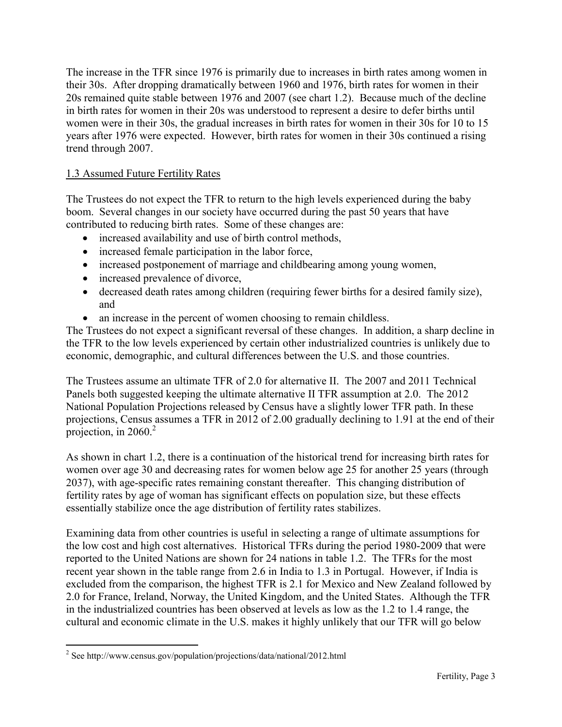The increase in the TFR since 1976 is primarily due to increases in birth rates among women in their 30s. After dropping dramatically between 1960 and 1976, birth rates for women in their 20s remained quite stable between 1976 and 2007 (see chart 1.2). Because much of the decline in birth rates for women in their 20s was understood to represent a desire to defer births until women were in their 30s, the gradual increases in birth rates for women in their 30s for 10 to 15 years after 1976 were expected. However, birth rates for women in their 30s continued a rising trend through 2007.

## 1.3 Assumed Future Fertility Rates

The Trustees do not expect the TFR to return to the high levels experienced during the baby boom. Several changes in our society have occurred during the past 50 years that have contributed to reducing birth rates. Some of these changes are:

- increased availability and use of birth control methods,
- increased female participation in the labor force,
- increased postponement of marriage and childbearing among young women,
- increased prevalence of divorce,
- decreased death rates among children (requiring fewer births for a desired family size), and
- an increase in the percent of women choosing to remain childless.

The Trustees do not expect a significant reversal of these changes. In addition, a sharp decline in the TFR to the low levels experienced by certain other industrialized countries is unlikely due to economic, demographic, and cultural differences between the U.S. and those countries.

The Trustees assume an ultimate TFR of 2.0 for alternative II. The 2007 and 2011 Technical Panels both suggested keeping the ultimate alternative II TFR assumption at 2.0. The 2012 National Population Projections released by Census have a slightly lower TFR path. In these projections, Census assumes a TFR in 2012 of 2.00 gradually declining to 1.91 at the end of their projection, in 2060.[2]

As shown in chart 1.2, there is a continuation of the historical trend for increasing birth rates for women over age 30 and decreasing rates for women below age 25 for another 25 years (through 2037), with age-specific rates remaining constant thereafter. This changing distribution of fertility rates by age of woman has significant effects on population size, but these effects essentially stabilize once the age distribution of fertility rates stabilizes.

Examining data from other countries is useful in selecting a range of ultimate assumptions for the low cost and high cost alternatives. Historical TFRs during the period 1980-2009 that were reported to the United Nations are shown for 24 nations in table 1.2. The TFRs for the most recent year shown in the table range from 2.6 in India to 1.3 in Portugal. However, if India is excluded from the comparison, the highest TFR is 2.1 for Mexico and New Zealand followed by 2.0 for France, Ireland, Norway, the United Kingdom, and the United States. Although the TFR in the industrialized countries has been observed at levels as low as the 1.2 to 1.4 range, the cultural and economic climate in the U.S. makes it highly unlikely that our TFR will go below

[2] See http://www.census.gov/population/projections/data/national/2012.html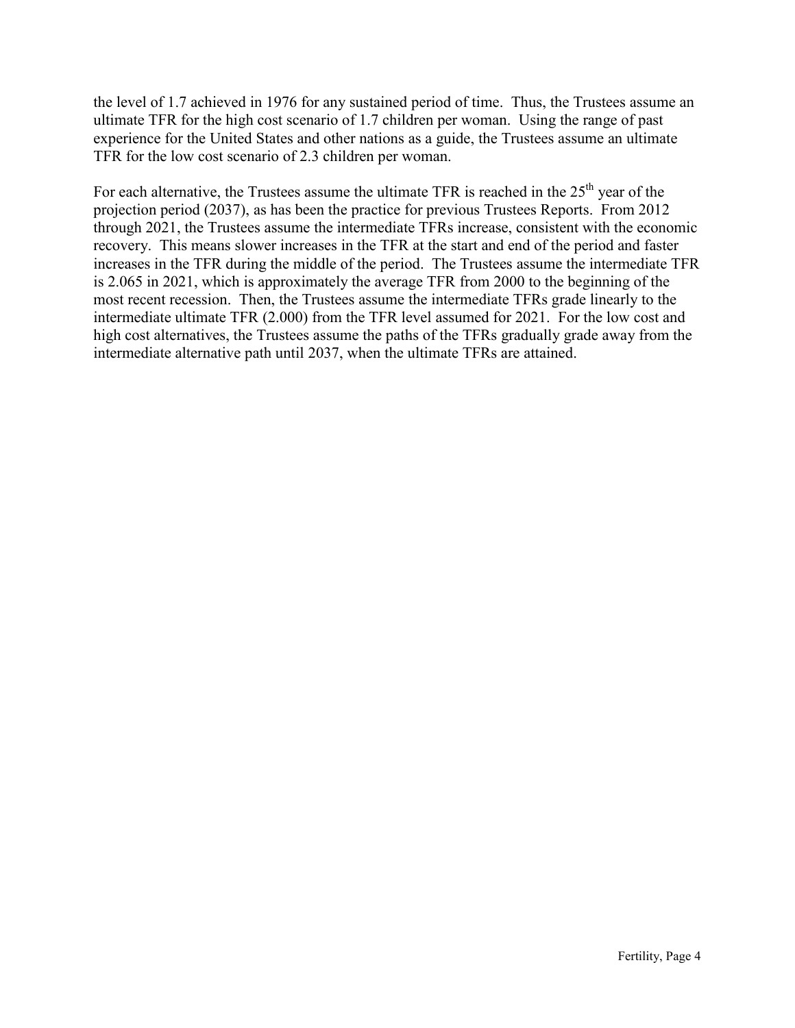the level of 1.7 achieved in 1976 for any sustained period of time. Thus, the Trustees assume an ultimate TFR for the high cost scenario of 1.7 children per woman. Using the range of past experience for the United States and other nations as a guide, the Trustees assume an ultimate TFR for the low cost scenario of 2.3 children per woman.

For each alternative, the Trustees assume the ultimate TFR is reached in the 25th year of the projection period (2037), as has been the practice for previous Trustees Reports. From 2012 through 2021, the Trustees assume the intermediate TFRs increase, consistent with the economic recovery. This means slower increases in the TFR at the start and end of the period and faster increases in the TFR during the middle of the period. The Trustees assume the intermediate TFR is 2.065 in 2021, which is approximately the average TFR from 2000 to the beginning of the most recent recession. Then, the Trustees assume the intermediate TFRs grade linearly to the intermediate ultimate TFR (2.000) from the TFR level assumed for 2021. For the low cost and high cost alternatives, the Trustees assume the paths of the TFRs gradually grade away from the intermediate alternative path until 2037, when the ultimate TFRs are attained.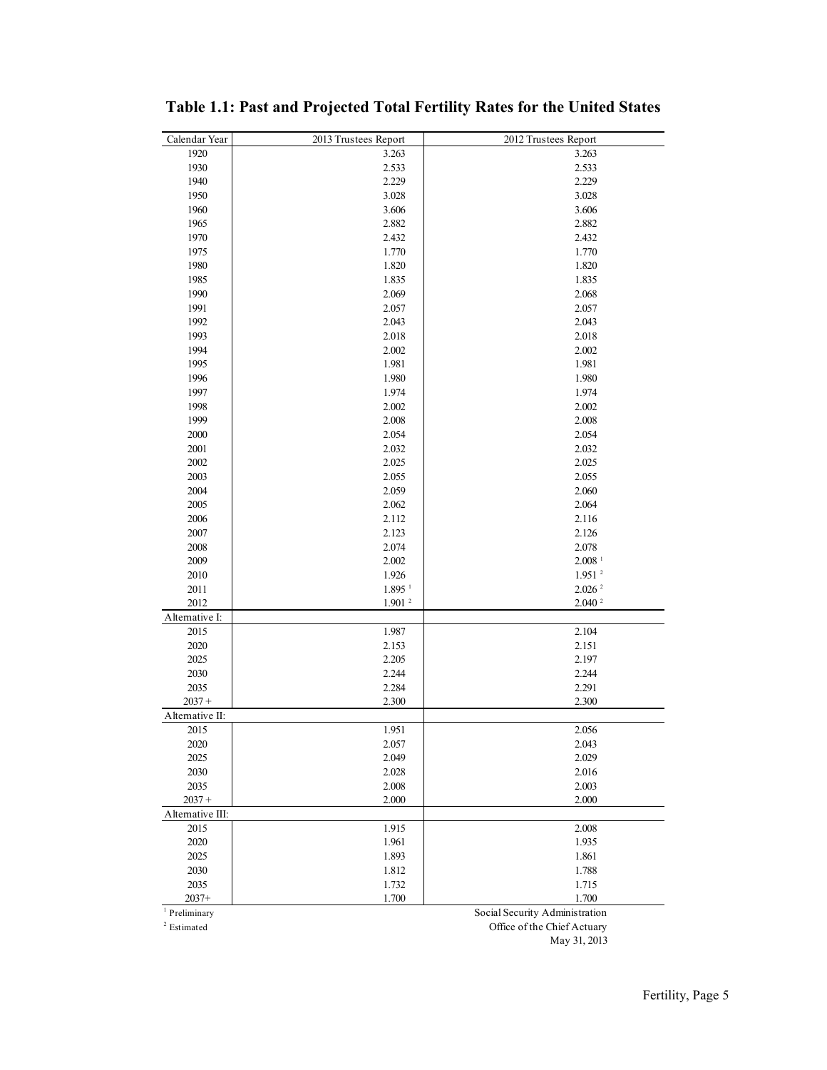# Table 1.1: Past and Projected Total Fertility Rates for the United States

| Calendar Year | 2013 Trustees Report | 2012 Trustees Report |
|---|---|---|
| 1920 | 3.263 | 3.263 |
| 1930 | 2.533 | 2.533 |
| 1940 | 2.229 | 2.229 |
| 1950 | 3.028 | 3.028 |
| 1960 | 3.606 | 3.606 |
| 1965 | 2.882 | 2.882 |
| 1970 | 2.432 | 2.432 |
| 1975 | 1.770 | 1.770 |
| 1980 | 1.820 | 1.820 |
| 1985 | 1.835 | 1.835 |
| 1990 | 2.069 | 2.068 |
| 1991 | 2.057 | 2.057 |
| 1992 | 2.043 | 2.043 |
| 1993 | 2.018 | 2.018 |
| 1994 | 2.002 | 2.002 |
| 1995 | 1.981 | 1.981 |
| 1996 | 1.980 | 1.980 |
| 1997 | 1.974 | 1.974 |
| 1998 | 2.002 | 2.002 |
| 1999 | 2.008 | 2.008 |
| 2000 | 2.054 | 2.054 |
| 2001 | 2.032 | 2.032 |
| 2002 | 2.025 | 2.025 |
| 2003 | 2.055 | 2.055 |
| 2004 | 2.059 | 2.060 |
| 2005 | 2.062 | 2.064 |
| 2006 | 2.112 | 2.116 |
| 2007 | 2.123 | 2.126 |
| 2008 | 2.074 | 2.078 |
| 2009 | 2.002 | 2.008 [1] |
| 2010 | 1.926 | 1.951 [2] |
| 2011 | 1.895 [1] | 2.026 [2] |
| 2012 | 1.901 [2] | 2.040 [2] |
| Alternative I: | | |
| 2015 | 1.987 | 2.104 |
| 2020 | 2.153 | 2.151 |
| 2025 | 2.205 | 2.197 |
| 2030 | 2.244 | 2.244 |
| 2035 | 2.284 | 2.291 |
| 2037 + | 2.300 | 2.300 |
| Alternative II: | | |
| 2015 | 1.951 | 2.056 |
| 2020 | 2.057 | 2.043 |
| 2025 | 2.049 | 2.029 |
| 2030 | 2.028 | 2.016 |
| 2035 | 2.008 | 2.003 |
| 2037 + | 2.000 | 2.000 |
| Alternative III: | | |
| 2015 | 1.915 | 2.008 |
| 2020 | 1.961 | 1.935 |
| 2025 | 1.893 | 1.861 |
| 2030 | 1.812 | 1.788 |
| 2035 | 1.732 | 1.715 |
| 2037+ | 1.700 | 1.700 |

[1] Preliminary
[2] Estimated

Social Security Administration
Office of the Chief Actuary
May 31, 2013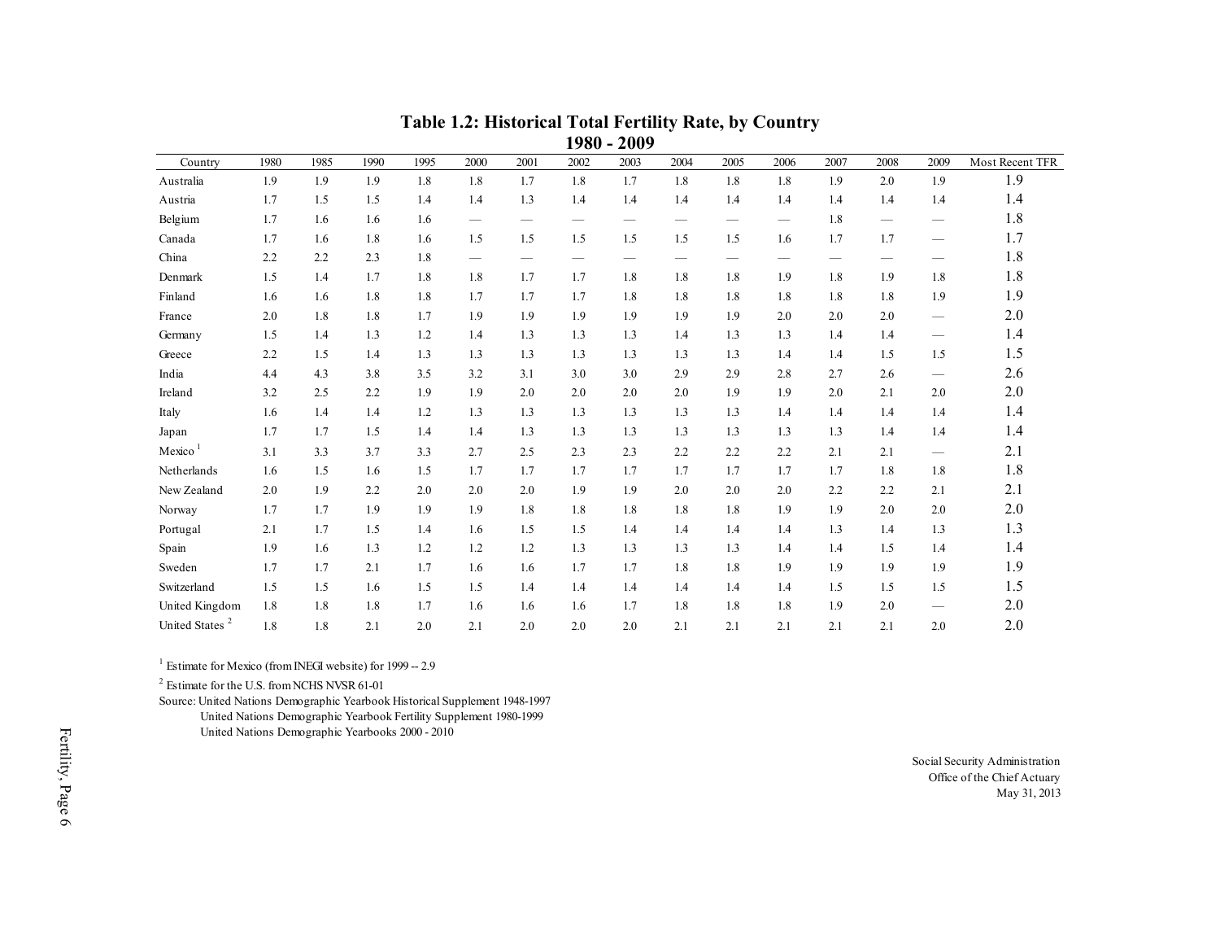## Table 1.2: Historical Total Fertility Rate, by Country
### 1980 - 2009

| Country | 1980 | 1985 | 1990 | 1995 | 2000 | 2001 | 2002 | 2003 | 2004 | 2005 | 2006 | 2007 | 2008 | 2009 | Most Recent TFR |
|---|---|---|---|---|---|---|---|---|---|---|---|---|---|---|---|
| Australia | 1.9 | 1.9 | 1.9 | 1.8 | 1.8 | 1.7 | 1.8 | 1.7 | 1.8 | 1.8 | 1.8 | 1.9 | 2.0 | 1.9 | 1.9 |
| Austria | 1.7 | 1.5 | 1.5 | 1.4 | 1.4 | 1.3 | 1.4 | 1.4 | 1.4 | 1.4 | 1.4 | 1.4 | 1.4 | 1.4 | 1.4 |
| Belgium | 1.7 | 1.6 | 1.6 | 1.6 | — | — | — | — | — | — | — | 1.8 | — | — | 1.8 |
| Canada | 1.7 | 1.6 | 1.8 | 1.6 | 1.5 | 1.5 | 1.5 | 1.5 | 1.5 | 1.5 | 1.6 | 1.7 | 1.7 | — | 1.7 |
| China | 2.2 | 2.2 | 2.3 | 1.8 | — | — | — | — | — | — | — | — | — | — | 1.8 |
| Denmark | 1.5 | 1.4 | 1.7 | 1.8 | 1.8 | 1.7 | 1.7 | 1.8 | 1.8 | 1.8 | 1.9 | 1.8 | 1.9 | 1.8 | 1.8 |
| Finland | 1.6 | 1.6 | 1.8 | 1.8 | 1.7 | 1.7 | 1.7 | 1.8 | 1.8 | 1.8 | 1.8 | 1.8 | 1.8 | 1.9 | 1.9 |
| France | 2.0 | 1.8 | 1.8 | 1.7 | 1.9 | 1.9 | 1.9 | 1.9 | 1.9 | 1.9 | 2.0 | 2.0 | 2.0 | — | 2.0 |
| Germany | 1.5 | 1.4 | 1.3 | 1.2 | 1.4 | 1.3 | 1.3 | 1.3 | 1.4 | 1.3 | 1.3 | 1.4 | 1.4 | — | 1.4 |
| Greece | 2.2 | 1.5 | 1.4 | 1.3 | 1.3 | 1.3 | 1.3 | 1.3 | 1.3 | 1.3 | 1.4 | 1.4 | 1.5 | 1.5 | 1.5 |
| India | 4.4 | 4.3 | 3.8 | 3.5 | 3.2 | 3.1 | 3.0 | 3.0 | 2.9 | 2.9 | 2.8 | 2.7 | 2.6 | — | 2.6 |
| Ireland | 3.2 | 2.5 | 2.2 | 1.9 | 1.9 | 2.0 | 2.0 | 2.0 | 2.0 | 1.9 | 1.9 | 2.0 | 2.1 | 2.0 | 2.0 |
| Italy | 1.6 | 1.4 | 1.4 | 1.2 | 1.3 | 1.3 | 1.3 | 1.3 | 1.3 | 1.3 | 1.4 | 1.4 | 1.4 | 1.4 | 1.4 |
| Japan | 1.7 | 1.7 | 1.5 | 1.4 | 1.4 | 1.3 | 1.3 | 1.3 | 1.3 | 1.3 | 1.3 | 1.3 | 1.4 | 1.4 | 1.4 |
| Mexico [1] | 3.1 | 3.3 | 3.7 | 3.3 | 2.7 | 2.5 | 2.3 | 2.3 | 2.2 | 2.2 | 2.2 | 2.1 | 2.1 | — | 2.1 |
| Netherlands | 1.6 | 1.5 | 1.6 | 1.5 | 1.7 | 1.7 | 1.7 | 1.7 | 1.7 | 1.7 | 1.7 | 1.7 | 1.8 | 1.8 | 1.8 |
| New Zealand | 2.0 | 1.9 | 2.2 | 2.0 | 2.0 | 2.0 | 1.9 | 1.9 | 2.0 | 2.0 | 2.0 | 2.2 | 2.2 | 2.1 | 2.1 |
| Norway | 1.7 | 1.7 | 1.9 | 1.9 | 1.9 | 1.8 | 1.8 | 1.8 | 1.8 | 1.8 | 1.9 | 1.9 | 2.0 | 2.0 | 2.0 |
| Portugal | 2.1 | 1.7 | 1.5 | 1.4 | 1.6 | 1.5 | 1.5 | 1.4 | 1.4 | 1.4 | 1.4 | 1.3 | 1.4 | 1.3 | 1.3 |
| Spain | 1.9 | 1.6 | 1.3 | 1.2 | 1.2 | 1.2 | 1.3 | 1.3 | 1.3 | 1.3 | 1.4 | 1.4 | 1.5 | 1.4 | 1.4 |
| Sweden | 1.7 | 1.7 | 2.1 | 1.7 | 1.6 | 1.6 | 1.7 | 1.7 | 1.8 | 1.8 | 1.9 | 1.9 | 1.9 | 1.9 | 1.9 |
| Switzerland | 1.5 | 1.5 | 1.6 | 1.5 | 1.5 | 1.4 | 1.4 | 1.4 | 1.4 | 1.4 | 1.4 | 1.5 | 1.5 | 1.5 | 1.5 |
| United Kingdom | 1.8 | 1.8 | 1.8 | 1.7 | 1.6 | 1.6 | 1.6 | 1.7 | 1.8 | 1.8 | 1.8 | 1.9 | 2.0 | — | 2.0 |
| United States [2] | 1.8 | 1.8 | 2.1 | 2.0 | 2.1 | 2.0 | 2.0 | 2.0 | 2.1 | 2.1 | 2.1 | 2.1 | 2.1 | 2.0 | 2.0 |

[1] Estimate for Mexico (from INEGI website) for 1999 -- 2.9

[2] Estimate for the U.S. from NCHS NVSR 61-01

Source: United Nations Demographic Yearbook Historical Supplement 1948-1997
United Nations Demographic Yearbook Fertility Supplement 1980-1999
United Nations Demographic Yearbooks 2000 - 2010

Social Security Administration
Office of the Chief Actuary
May 31, 2013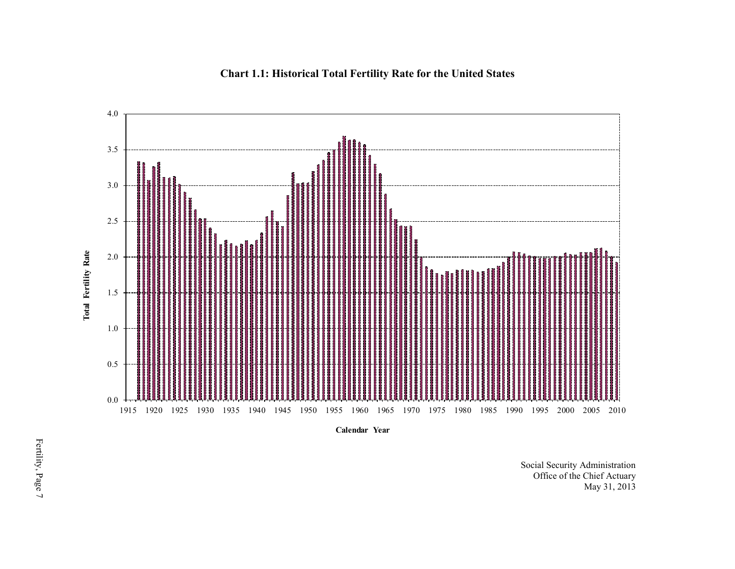**Chart 1.1: Historical Total Fertility Rate for the United States**

Social Security Administration
Office of the Chief Actuary
May 31, 2013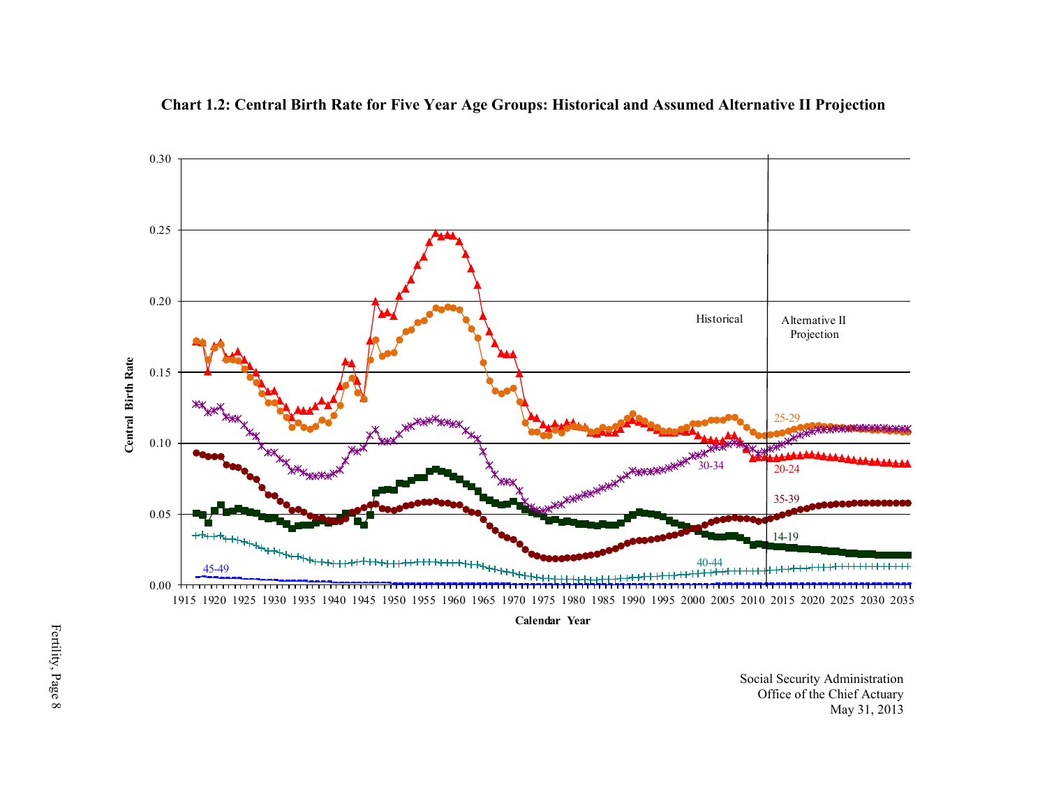## Chart 1.2: Central Birth Rate for Five Year Age Groups: Historical and Assumed Alternative II Projection

Central Birth Rate

0.30
0.25
0.20
0.15
0.10
0.05
0.00

1915 1920 1925 1930 1935 1940 1945 1950 1955 1960 1965 1970 1975 1980 1985 1990 1995 2000 2005 2010 2015 2020 2025 2030 2035

Calendar Year

Historical

Alternative II Projection

25-29

30-34

20-24

35-39

14-19

40-44

45-49

Social Security Administration
Office of the Chief Actuary
May 31, 2013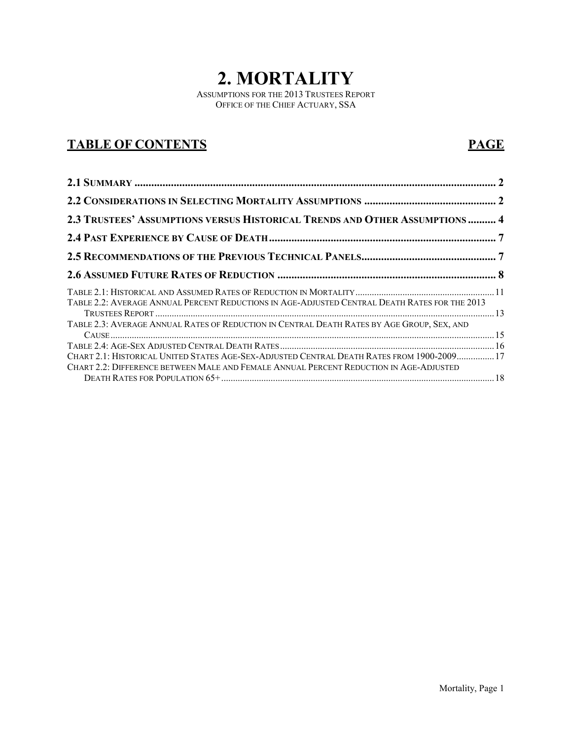# 2. MORTALITY

ASSUMPTIONS FOR THE 2013 TRUSTEES REPORT
OFFICE OF THE CHIEF ACTUARY, SSA

## TABLE OF CONTENTS — PAGE

| Section | Page |
| --- | --- |
| **2.1 SUMMARY** | **2** |
| **2.2 CONSIDERATIONS IN SELECTING MORTALITY ASSUMPTIONS** | **2** |
| **2.3 TRUSTEES' ASSUMPTIONS VERSUS HISTORICAL TRENDS AND OTHER ASSUMPTIONS** | **4** |
| **2.4 PAST EXPERIENCE BY CAUSE OF DEATH** | **7** |
| **2.5 RECOMMENDATIONS OF THE PREVIOUS TECHNICAL PANELS** | **7** |
| **2.6 ASSUMED FUTURE RATES OF REDUCTION** | **8** |
| TABLE 2.1: HISTORICAL AND ASSUMED RATES OF REDUCTION IN MORTALITY | 11 |
| TABLE 2.2: AVERAGE ANNUAL PERCENT REDUCTIONS IN AGE-ADJUSTED CENTRAL DEATH RATES FOR THE 2013 TRUSTEES REPORT | 13 |
| TABLE 2.3: AVERAGE ANNUAL RATES OF REDUCTION IN CENTRAL DEATH RATES BY AGE GROUP, SEX, AND CAUSE | 15 |
| TABLE 2.4: AGE-SEX ADJUSTED CENTRAL DEATH RATES | 16 |
| CHART 2.1: HISTORICAL UNITED STATES AGE-SEX-ADJUSTED CENTRAL DEATH RATES FROM 1900-2009 | 17 |
| CHART 2.2: DIFFERENCE BETWEEN MALE AND FEMALE ANNUAL PERCENT REDUCTION IN AGE-ADJUSTED DEATH RATES FOR POPULATION 65+ | 18 |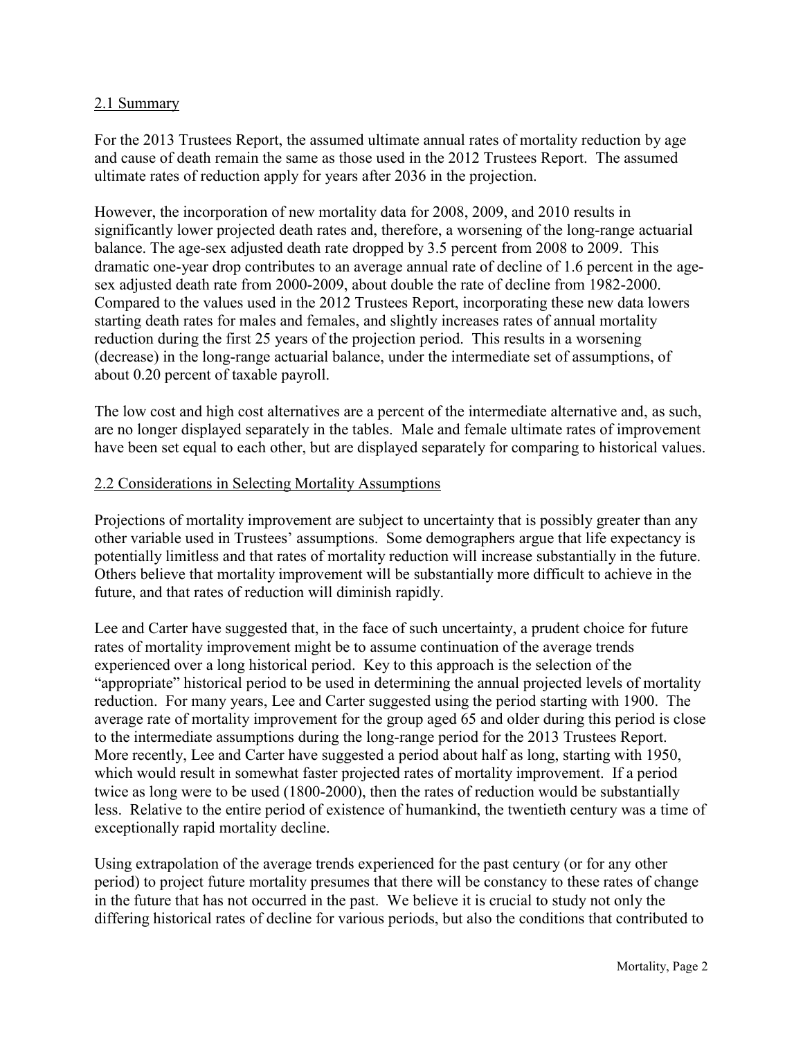## 2.1 Summary

For the 2013 Trustees Report, the assumed ultimate annual rates of mortality reduction by age and cause of death remain the same as those used in the 2012 Trustees Report. The assumed ultimate rates of reduction apply for years after 2036 in the projection.

However, the incorporation of new mortality data for 2008, 2009, and 2010 results in significantly lower projected death rates and, therefore, a worsening of the long-range actuarial balance. The age-sex adjusted death rate dropped by 3.5 percent from 2008 to 2009. This dramatic one-year drop contributes to an average annual rate of decline of 1.6 percent in the age-sex adjusted death rate from 2000-2009, about double the rate of decline from 1982-2000. Compared to the values used in the 2012 Trustees Report, incorporating these new data lowers starting death rates for males and females, and slightly increases rates of annual mortality reduction during the first 25 years of the projection period. This results in a worsening (decrease) in the long-range actuarial balance, under the intermediate set of assumptions, of about 0.20 percent of taxable payroll.

The low cost and high cost alternatives are a percent of the intermediate alternative and, as such, are no longer displayed separately in the tables. Male and female ultimate rates of improvement have been set equal to each other, but are displayed separately for comparing to historical values.

## 2.2 Considerations in Selecting Mortality Assumptions

Projections of mortality improvement are subject to uncertainty that is possibly greater than any other variable used in Trustees' assumptions. Some demographers argue that life expectancy is potentially limitless and that rates of mortality reduction will increase substantially in the future. Others believe that mortality improvement will be substantially more difficult to achieve in the future, and that rates of reduction will diminish rapidly.

Lee and Carter have suggested that, in the face of such uncertainty, a prudent choice for future rates of mortality improvement might be to assume continuation of the average trends experienced over a long historical period. Key to this approach is the selection of the "appropriate" historical period to be used in determining the annual projected levels of mortality reduction. For many years, Lee and Carter suggested using the period starting with 1900. The average rate of mortality improvement for the group aged 65 and older during this period is close to the intermediate assumptions during the long-range period for the 2013 Trustees Report. More recently, Lee and Carter have suggested a period about half as long, starting with 1950, which would result in somewhat faster projected rates of mortality improvement. If a period twice as long were to be used (1800-2000), then the rates of reduction would be substantially less. Relative to the entire period of existence of humankind, the twentieth century was a time of exceptionally rapid mortality decline.

Using extrapolation of the average trends experienced for the past century (or for any other period) to project future mortality presumes that there will be constancy to these rates of change in the future that has not occurred in the past. We believe it is crucial to study not only the differing historical rates of decline for various periods, but also the conditions that contributed to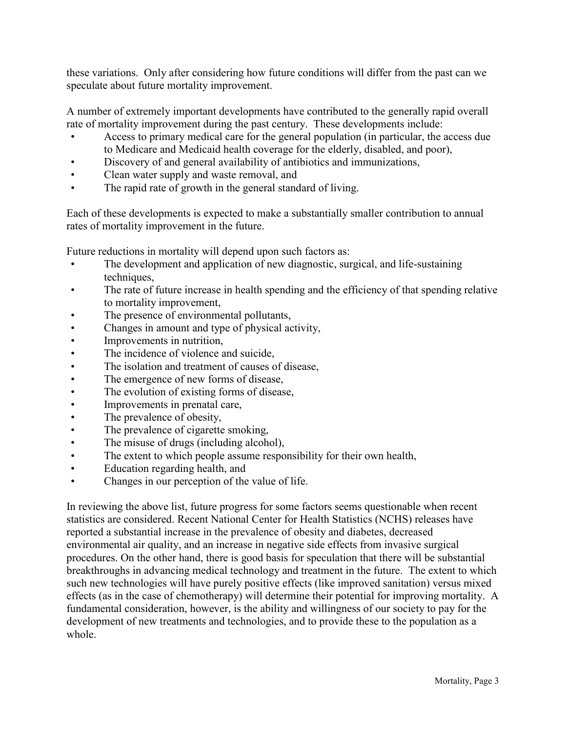these variations. Only after considering how future conditions will differ from the past can we speculate about future mortality improvement.

A number of extremely important developments have contributed to the generally rapid overall rate of mortality improvement during the past century. These developments include:

- Access to primary medical care for the general population (in particular, the access due to Medicare and Medicaid health coverage for the elderly, disabled, and poor),
- Discovery of and general availability of antibiotics and immunizations,
- Clean water supply and waste removal, and
- The rapid rate of growth in the general standard of living.

Each of these developments is expected to make a substantially smaller contribution to annual rates of mortality improvement in the future.

Future reductions in mortality will depend upon such factors as:

- The development and application of new diagnostic, surgical, and life-sustaining techniques,
- The rate of future increase in health spending and the efficiency of that spending relative to mortality improvement,
- The presence of environmental pollutants,
- Changes in amount and type of physical activity,
- Improvements in nutrition,
- The incidence of violence and suicide,
- The isolation and treatment of causes of disease,
- The emergence of new forms of disease,
- The evolution of existing forms of disease,
- Improvements in prenatal care,
- The prevalence of obesity,
- The prevalence of cigarette smoking,
- The misuse of drugs (including alcohol),
- The extent to which people assume responsibility for their own health,
- Education regarding health, and
- Changes in our perception of the value of life.

In reviewing the above list, future progress for some factors seems questionable when recent statistics are considered. Recent National Center for Health Statistics (NCHS) releases have reported a substantial increase in the prevalence of obesity and diabetes, decreased environmental air quality, and an increase in negative side effects from invasive surgical procedures. On the other hand, there is good basis for speculation that there will be substantial breakthroughs in advancing medical technology and treatment in the future. The extent to which such new technologies will have purely positive effects (like improved sanitation) versus mixed effects (as in the case of chemotherapy) will determine their potential for improving mortality. A fundamental consideration, however, is the ability and willingness of our society to pay for the development of new treatments and technologies, and to provide these to the population as a whole.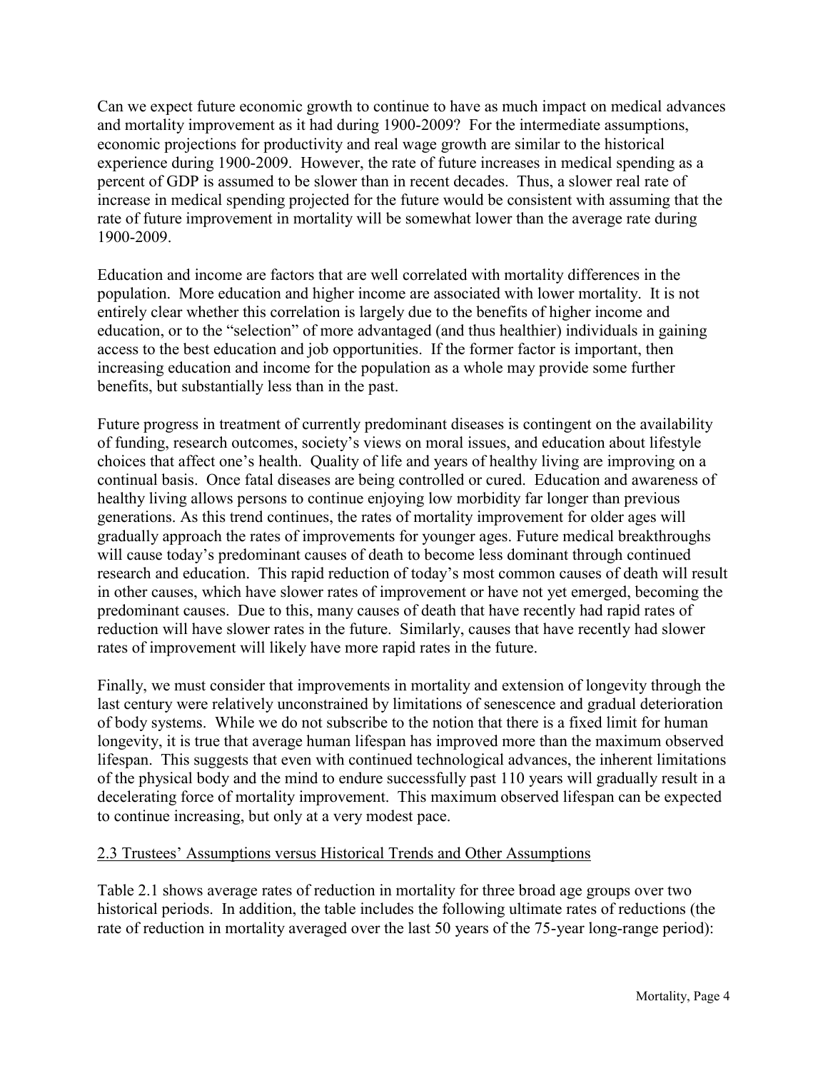Can we expect future economic growth to continue to have as much impact on medical advances and mortality improvement as it had during 1900-2009? For the intermediate assumptions, economic projections for productivity and real wage growth are similar to the historical experience during 1900-2009. However, the rate of future increases in medical spending as a percent of GDP is assumed to be slower than in recent decades. Thus, a slower real rate of increase in medical spending projected for the future would be consistent with assuming that the rate of future improvement in mortality will be somewhat lower than the average rate during 1900-2009.

Education and income are factors that are well correlated with mortality differences in the population. More education and higher income are associated with lower mortality. It is not entirely clear whether this correlation is largely due to the benefits of higher income and education, or to the "selection" of more advantaged (and thus healthier) individuals in gaining access to the best education and job opportunities. If the former factor is important, then increasing education and income for the population as a whole may provide some further benefits, but substantially less than in the past.

Future progress in treatment of currently predominant diseases is contingent on the availability of funding, research outcomes, society's views on moral issues, and education about lifestyle choices that affect one's health. Quality of life and years of healthy living are improving on a continual basis. Once fatal diseases are being controlled or cured. Education and awareness of healthy living allows persons to continue enjoying low morbidity far longer than previous generations. As this trend continues, the rates of mortality improvement for older ages will gradually approach the rates of improvements for younger ages. Future medical breakthroughs will cause today's predominant causes of death to become less dominant through continued research and education. This rapid reduction of today's most common causes of death will result in other causes, which have slower rates of improvement or have not yet emerged, becoming the predominant causes. Due to this, many causes of death that have recently had rapid rates of reduction will have slower rates in the future. Similarly, causes that have recently had slower rates of improvement will likely have more rapid rates in the future.

Finally, we must consider that improvements in mortality and extension of longevity through the last century were relatively unconstrained by limitations of senescence and gradual deterioration of body systems. While we do not subscribe to the notion that there is a fixed limit for human longevity, it is true that average human lifespan has improved more than the maximum observed lifespan. This suggests that even with continued technological advances, the inherent limitations of the physical body and the mind to endure successfully past 110 years will gradually result in a decelerating force of mortality improvement. This maximum observed lifespan can be expected to continue increasing, but only at a very modest pace.

## 2.3 Trustees' Assumptions versus Historical Trends and Other Assumptions

Table 2.1 shows average rates of reduction in mortality for three broad age groups over two historical periods. In addition, the table includes the following ultimate rates of reductions (the rate of reduction in mortality averaged over the last 50 years of the 75-year long-range period):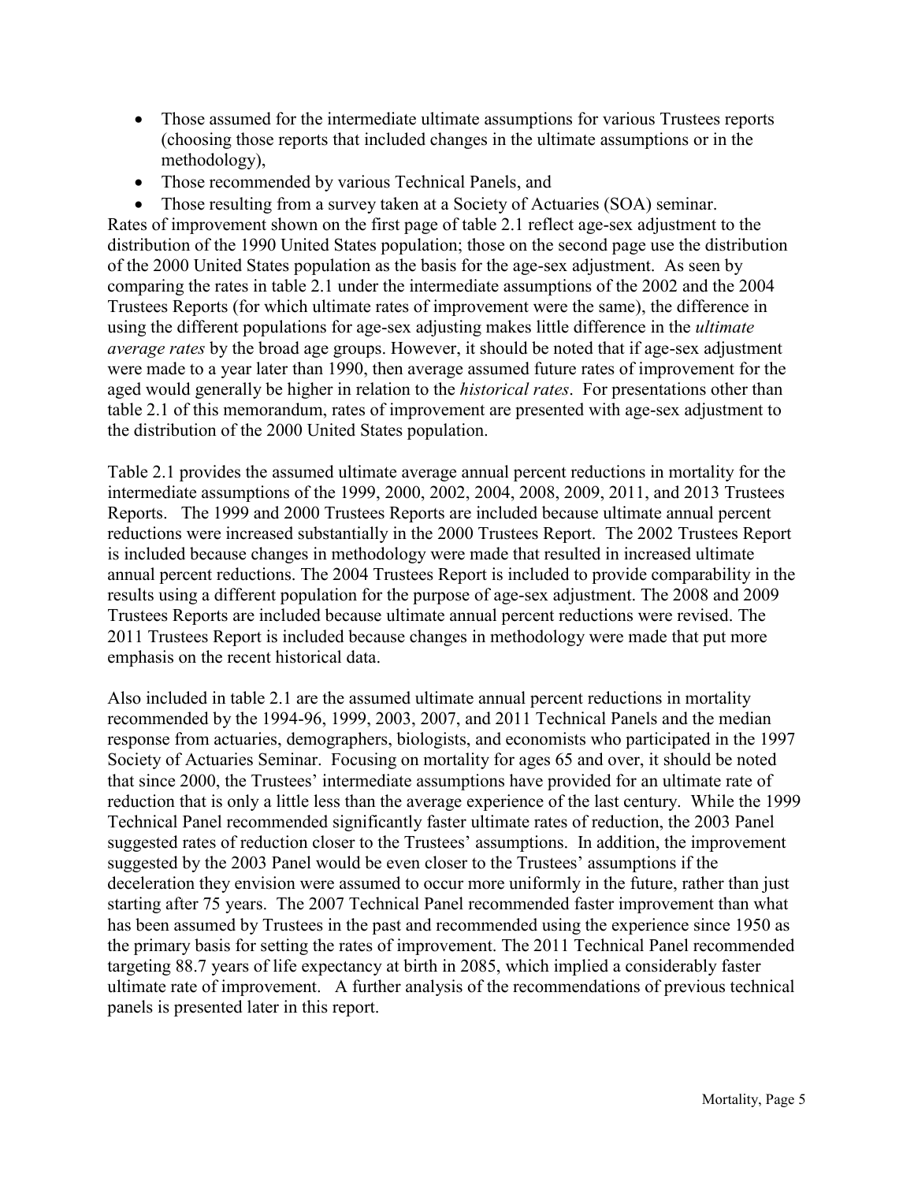- Those assumed for the intermediate ultimate assumptions for various Trustees reports (choosing those reports that included changes in the ultimate assumptions or in the methodology),
- Those recommended by various Technical Panels, and
- Those resulting from a survey taken at a Society of Actuaries (SOA) seminar.

Rates of improvement shown on the first page of table 2.1 reflect age-sex adjustment to the distribution of the 1990 United States population; those on the second page use the distribution of the 2000 United States population as the basis for the age-sex adjustment. As seen by comparing the rates in table 2.1 under the intermediate assumptions of the 2002 and the 2004 Trustees Reports (for which ultimate rates of improvement were the same), the difference in using the different populations for age-sex adjusting makes little difference in the *ultimate average rates* by the broad age groups. However, it should be noted that if age-sex adjustment were made to a year later than 1990, then average assumed future rates of improvement for the aged would generally be higher in relation to the *historical rates*. For presentations other than table 2.1 of this memorandum, rates of improvement are presented with age-sex adjustment to the distribution of the 2000 United States population.

Table 2.1 provides the assumed ultimate average annual percent reductions in mortality for the intermediate assumptions of the 1999, 2000, 2002, 2004, 2008, 2009, 2011, and 2013 Trustees Reports. The 1999 and 2000 Trustees Reports are included because ultimate annual percent reductions were increased substantially in the 2000 Trustees Report. The 2002 Trustees Report is included because changes in methodology were made that resulted in increased ultimate annual percent reductions. The 2004 Trustees Report is included to provide comparability in the results using a different population for the purpose of age-sex adjustment. The 2008 and 2009 Trustees Reports are included because ultimate annual percent reductions were revised. The 2011 Trustees Report is included because changes in methodology were made that put more emphasis on the recent historical data.

Also included in table 2.1 are the assumed ultimate annual percent reductions in mortality recommended by the 1994-96, 1999, 2003, 2007, and 2011 Technical Panels and the median response from actuaries, demographers, biologists, and economists who participated in the 1997 Society of Actuaries Seminar. Focusing on mortality for ages 65 and over, it should be noted that since 2000, the Trustees' intermediate assumptions have provided for an ultimate rate of reduction that is only a little less than the average experience of the last century. While the 1999 Technical Panel recommended significantly faster ultimate rates of reduction, the 2003 Panel suggested rates of reduction closer to the Trustees' assumptions. In addition, the improvement suggested by the 2003 Panel would be even closer to the Trustees' assumptions if the deceleration they envision were assumed to occur more uniformly in the future, rather than just starting after 75 years. The 2007 Technical Panel recommended faster improvement than what has been assumed by Trustees in the past and recommended using the experience since 1950 as the primary basis for setting the rates of improvement. The 2011 Technical Panel recommended targeting 88.7 years of life expectancy at birth in 2085, which implied a considerably faster ultimate rate of improvement. A further analysis of the recommendations of previous technical panels is presented later in this report.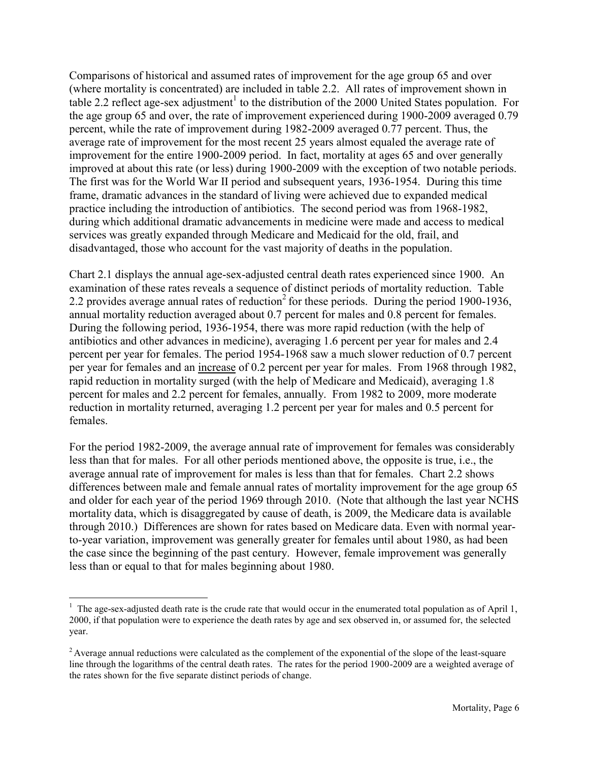Comparisons of historical and assumed rates of improvement for the age group 65 and over (where mortality is concentrated) are included in table 2.2. All rates of improvement shown in table 2.2 reflect age-sex adjustment[1] to the distribution of the 2000 United States population. For the age group 65 and over, the rate of improvement experienced during 1900-2009 averaged 0.79 percent, while the rate of improvement during 1982-2009 averaged 0.77 percent. Thus, the average rate of improvement for the most recent 25 years almost equaled the average rate of improvement for the entire 1900-2009 period. In fact, mortality at ages 65 and over generally improved at about this rate (or less) during 1900-2009 with the exception of two notable periods. The first was for the World War II period and subsequent years, 1936-1954. During this time frame, dramatic advances in the standard of living were achieved due to expanded medical practice including the introduction of antibiotics. The second period was from 1968-1982, during which additional dramatic advancements in medicine were made and access to medical services was greatly expanded through Medicare and Medicaid for the old, frail, and disadvantaged, those who account for the vast majority of deaths in the population.

Chart 2.1 displays the annual age-sex-adjusted central death rates experienced since 1900. An examination of these rates reveals a sequence of distinct periods of mortality reduction. Table 2.2 provides average annual rates of reduction[2] for these periods. During the period 1900-1936, annual mortality reduction averaged about 0.7 percent for males and 0.8 percent for females. During the following period, 1936-1954, there was more rapid reduction (with the help of antibiotics and other advances in medicine), averaging 1.6 percent per year for males and 2.4 percent per year for females. The period 1954-1968 saw a much slower reduction of 0.7 percent per year for females and an <u>increase</u> of 0.2 percent per year for males. From 1968 through 1982, rapid reduction in mortality surged (with the help of Medicare and Medicaid), averaging 1.8 percent for males and 2.2 percent for females, annually. From 1982 to 2009, more moderate reduction in mortality returned, averaging 1.2 percent per year for males and 0.5 percent for females.

For the period 1982-2009, the average annual rate of improvement for females was considerably less than that for males. For all other periods mentioned above, the opposite is true, i.e., the average annual rate of improvement for males is less than that for females. Chart 2.2 shows differences between male and female annual rates of mortality improvement for the age group 65 and older for each year of the period 1969 through 2010. (Note that although the last year NCHS mortality data, which is disaggregated by cause of death, is 2009, the Medicare data is available through 2010.) Differences are shown for rates based on Medicare data. Even with normal year-to-year variation, improvement was generally greater for females until about 1980, as had been the case since the beginning of the past century. However, female improvement was generally less than or equal to that for males beginning about 1980.

[1] The age-sex-adjusted death rate is the crude rate that would occur in the enumerated total population as of April 1, 2000, if that population were to experience the death rates by age and sex observed in, or assumed for, the selected year.

[2] Average annual reductions were calculated as the complement of the exponential of the slope of the least-square line through the logarithms of the central death rates. The rates for the period 1900-2009 are a weighted average of the rates shown for the five separate distinct periods of change.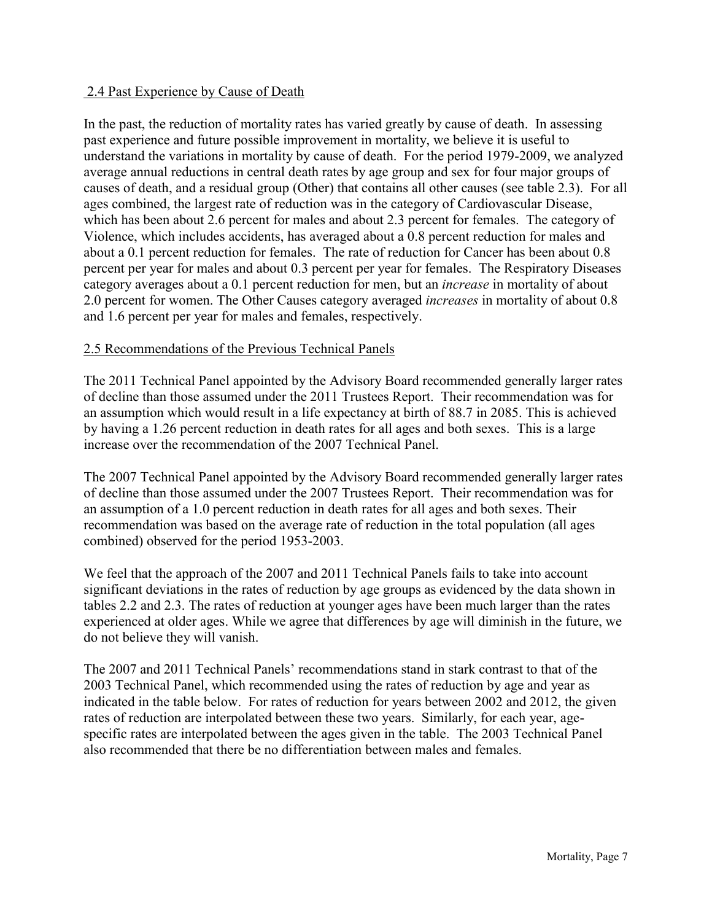## 2.4 Past Experience by Cause of Death

In the past, the reduction of mortality rates has varied greatly by cause of death. In assessing past experience and future possible improvement in mortality, we believe it is useful to understand the variations in mortality by cause of death. For the period 1979-2009, we analyzed average annual reductions in central death rates by age group and sex for four major groups of causes of death, and a residual group (Other) that contains all other causes (see table 2.3). For all ages combined, the largest rate of reduction was in the category of Cardiovascular Disease, which has been about 2.6 percent for males and about 2.3 percent for females. The category of Violence, which includes accidents, has averaged about a 0.8 percent reduction for males and about a 0.1 percent reduction for females. The rate of reduction for Cancer has been about 0.8 percent per year for males and about 0.3 percent per year for females. The Respiratory Diseases category averages about a 0.1 percent reduction for men, but an *increase* in mortality of about 2.0 percent for women. The Other Causes category averaged *increases* in mortality of about 0.8 and 1.6 percent per year for males and females, respectively.

## 2.5 Recommendations of the Previous Technical Panels

The 2011 Technical Panel appointed by the Advisory Board recommended generally larger rates of decline than those assumed under the 2011 Trustees Report. Their recommendation was for an assumption which would result in a life expectancy at birth of 88.7 in 2085. This is achieved by having a 1.26 percent reduction in death rates for all ages and both sexes. This is a large increase over the recommendation of the 2007 Technical Panel.

The 2007 Technical Panel appointed by the Advisory Board recommended generally larger rates of decline than those assumed under the 2007 Trustees Report. Their recommendation was for an assumption of a 1.0 percent reduction in death rates for all ages and both sexes. Their recommendation was based on the average rate of reduction in the total population (all ages combined) observed for the period 1953-2003.

We feel that the approach of the 2007 and 2011 Technical Panels fails to take into account significant deviations in the rates of reduction by age groups as evidenced by the data shown in tables 2.2 and 2.3. The rates of reduction at younger ages have been much larger than the rates experienced at older ages. While we agree that differences by age will diminish in the future, we do not believe they will vanish.

The 2007 and 2011 Technical Panels' recommendations stand in stark contrast to that of the 2003 Technical Panel, which recommended using the rates of reduction by age and year as indicated in the table below. For rates of reduction for years between 2002 and 2012, the given rates of reduction are interpolated between these two years. Similarly, for each year, age-specific rates are interpolated between the ages given in the table. The 2003 Technical Panel also recommended that there be no differentiation between males and females.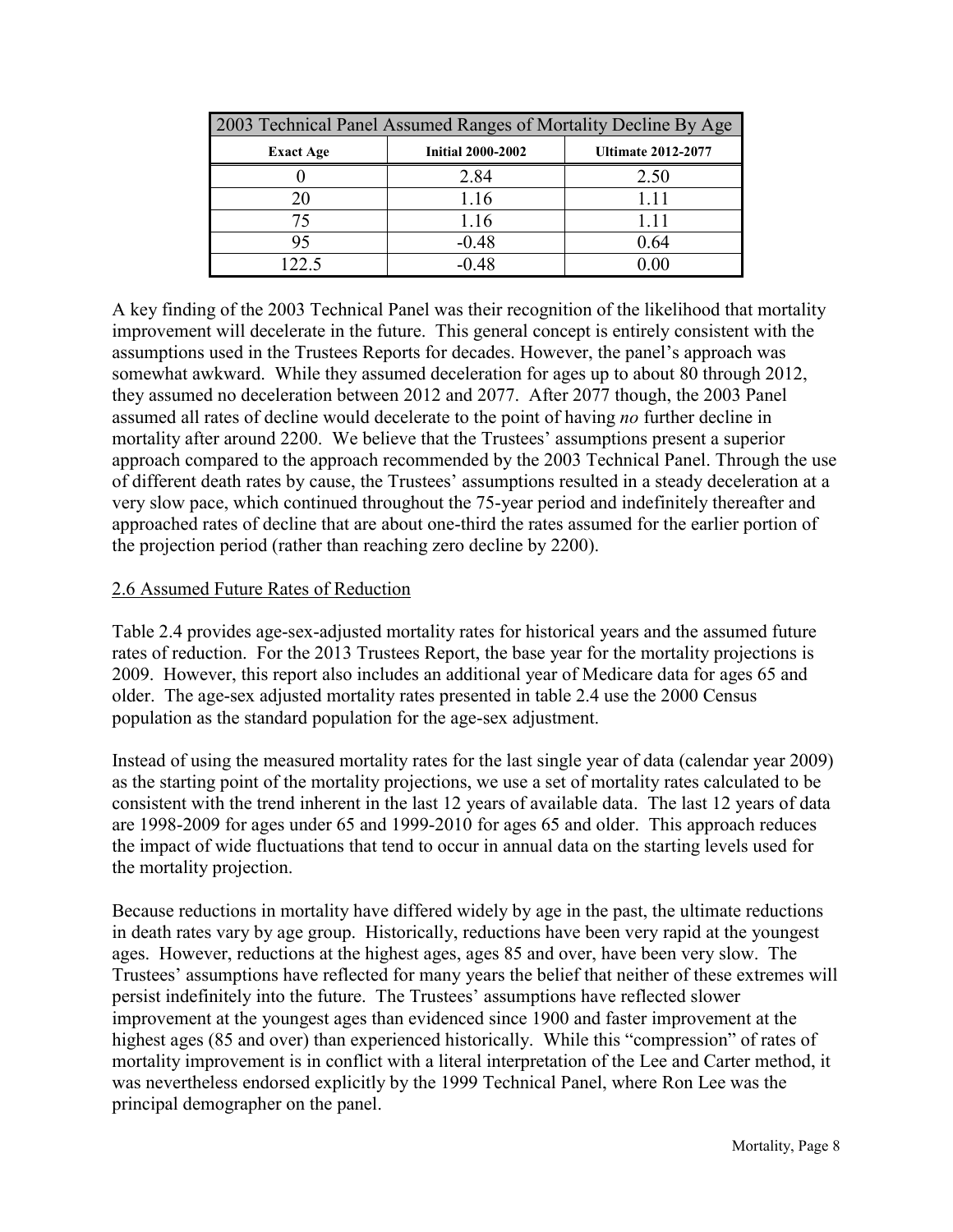| 2003 Technical Panel Assumed Ranges of Mortality Decline By Age | | |
|---|---|---|
| **Exact Age** | **Initial 2000-2002** | **Ultimate 2012-2077** |
| 0 | 2.84 | 2.50 |
| 20 | 1.16 | 1.11 |
| 75 | 1.16 | 1.11 |
| 95 | -0.48 | 0.64 |
| 122.5 | -0.48 | 0.00 |

A key finding of the 2003 Technical Panel was their recognition of the likelihood that mortality improvement will decelerate in the future. This general concept is entirely consistent with the assumptions used in the Trustees Reports for decades. However, the panel's approach was somewhat awkward. While they assumed deceleration for ages up to about 80 through 2012, they assumed no deceleration between 2012 and 2077. After 2077 though, the 2003 Panel assumed all rates of decline would decelerate to the point of having *no* further decline in mortality after around 2200. We believe that the Trustees' assumptions present a superior approach compared to the approach recommended by the 2003 Technical Panel. Through the use of different death rates by cause, the Trustees' assumptions resulted in a steady deceleration at a very slow pace, which continued throughout the 75-year period and indefinitely thereafter and approached rates of decline that are about one-third the rates assumed for the earlier portion of the projection period (rather than reaching zero decline by 2200).

## 2.6 Assumed Future Rates of Reduction

Table 2.4 provides age-sex-adjusted mortality rates for historical years and the assumed future rates of reduction. For the 2013 Trustees Report, the base year for the mortality projections is 2009. However, this report also includes an additional year of Medicare data for ages 65 and older. The age-sex adjusted mortality rates presented in table 2.4 use the 2000 Census population as the standard population for the age-sex adjustment.

Instead of using the measured mortality rates for the last single year of data (calendar year 2009) as the starting point of the mortality projections, we use a set of mortality rates calculated to be consistent with the trend inherent in the last 12 years of available data. The last 12 years of data are 1998-2009 for ages under 65 and 1999-2010 for ages 65 and older. This approach reduces the impact of wide fluctuations that tend to occur in annual data on the starting levels used for the mortality projection.

Because reductions in mortality have differed widely by age in the past, the ultimate reductions in death rates vary by age group. Historically, reductions have been very rapid at the youngest ages. However, reductions at the highest ages, ages 85 and over, have been very slow. The Trustees' assumptions have reflected for many years the belief that neither of these extremes will persist indefinitely into the future. The Trustees' assumptions have reflected slower improvement at the youngest ages than evidenced since 1900 and faster improvement at the highest ages (85 and over) than experienced historically. While this "compression" of rates of mortality improvement is in conflict with a literal interpretation of the Lee and Carter method, it was nevertheless endorsed explicitly by the 1999 Technical Panel, where Ron Lee was the principal demographer on the panel.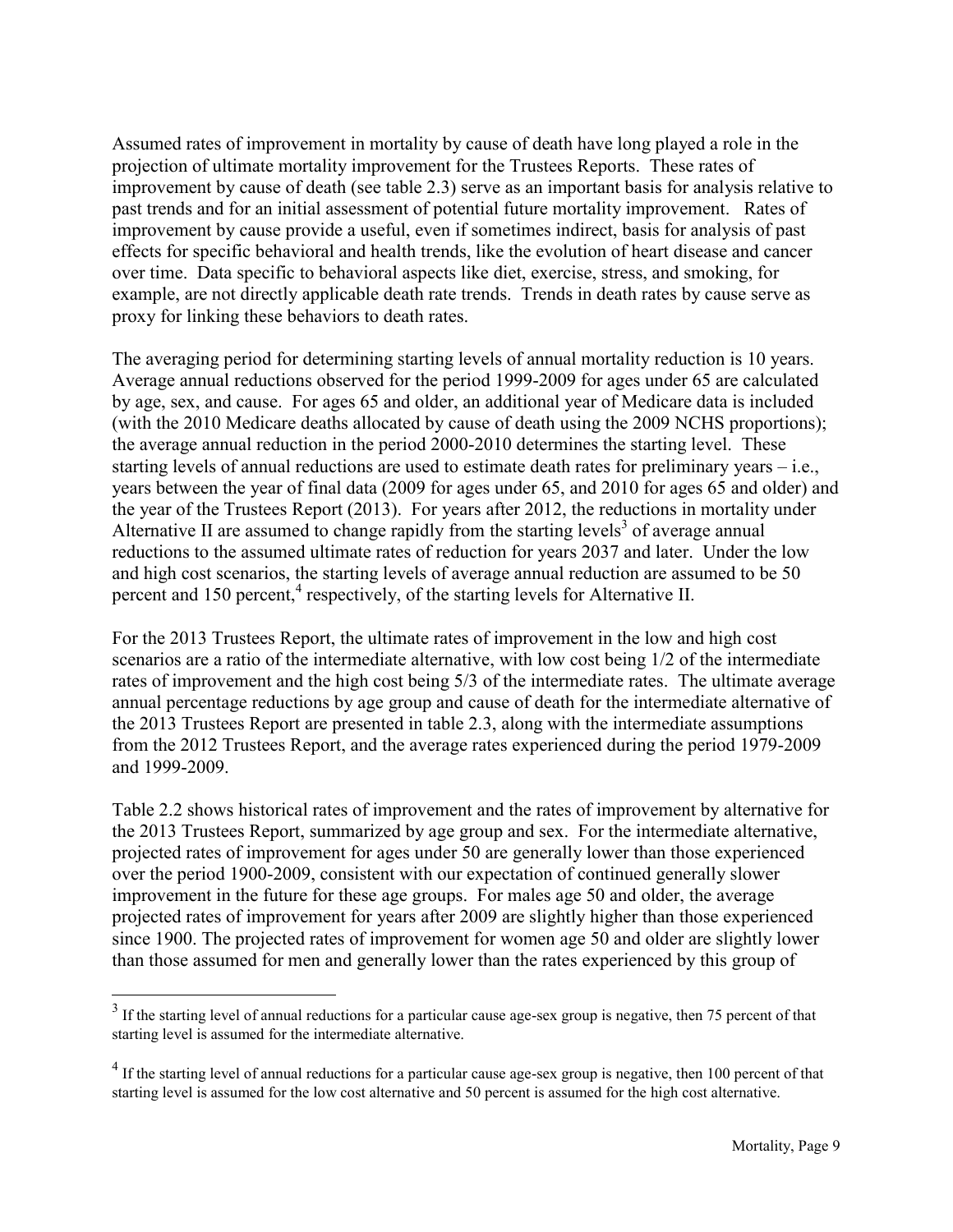Assumed rates of improvement in mortality by cause of death have long played a role in the projection of ultimate mortality improvement for the Trustees Reports. These rates of improvement by cause of death (see table 2.3) serve as an important basis for analysis relative to past trends and for an initial assessment of potential future mortality improvement. Rates of improvement by cause provide a useful, even if sometimes indirect, basis for analysis of past effects for specific behavioral and health trends, like the evolution of heart disease and cancer over time. Data specific to behavioral aspects like diet, exercise, stress, and smoking, for example, are not directly applicable death rate trends. Trends in death rates by cause serve as proxy for linking these behaviors to death rates.

The averaging period for determining starting levels of annual mortality reduction is 10 years. Average annual reductions observed for the period 1999-2009 for ages under 65 are calculated by age, sex, and cause. For ages 65 and older, an additional year of Medicare data is included (with the 2010 Medicare deaths allocated by cause of death using the 2009 NCHS proportions); the average annual reduction in the period 2000-2010 determines the starting level. These starting levels of annual reductions are used to estimate death rates for preliminary years – i.e., years between the year of final data (2009 for ages under 65, and 2010 for ages 65 and older) and the year of the Trustees Report (2013). For years after 2012, the reductions in mortality under Alternative II are assumed to change rapidly from the starting levels[3] of average annual reductions to the assumed ultimate rates of reduction for years 2037 and later. Under the low and high cost scenarios, the starting levels of average annual reduction are assumed to be 50 percent and 150 percent,[4] respectively, of the starting levels for Alternative II.

For the 2013 Trustees Report, the ultimate rates of improvement in the low and high cost scenarios are a ratio of the intermediate alternative, with low cost being 1/2 of the intermediate rates of improvement and the high cost being 5/3 of the intermediate rates. The ultimate average annual percentage reductions by age group and cause of death for the intermediate alternative of the 2013 Trustees Report are presented in table 2.3, along with the intermediate assumptions from the 2012 Trustees Report, and the average rates experienced during the period 1979-2009 and 1999-2009.

Table 2.2 shows historical rates of improvement and the rates of improvement by alternative for the 2013 Trustees Report, summarized by age group and sex. For the intermediate alternative, projected rates of improvement for ages under 50 are generally lower than those experienced over the period 1900-2009, consistent with our expectation of continued generally slower improvement in the future for these age groups. For males age 50 and older, the average projected rates of improvement for years after 2009 are slightly higher than those experienced since 1900. The projected rates of improvement for women age 50 and older are slightly lower than those assumed for men and generally lower than the rates experienced by this group of

---

[3] If the starting level of annual reductions for a particular cause age-sex group is negative, then 75 percent of that starting level is assumed for the intermediate alternative.

[4] If the starting level of annual reductions for a particular cause age-sex group is negative, then 100 percent of that starting level is assumed for the low cost alternative and 50 percent is assumed for the high cost alternative.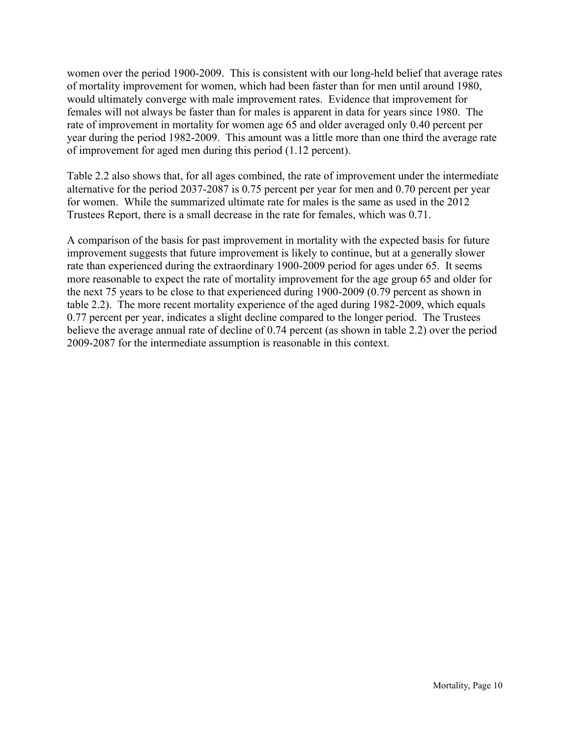women over the period 1900-2009. This is consistent with our long-held belief that average rates of mortality improvement for women, which had been faster than for men until around 1980, would ultimately converge with male improvement rates. Evidence that improvement for females will not always be faster than for males is apparent in data for years since 1980. The rate of improvement in mortality for women age 65 and older averaged only 0.40 percent per year during the period 1982-2009. This amount was a little more than one third the average rate of improvement for aged men during this period (1.12 percent).

Table 2.2 also shows that, for all ages combined, the rate of improvement under the intermediate alternative for the period 2037-2087 is 0.75 percent per year for men and 0.70 percent per year for women. While the summarized ultimate rate for males is the same as used in the 2012 Trustees Report, there is a small decrease in the rate for females, which was 0.71.

A comparison of the basis for past improvement in mortality with the expected basis for future improvement suggests that future improvement is likely to continue, but at a generally slower rate than experienced during the extraordinary 1900-2009 period for ages under 65. It seems more reasonable to expect the rate of mortality improvement for the age group 65 and older for the next 75 years to be close to that experienced during 1900-2009 (0.79 percent as shown in table 2.2). The more recent mortality experience of the aged during 1982-2009, which equals 0.77 percent per year, indicates a slight decline compared to the longer period. The Trustees believe the average annual rate of decline of 0.74 percent (as shown in table 2.2) over the period 2009-2087 for the intermediate assumption is reasonable in this context.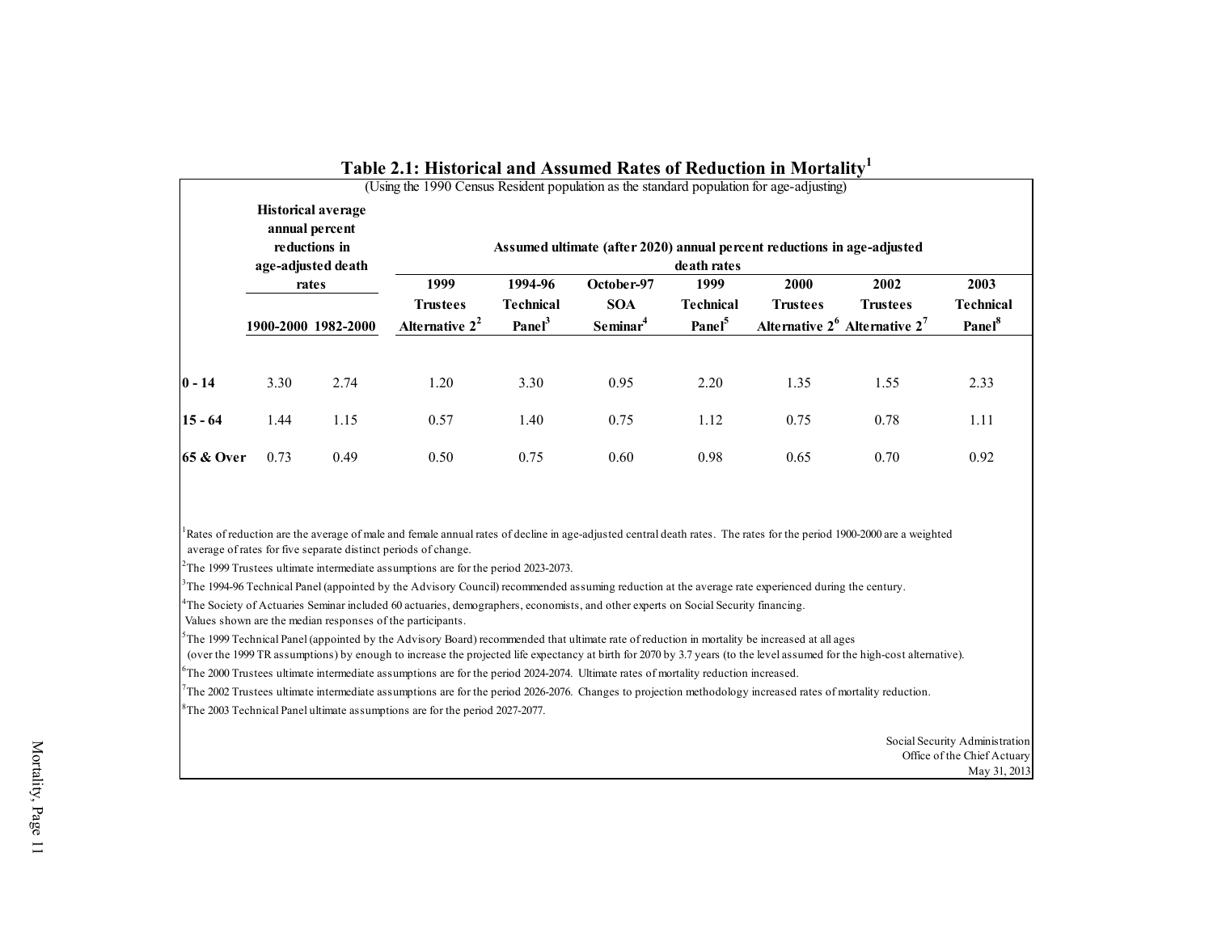# Table 2.1: Historical and Assumed Rates of Reduction in Mortality[1]

(Using the 1990 Census Resident population as the standard population for age-adjusting)

| | Historical average annual percent reductions in age-adjusted death rates | | Assumed ultimate (after 2020) annual percent reductions in age-adjusted death rates | | | | | | |
|---|---|---|---|---|---|---|---|---|---|
| | 1900-2000 | 1982-2000 | 1999 Trustees Alternative 2[2] | 1994-96 Technical Panel[3] | October-97 SOA Seminar[4] | 1999 Technical Panel[5] | 2000 Trustees Alternative 2[6] | 2002 Trustees Alternative 2[7] | 2003 Technical Panel[8] |
| **0 - 14** | 3.30 | 2.74 | 1.20 | 3.30 | 0.95 | 2.20 | 1.35 | 1.55 | 2.33 |
| **15 - 64** | 1.44 | 1.15 | 0.57 | 1.40 | 0.75 | 1.12 | 0.75 | 0.78 | 1.11 |
| **65 & Over** | 0.73 | 0.49 | 0.50 | 0.75 | 0.60 | 0.98 | 0.65 | 0.70 | 0.92 |

[1] Rates of reduction are the average of male and female annual rates of decline in age-adjusted central death rates. The rates for the period 1900-2000 are a weighted average of rates for five separate distinct periods of change.

[2] The 1999 Trustees ultimate intermediate assumptions are for the period 2023-2073.

[3] The 1994-96 Technical Panel (appointed by the Advisory Council) recommended assuming reduction at the average rate experienced during the century.

[4] The Society of Actuaries Seminar included 60 actuaries, demographers, economists, and other experts on Social Security financing. Values shown are the median responses of the participants.

[5] The 1999 Technical Panel (appointed by the Advisory Board) recommended that ultimate rate of reduction in mortality be increased at all ages (over the 1999 TR assumptions) by enough to increase the projected life expectancy at birth for 2070 by 3.7 years (to the level assumed for the high-cost alternative).

[6] The 2000 Trustees ultimate intermediate assumptions are for the period 2024-2074. Ultimate rates of mortality reduction increased.

[7] The 2002 Trustees ultimate intermediate assumptions are for the period 2026-2076. Changes to projection methodology increased rates of mortality reduction.

[8] The 2003 Technical Panel ultimate assumptions are for the period 2027-2077.

Social Security Administration
Office of the Chief Actuary
May 31, 2013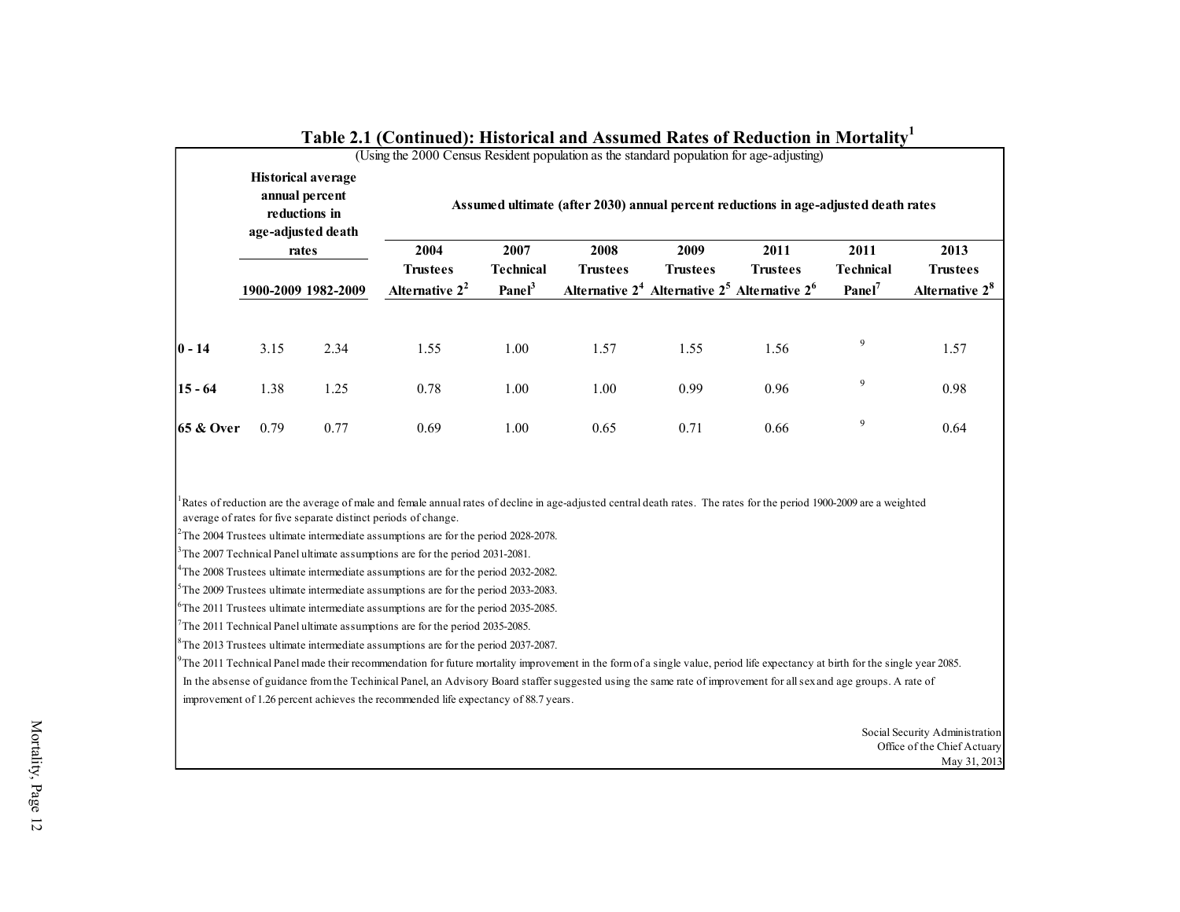## Table 2.1 (Continued): Historical and Assumed Rates of Reduction in Mortality[1]

(Using the 2000 Census Resident population as the standard population for age-adjusting)

| | Historical average annual percent reductions in age-adjusted death rates | | Assumed ultimate (after 2030) annual percent reductions in age-adjusted death rates | | | | | | |
|---|---|---|---|---|---|---|---|---|---|
| | 1900-2009 | 1982-2009 | 2004 Trustees Alternative 2[2] | 2007 Technical Panel[3] | 2008 Trustees Alternative 2[4] | 2009 Trustees Alternative 2[5] | 2011 Trustees Alternative 2[6] | 2011 Technical Panel[7] | 2013 Trustees Alternative 2[8] |
| **0 - 14** | 3.15 | 2.34 | 1.55 | 1.00 | 1.57 | 1.55 | 1.56 | [9] | 1.57 |
| **15 - 64** | 1.38 | 1.25 | 0.78 | 1.00 | 1.00 | 0.99 | 0.96 | [9] | 0.98 |
| **65 & Over** | 0.79 | 0.77 | 0.69 | 1.00 | 0.65 | 0.71 | 0.66 | [9] | 0.64 |

[1] Rates of reduction are the average of male and female annual rates of decline in age-adjusted central death rates. The rates for the period 1900-2009 are a weighted average of rates for five separate distinct periods of change.

[2] The 2004 Trustees ultimate intermediate assumptions are for the period 2028-2078.

[3] The 2007 Technical Panel ultimate assumptions are for the period 2031-2081.

[4] The 2008 Trustees ultimate intermediate assumptions are for the period 2032-2082.

[5] The 2009 Trustees ultimate intermediate assumptions are for the period 2033-2083.

[6] The 2011 Trustees ultimate intermediate assumptions are for the period 2035-2085.

[7] The 2011 Technical Panel ultimate assumptions are for the period 2035-2085.

[8] The 2013 Trustees ultimate intermediate assumptions are for the period 2037-2087.

[9] The 2011 Technical Panel made their recommendation for future mortality improvement in the form of a single value, period life expectancy at birth for the single year 2085. In the absense of guidance from the Techinical Panel, an Advisory Board staffer suggested using the same rate of improvement for all sex and age groups. A rate of improvement of 1.26 percent achieves the recommended life expectancy of 88.7 years.

Social Security Administration
Office of the Chief Actuary
May 31, 2013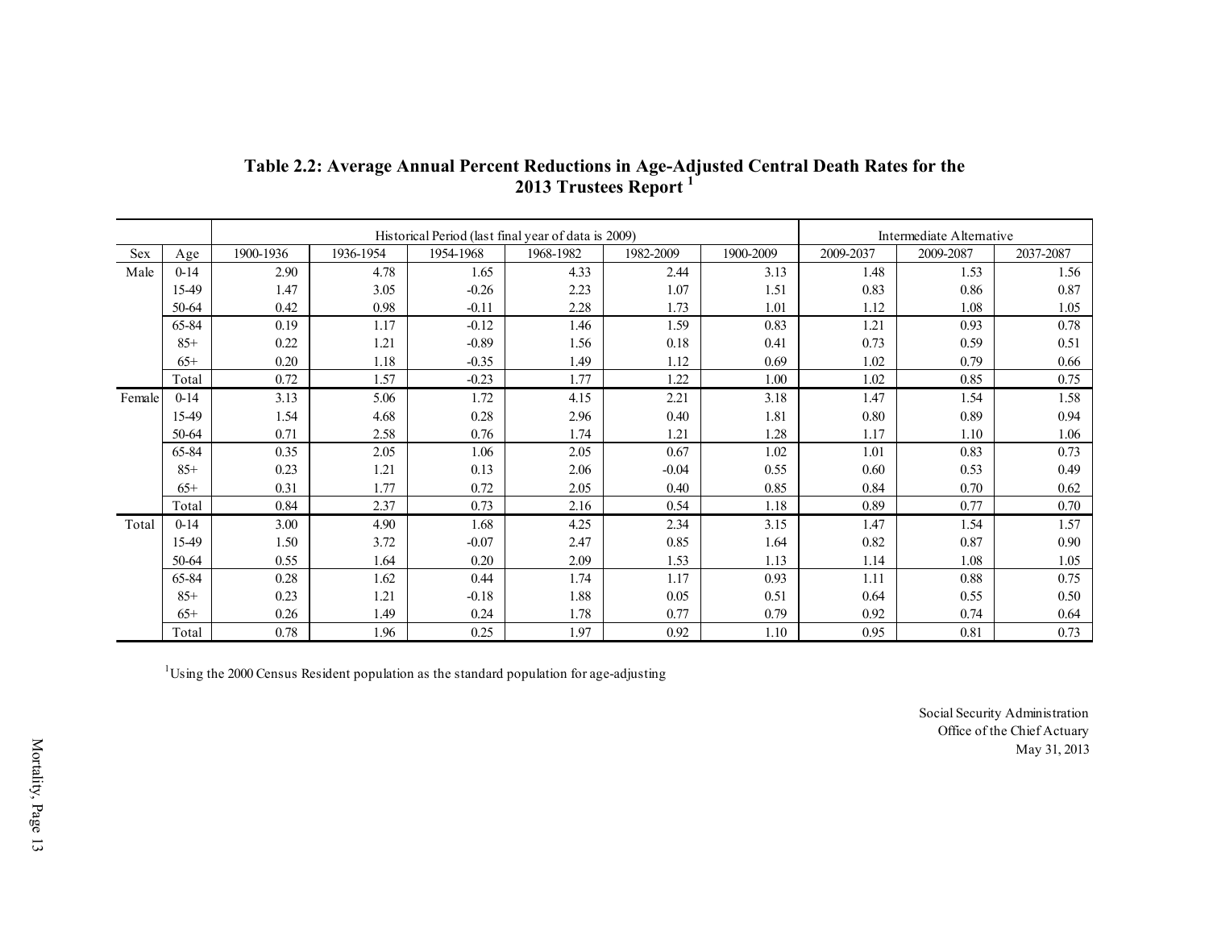## Table 2.2: Average Annual Percent Reductions in Age-Adjusted Central Death Rates for the 2013 Trustees Report [1]

| | | Historical Period (last final year of data is 2009) | | | | | | Intermediate Alternative | | |
|---|---|---|---|---|---|---|---|---|---|---|
| Sex | Age | 1900-1936 | 1936-1954 | 1954-1968 | 1968-1982 | 1982-2009 | 1900-2009 | 2009-2037 | 2009-2087 | 2037-2087 |
| Male | 0-14 | 2.90 | 4.78 | 1.65 | 4.33 | 2.44 | 3.13 | 1.48 | 1.53 | 1.56 |
| | 15-49 | 1.47 | 3.05 | -0.26 | 2.23 | 1.07 | 1.51 | 0.83 | 0.86 | 0.87 |
| | 50-64 | 0.42 | 0.98 | -0.11 | 2.28 | 1.73 | 1.01 | 1.12 | 1.08 | 1.05 |
| | 65-84 | 0.19 | 1.17 | -0.12 | 1.46 | 1.59 | 0.83 | 1.21 | 0.93 | 0.78 |
| | 85+ | 0.22 | 1.21 | -0.89 | 1.56 | 0.18 | 0.41 | 0.73 | 0.59 | 0.51 |
| | 65+ | 0.20 | 1.18 | -0.35 | 1.49 | 1.12 | 0.69 | 1.02 | 0.79 | 0.66 |
| | Total | 0.72 | 1.57 | -0.23 | 1.77 | 1.22 | 1.00 | 1.02 | 0.85 | 0.75 |
| Female | 0-14 | 3.13 | 5.06 | 1.72 | 4.15 | 2.21 | 3.18 | 1.47 | 1.54 | 1.58 |
| | 15-49 | 1.54 | 4.68 | 0.28 | 2.96 | 0.40 | 1.81 | 0.80 | 0.89 | 0.94 |
| | 50-64 | 0.71 | 2.58 | 0.76 | 1.74 | 1.21 | 1.28 | 1.17 | 1.10 | 1.06 |
| | 65-84 | 0.35 | 2.05 | 1.06 | 2.05 | 0.67 | 1.02 | 1.01 | 0.83 | 0.73 |
| | 85+ | 0.23 | 1.21 | 0.13 | 2.06 | -0.04 | 0.55 | 0.60 | 0.53 | 0.49 |
| | 65+ | 0.31 | 1.77 | 0.72 | 2.05 | 0.40 | 0.85 | 0.84 | 0.70 | 0.62 |
| | Total | 0.84 | 2.37 | 0.73 | 2.16 | 0.54 | 1.18 | 0.89 | 0.77 | 0.70 |
| Total | 0-14 | 3.00 | 4.90 | 1.68 | 4.25 | 2.34 | 3.15 | 1.47 | 1.54 | 1.57 |
| | 15-49 | 1.50 | 3.72 | -0.07 | 2.47 | 0.85 | 1.64 | 0.82 | 0.87 | 0.90 |
| | 50-64 | 0.55 | 1.64 | 0.20 | 2.09 | 1.53 | 1.13 | 1.14 | 1.08 | 1.05 |
| | 65-84 | 0.28 | 1.62 | 0.44 | 1.74 | 1.17 | 0.93 | 1.11 | 0.88 | 0.75 |
| | 85+ | 0.23 | 1.21 | -0.18 | 1.88 | 0.05 | 0.51 | 0.64 | 0.55 | 0.50 |
| | 65+ | 0.26 | 1.49 | 0.24 | 1.78 | 0.77 | 0.79 | 0.92 | 0.74 | 0.64 |
| | Total | 0.78 | 1.96 | 0.25 | 1.97 | 0.92 | 1.10 | 0.95 | 0.81 | 0.73 |

[1] Using the 2000 Census Resident population as the standard population for age-adjusting

Social Security Administration
Office of the Chief Actuary
May 31, 2013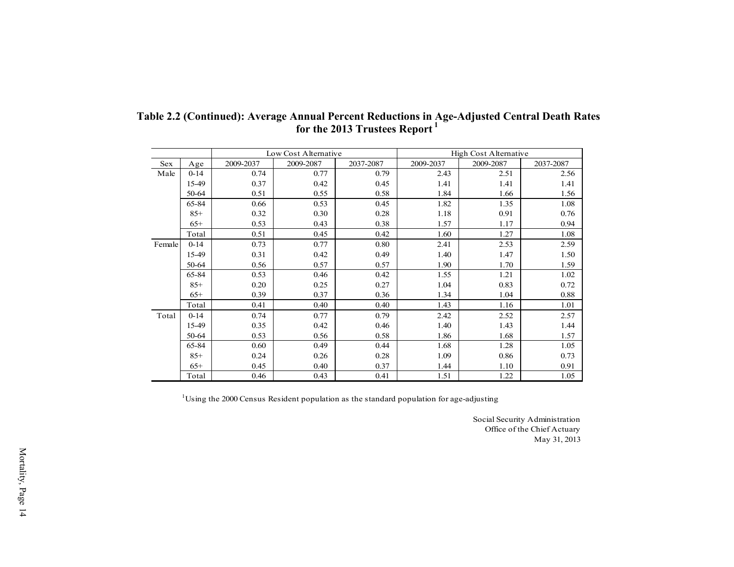**Table 2.2 (Continued): Average Annual Percent Reductions in Age-Adjusted Central Death Rates for the 2013 Trustees Report [1]**

| | | Low Cost Alternative | | | High Cost Alternative | | |
|---|---|---|---|---|---|---|---|
| Sex | Age | 2009-2037 | 2009-2087 | 2037-2087 | 2009-2037 | 2009-2087 | 2037-2087 |
| Male | 0-14 | 0.74 | 0.77 | 0.79 | 2.43 | 2.51 | 2.56 |
| | 15-49 | 0.37 | 0.42 | 0.45 | 1.41 | 1.41 | 1.41 |
| | 50-64 | 0.51 | 0.55 | 0.58 | 1.84 | 1.66 | 1.56 |
| | 65-84 | 0.66 | 0.53 | 0.45 | 1.82 | 1.35 | 1.08 |
| | 85+ | 0.32 | 0.30 | 0.28 | 1.18 | 0.91 | 0.76 |
| | 65+ | 0.53 | 0.43 | 0.38 | 1.57 | 1.17 | 0.94 |
| | Total | 0.51 | 0.45 | 0.42 | 1.60 | 1.27 | 1.08 |
| Female | 0-14 | 0.73 | 0.77 | 0.80 | 2.41 | 2.53 | 2.59 |
| | 15-49 | 0.31 | 0.42 | 0.49 | 1.40 | 1.47 | 1.50 |
| | 50-64 | 0.56 | 0.57 | 0.57 | 1.90 | 1.70 | 1.59 |
| | 65-84 | 0.53 | 0.46 | 0.42 | 1.55 | 1.21 | 1.02 |
| | 85+ | 0.20 | 0.25 | 0.27 | 1.04 | 0.83 | 0.72 |
| | 65+ | 0.39 | 0.37 | 0.36 | 1.34 | 1.04 | 0.88 |
| | Total | 0.41 | 0.40 | 0.40 | 1.43 | 1.16 | 1.01 |
| Total | 0-14 | 0.74 | 0.77 | 0.79 | 2.42 | 2.52 | 2.57 |
| | 15-49 | 0.35 | 0.42 | 0.46 | 1.40 | 1.43 | 1.44 |
| | 50-64 | 0.53 | 0.56 | 0.58 | 1.86 | 1.68 | 1.57 |
| | 65-84 | 0.60 | 0.49 | 0.44 | 1.68 | 1.28 | 1.05 |
| | 85+ | 0.24 | 0.26 | 0.28 | 1.09 | 0.86 | 0.73 |
| | 65+ | 0.45 | 0.40 | 0.37 | 1.44 | 1.10 | 0.91 |
| | Total | 0.46 | 0.43 | 0.41 | 1.51 | 1.22 | 1.05 |

[1] Using the 2000 Census Resident population as the standard population for age-adjusting

Social Security Administration
Office of the Chief Actuary
May 31, 2013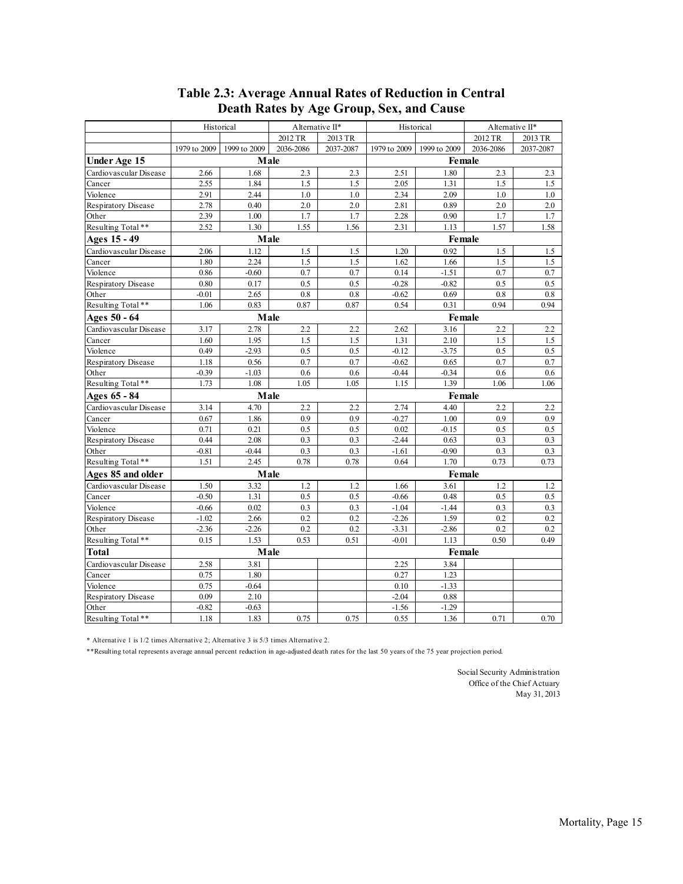# Table 2.3: Average Annual Rates of Reduction in Central Death Rates by Age Group, Sex, and Cause

| | Historical | | Alternative II* | | Historical | | Alternative II* | |
|---|---|---|---|---|---|---|---|---|
| | | | 2012 TR | 2013 TR | | | 2012 TR | 2013 TR |
| | 1979 to 2009 | 1999 to 2009 | 2036-2086 | 2037-2087 | 1979 to 2009 | 1999 to 2009 | 2036-2086 | 2037-2087 |
| **Under Age 15** | **Male** | | | | **Female** | | | |
| Cardiovascular Disease | 2.66 | 1.68 | 2.3 | 2.3 | 2.51 | 1.80 | 2.3 | 2.3 |
| Cancer | 2.55 | 1.84 | 1.5 | 1.5 | 2.05 | 1.31 | 1.5 | 1.5 |
| Violence | 2.91 | 2.44 | 1.0 | 1.0 | 2.34 | 2.09 | 1.0 | 1.0 |
| Respiratory Disease | 2.78 | 0.40 | 2.0 | 2.0 | 2.81 | 0.89 | 2.0 | 2.0 |
| Other | 2.39 | 1.00 | 1.7 | 1.7 | 2.28 | 0.90 | 1.7 | 1.7 |
| Resulting Total ** | 2.52 | 1.30 | 1.55 | 1.56 | 2.31 | 1.13 | 1.57 | 1.58 |
| **Ages 15 - 49** | **Male** | | | | **Female** | | | |
| Cardiovascular Disease | 2.06 | 1.12 | 1.5 | 1.5 | 1.20 | 0.92 | 1.5 | 1.5 |
| Cancer | 1.80 | 2.24 | 1.5 | 1.5 | 1.62 | 1.66 | 1.5 | 1.5 |
| Violence | 0.86 | -0.60 | 0.7 | 0.7 | 0.14 | -1.51 | 0.7 | 0.7 |
| Respiratory Disease | 0.80 | 0.17 | 0.5 | 0.5 | -0.28 | -0.82 | 0.5 | 0.5 |
| Other | -0.01 | 2.65 | 0.8 | 0.8 | -0.62 | 0.69 | 0.8 | 0.8 |
| Resulting Total ** | 1.06 | 0.83 | 0.87 | 0.87 | 0.54 | 0.31 | 0.94 | 0.94 |
| **Ages 50 - 64** | **Male** | | | | **Female** | | | |
| Cardiovascular Disease | 3.17 | 2.78 | 2.2 | 2.2 | 2.62 | 3.16 | 2.2 | 2.2 |
| Cancer | 1.60 | 1.95 | 1.5 | 1.5 | 1.31 | 2.10 | 1.5 | 1.5 |
| Violence | 0.49 | -2.93 | 0.5 | 0.5 | -0.12 | -3.75 | 0.5 | 0.5 |
| Respiratory Disease | 1.18 | 0.56 | 0.7 | 0.7 | -0.62 | 0.65 | 0.7 | 0.7 |
| Other | -0.39 | -1.03 | 0.6 | 0.6 | -0.44 | -0.34 | 0.6 | 0.6 |
| Resulting Total ** | 1.73 | 1.08 | 1.05 | 1.05 | 1.15 | 1.39 | 1.06 | 1.06 |
| **Ages 65 - 84** | **Male** | | | | **Female** | | | |
| Cardiovascular Disease | 3.14 | 4.70 | 2.2 | 2.2 | 2.74 | 4.40 | 2.2 | 2.2 |
| Cancer | 0.67 | 1.86 | 0.9 | 0.9 | -0.27 | 1.00 | 0.9 | 0.9 |
| Violence | 0.71 | 0.21 | 0.5 | 0.5 | 0.02 | -0.15 | 0.5 | 0.5 |
| Respiratory Disease | 0.44 | 2.08 | 0.3 | 0.3 | -2.44 | 0.63 | 0.3 | 0.3 |
| Other | -0.81 | -0.44 | 0.3 | 0.3 | -1.61 | -0.90 | 0.3 | 0.3 |
| Resulting Total ** | 1.51 | 2.45 | 0.78 | 0.78 | 0.64 | 1.70 | 0.73 | 0.73 |
| **Ages 85 and older** | **Male** | | | | **Female** | | | |
| Cardiovascular Disease | 1.50 | 3.32 | 1.2 | 1.2 | 1.66 | 3.61 | 1.2 | 1.2 |
| Cancer | -0.50 | 1.31 | 0.5 | 0.5 | -0.66 | 0.48 | 0.5 | 0.5 |
| Violence | -0.66 | 0.02 | 0.3 | 0.3 | -1.04 | -1.44 | 0.3 | 0.3 |
| Respiratory Disease | -1.02 | 2.66 | 0.2 | 0.2 | -2.26 | 1.59 | 0.2 | 0.2 |
| Other | -2.36 | -2.26 | 0.2 | 0.2 | -3.31 | -2.86 | 0.2 | 0.2 |
| Resulting Total ** | 0.15 | 1.53 | 0.53 | 0.51 | -0.01 | 1.13 | 0.50 | 0.49 |
| **Total** | **Male** | | | | **Female** | | | |
| Cardiovascular Disease | 2.58 | 3.81 | | | 2.25 | 3.84 | | |
| Cancer | 0.75 | 1.80 | | | 0.27 | 1.23 | | |
| Violence | 0.75 | -0.64 | | | 0.10 | -1.33 | | |
| Respiratory Disease | 0.09 | 2.10 | | | -2.04 | 0.88 | | |
| Other | -0.82 | -0.63 | | | -1.56 | -1.29 | | |
| Resulting Total ** | 1.18 | 1.83 | 0.75 | 0.75 | 0.55 | 1.36 | 0.71 | 0.70 |

\* Alternative 1 is 1/2 times Alternative 2; Alternative 3 is 5/3 times Alternative 2.

\*\*Resulting total represents average annual percent reduction in age-adjusted death rates for the last 50 years of the 75 year projection period.

Social Security Administration
Office of the Chief Actuary
May 31, 2013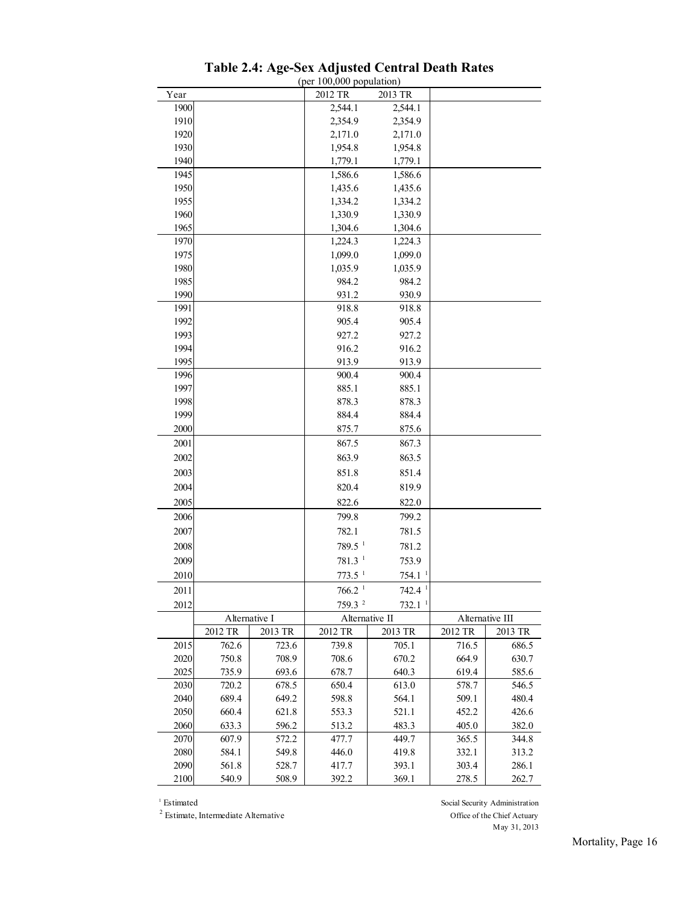# Table 2.4: Age-Sex Adjusted Central Death Rates

(per 100,000 population)

| Year | | | 2012 TR | 2013 TR | | |
|---|---|---|---|---|---|---|
| 1900 | | | 2,544.1 | 2,544.1 | | |
| 1910 | | | 2,354.9 | 2,354.9 | | |
| 1920 | | | 2,171.0 | 2,171.0 | | |
| 1930 | | | 1,954.8 | 1,954.8 | | |
| 1940 | | | 1,779.1 | 1,779.1 | | |
| 1945 | | | 1,586.6 | 1,586.6 | | |
| 1950 | | | 1,435.6 | 1,435.6 | | |
| 1955 | | | 1,334.2 | 1,334.2 | | |
| 1960 | | | 1,330.9 | 1,330.9 | | |
| 1965 | | | 1,304.6 | 1,304.6 | | |
| 1970 | | | 1,224.3 | 1,224.3 | | |
| 1975 | | | 1,099.0 | 1,099.0 | | |
| 1980 | | | 1,035.9 | 1,035.9 | | |
| 1985 | | | 984.2 | 984.2 | | |
| 1990 | | | 931.2 | 930.9 | | |
| 1991 | | | 918.8 | 918.8 | | |
| 1992 | | | 905.4 | 905.4 | | |
| 1993 | | | 927.2 | 927.2 | | |
| 1994 | | | 916.2 | 916.2 | | |
| 1995 | | | 913.9 | 913.9 | | |
| 1996 | | | 900.4 | 900.4 | | |
| 1997 | | | 885.1 | 885.1 | | |
| 1998 | | | 878.3 | 878.3 | | |
| 1999 | | | 884.4 | 884.4 | | |
| 2000 | | | 875.7 | 875.6 | | |
| 2001 | | | 867.5 | 867.3 | | |
| 2002 | | | 863.9 | 863.5 | | |
| 2003 | | | 851.8 | 851.4 | | |
| 2004 | | | 820.4 | 819.9 | | |
| 2005 | | | 822.6 | 822.0 | | |
| 2006 | | | 799.8 | 799.2 | | |
| 2007 | | | 782.1 | 781.5 | | |
| 2008 | | | 789.5 [1] | 781.2 | | |
| 2009 | | | 781.3 [1] | 753.9 | | |
| 2010 | | | 773.5 [1] | 754.1 [1] | | |
| 2011 | | | 766.2 [1] | 742.4 [1] | | |
| 2012 | | | 759.3 [2] | 732.1 [1] | | |
| | Alternative I | | Alternative II | | Alternative III | |
| | 2012 TR | 2013 TR | 2012 TR | 2013 TR | 2012 TR | 2013 TR |
| 2015 | 762.6 | 723.6 | 739.8 | 705.1 | 716.5 | 686.5 |
| 2020 | 750.8 | 708.9 | 708.6 | 670.2 | 664.9 | 630.7 |
| 2025 | 735.9 | 693.6 | 678.7 | 640.3 | 619.4 | 585.6 |
| 2030 | 720.2 | 678.5 | 650.4 | 613.0 | 578.7 | 546.5 |
| 2040 | 689.4 | 649.2 | 598.8 | 564.1 | 509.1 | 480.4 |
| 2050 | 660.4 | 621.8 | 553.3 | 521.1 | 452.2 | 426.6 |
| 2060 | 633.3 | 596.2 | 513.2 | 483.3 | 405.0 | 382.0 |
| 2070 | 607.9 | 572.2 | 477.7 | 449.7 | 365.5 | 344.8 |
| 2080 | 584.1 | 549.8 | 446.0 | 419.8 | 332.1 | 313.2 |
| 2090 | 561.8 | 528.7 | 417.7 | 393.1 | 303.4 | 286.1 |
| 2100 | 540.9 | 508.9 | 392.2 | 369.1 | 278.5 | 262.7 |

[1] Estimated

[2] Estimate, Intermediate Alternative

Social Security Administration
Office of the Chief Actuary
May 31, 2013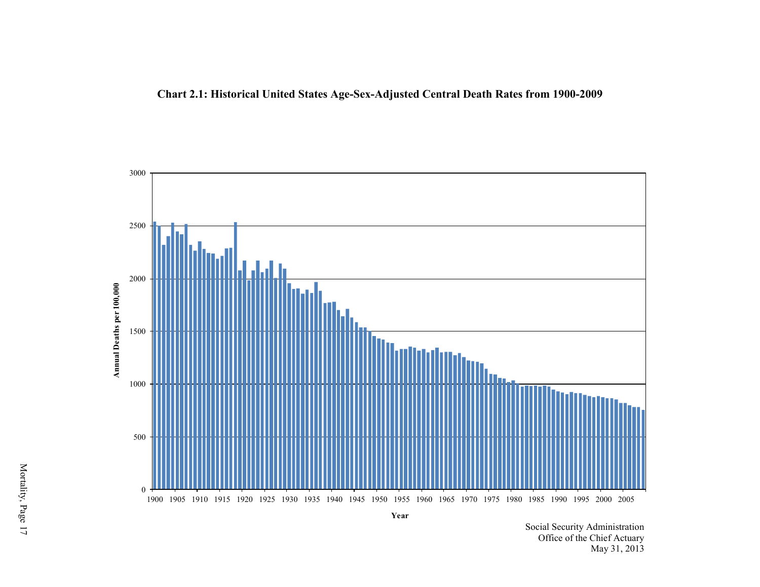**Chart 2.1: Historical United States Age-Sex-Adjusted Central Death Rates from 1900-2009**

Social Security Administration
Office of the Chief Actuary
May 31, 2013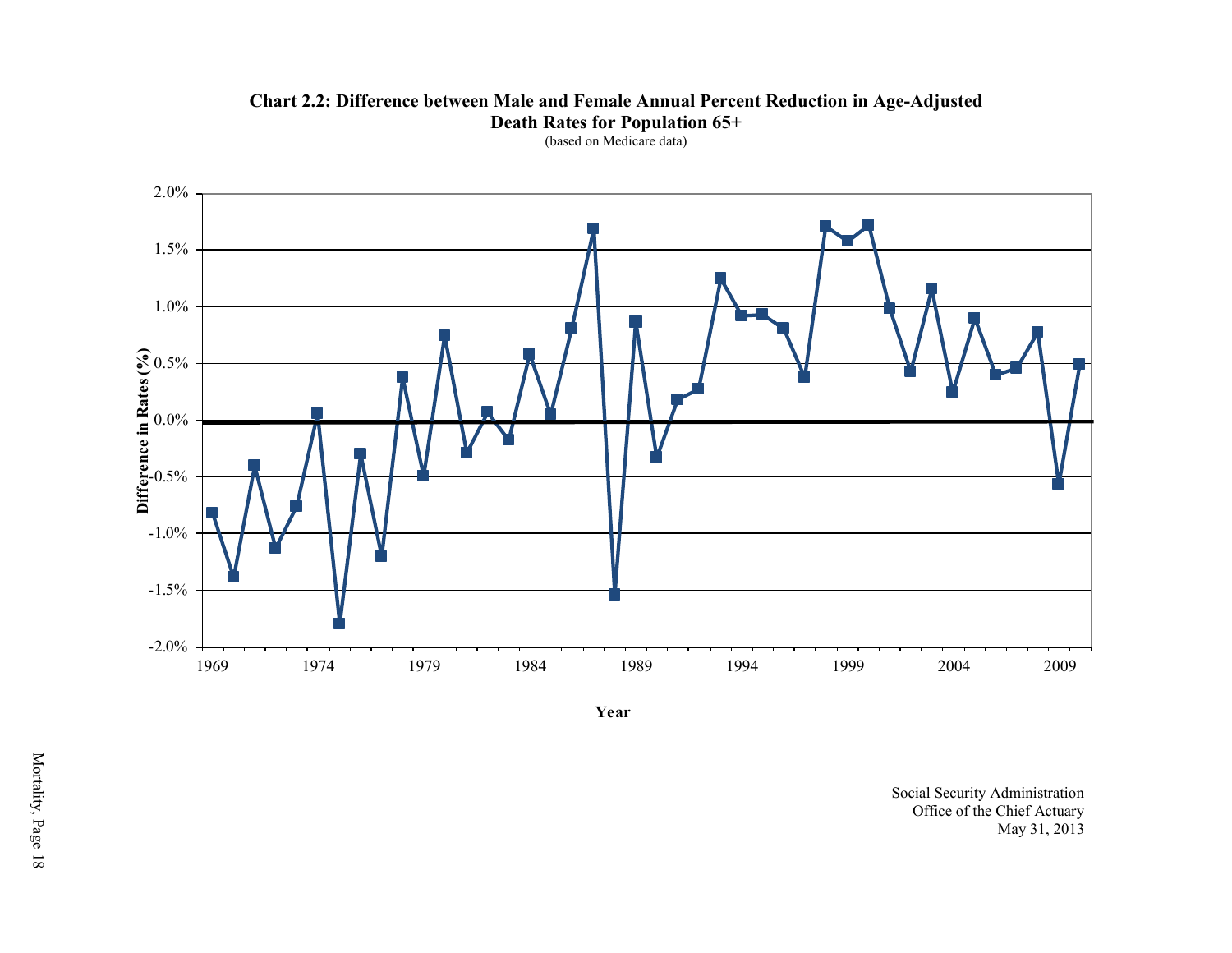**Chart 2.2: Difference between Male and Female Annual Percent Reduction in Age-Adjusted Death Rates for Population 65+**

(based on Medicare data)

Difference in Rates (%)

2.0%
1.5%
1.0%
0.5%
0.0%
-0.5%
-1.0%
-1.5%
-2.0%

1969 1974 1979 1984 1989 1994 1999 2004 2009

Year

Social Security Administration
Office of the Chief Actuary
May 31, 2013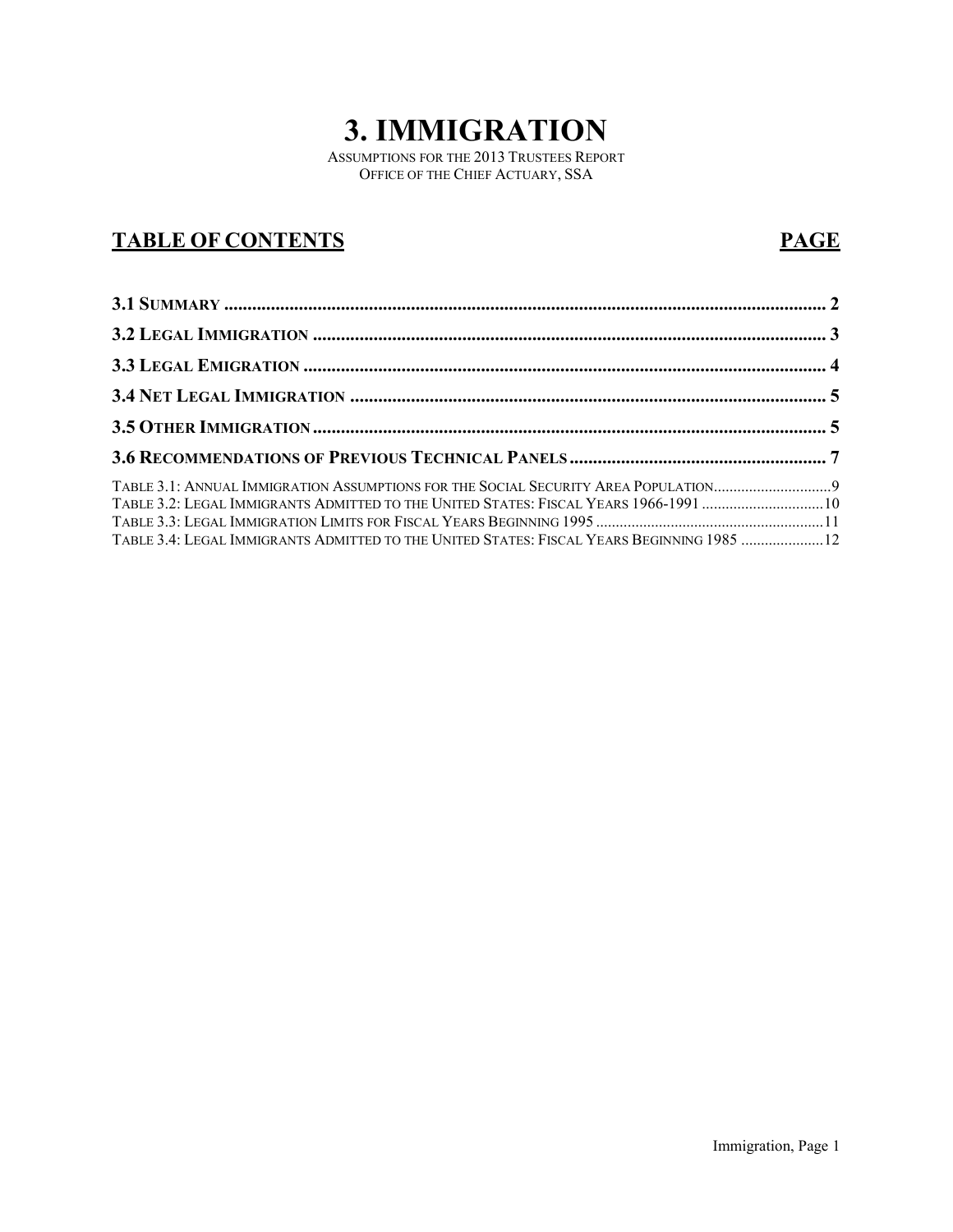# 3. IMMIGRATION

ASSUMPTIONS FOR THE 2013 TRUSTEES REPORT
OFFICE OF THE CHIEF ACTUARY, SSA

## TABLE OF CONTENTS — PAGE

| Section | Page |
|---|---|
| **3.1 SUMMARY** | 2 |
| **3.2 LEGAL IMMIGRATION** | 3 |
| **3.3 LEGAL EMIGRATION** | 4 |
| **3.4 NET LEGAL IMMIGRATION** | 5 |
| **3.5 OTHER IMMIGRATION** | 5 |
| **3.6 RECOMMENDATIONS OF PREVIOUS TECHNICAL PANELS** | 7 |
| TABLE 3.1: ANNUAL IMMIGRATION ASSUMPTIONS FOR THE SOCIAL SECURITY AREA POPULATION | 9 |
| TABLE 3.2: LEGAL IMMIGRANTS ADMITTED TO THE UNITED STATES: FISCAL YEARS 1966-1991 | 10 |
| TABLE 3.3: LEGAL IMMIGRATION LIMITS FOR FISCAL YEARS BEGINNING 1995 | 11 |
| TABLE 3.4: LEGAL IMMIGRANTS ADMITTED TO THE UNITED STATES: FISCAL YEARS BEGINNING 1985 | 12 |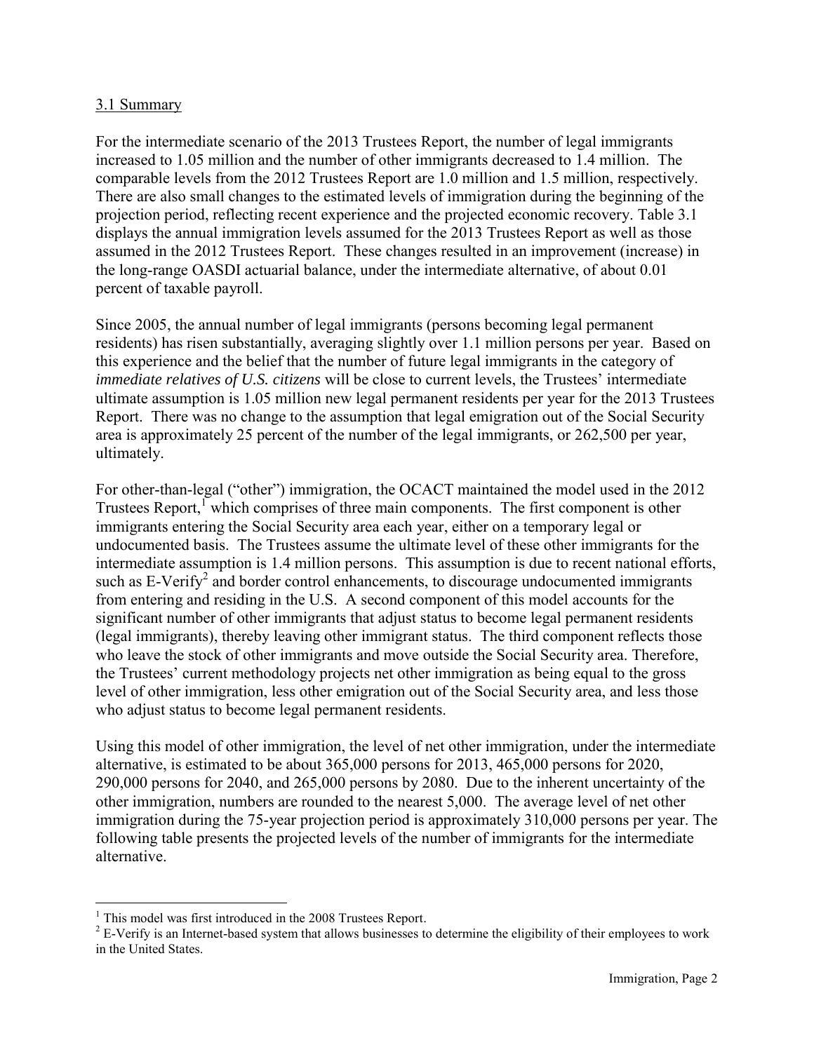## 3.1 Summary

For the intermediate scenario of the 2013 Trustees Report, the number of legal immigrants increased to 1.05 million and the number of other immigrants decreased to 1.4 million. The comparable levels from the 2012 Trustees Report are 1.0 million and 1.5 million, respectively. There are also small changes to the estimated levels of immigration during the beginning of the projection period, reflecting recent experience and the projected economic recovery. Table 3.1 displays the annual immigration levels assumed for the 2013 Trustees Report as well as those assumed in the 2012 Trustees Report. These changes resulted in an improvement (increase) in the long-range OASDI actuarial balance, under the intermediate alternative, of about 0.01 percent of taxable payroll.

Since 2005, the annual number of legal immigrants (persons becoming legal permanent residents) has risen substantially, averaging slightly over 1.1 million persons per year. Based on this experience and the belief that the number of future legal immigrants in the category of *immediate relatives of U.S. citizens* will be close to current levels, the Trustees' intermediate ultimate assumption is 1.05 million new legal permanent residents per year for the 2013 Trustees Report. There was no change to the assumption that legal emigration out of the Social Security area is approximately 25 percent of the number of the legal immigrants, or 262,500 per year, ultimately.

For other-than-legal ("other") immigration, the OCACT maintained the model used in the 2012 Trustees Report,[1] which comprises of three main components. The first component is other immigrants entering the Social Security area each year, either on a temporary legal or undocumented basis. The Trustees assume the ultimate level of these other immigrants for the intermediate assumption is 1.4 million persons. This assumption is due to recent national efforts, such as E-Verify[2] and border control enhancements, to discourage undocumented immigrants from entering and residing in the U.S. A second component of this model accounts for the significant number of other immigrants that adjust status to become legal permanent residents (legal immigrants), thereby leaving other immigrant status. The third component reflects those who leave the stock of other immigrants and move outside the Social Security area. Therefore, the Trustees' current methodology projects net other immigration as being equal to the gross level of other immigration, less other emigration out of the Social Security area, and less those who adjust status to become legal permanent residents.

Using this model of other immigration, the level of net other immigration, under the intermediate alternative, is estimated to be about 365,000 persons for 2013, 465,000 persons for 2020, 290,000 persons for 2040, and 265,000 persons by 2080. Due to the inherent uncertainty of the other immigration, numbers are rounded to the nearest 5,000. The average level of net other immigration during the 75-year projection period is approximately 310,000 persons per year. The following table presents the projected levels of the number of immigrants for the intermediate alternative.

[1] This model was first introduced in the 2008 Trustees Report.

[2] E-Verify is an Internet-based system that allows businesses to determine the eligibility of their employees to work in the United States.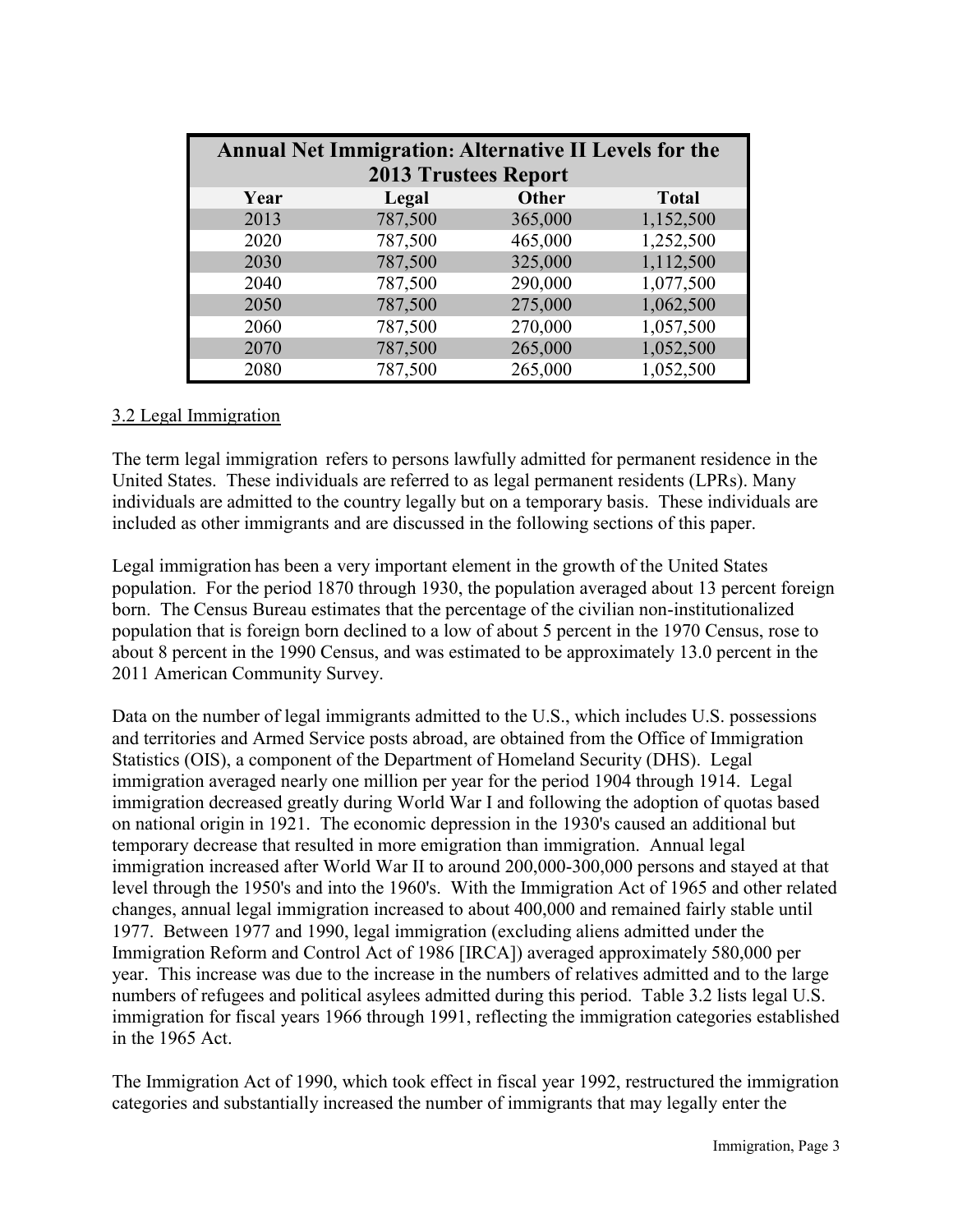| Annual Net Immigration: Alternative II Levels for the 2013 Trustees Report | | | |
|---|---|---|---|
| Year | Legal | Other | Total |
| 2013 | 787,500 | 365,000 | 1,152,500 |
| 2020 | 787,500 | 465,000 | 1,252,500 |
| 2030 | 787,500 | 325,000 | 1,112,500 |
| 2040 | 787,500 | 290,000 | 1,077,500 |
| 2050 | 787,500 | 275,000 | 1,062,500 |
| 2060 | 787,500 | 270,000 | 1,057,500 |
| 2070 | 787,500 | 265,000 | 1,052,500 |
| 2080 | 787,500 | 265,000 | 1,052,500 |

3.2 Legal Immigration

The term legal immigration refers to persons lawfully admitted for permanent residence in the United States. These individuals are referred to as legal permanent residents (LPRs). Many individuals are admitted to the country legally but on a temporary basis. These individuals are included as other immigrants and are discussed in the following sections of this paper.

Legal immigration has been a very important element in the growth of the United States population. For the period 1870 through 1930, the population averaged about 13 percent foreign born. The Census Bureau estimates that the percentage of the civilian non-institutionalized population that is foreign born declined to a low of about 5 percent in the 1970 Census, rose to about 8 percent in the 1990 Census, and was estimated to be approximately 13.0 percent in the 2011 American Community Survey.

Data on the number of legal immigrants admitted to the U.S., which includes U.S. possessions and territories and Armed Service posts abroad, are obtained from the Office of Immigration Statistics (OIS), a component of the Department of Homeland Security (DHS). Legal immigration averaged nearly one million per year for the period 1904 through 1914. Legal immigration decreased greatly during World War I and following the adoption of quotas based on national origin in 1921. The economic depression in the 1930's caused an additional but temporary decrease that resulted in more emigration than immigration. Annual legal immigration increased after World War II to around 200,000-300,000 persons and stayed at that level through the 1950's and into the 1960's. With the Immigration Act of 1965 and other related changes, annual legal immigration increased to about 400,000 and remained fairly stable until 1977. Between 1977 and 1990, legal immigration (excluding aliens admitted under the Immigration Reform and Control Act of 1986 [IRCA]) averaged approximately 580,000 per year. This increase was due to the increase in the numbers of relatives admitted and to the large numbers of refugees and political asylees admitted during this period. Table 3.2 lists legal U.S. immigration for fiscal years 1966 through 1991, reflecting the immigration categories established in the 1965 Act.

The Immigration Act of 1990, which took effect in fiscal year 1992, restructured the immigration categories and substantially increased the number of immigrants that may legally enter the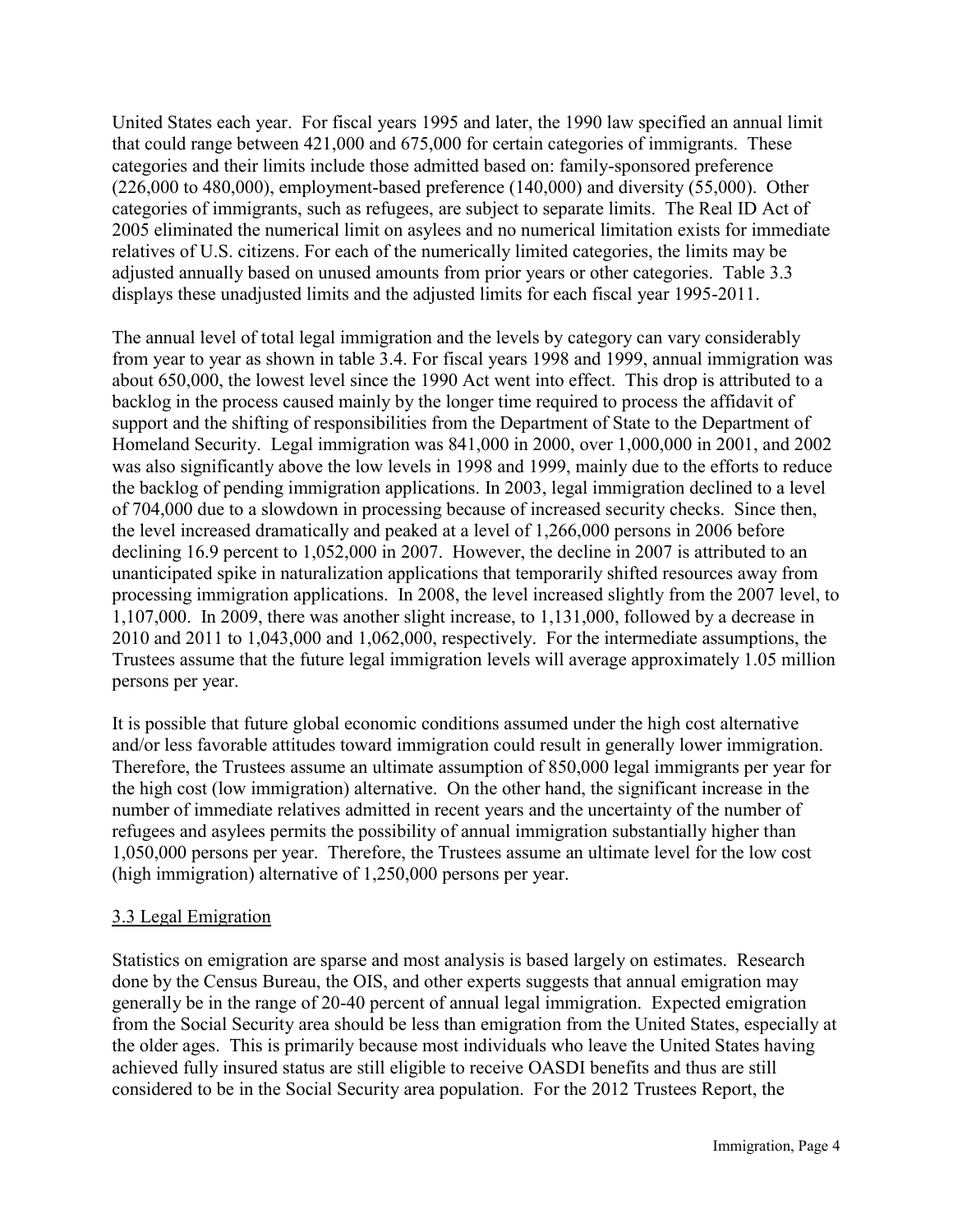United States each year. For fiscal years 1995 and later, the 1990 law specified an annual limit that could range between 421,000 and 675,000 for certain categories of immigrants. These categories and their limits include those admitted based on: family-sponsored preference (226,000 to 480,000), employment-based preference (140,000) and diversity (55,000). Other categories of immigrants, such as refugees, are subject to separate limits. The Real ID Act of 2005 eliminated the numerical limit on asylees and no numerical limitation exists for immediate relatives of U.S. citizens. For each of the numerically limited categories, the limits may be adjusted annually based on unused amounts from prior years or other categories. Table 3.3 displays these unadjusted limits and the adjusted limits for each fiscal year 1995-2011.

The annual level of total legal immigration and the levels by category can vary considerably from year to year as shown in table 3.4. For fiscal years 1998 and 1999, annual immigration was about 650,000, the lowest level since the 1990 Act went into effect. This drop is attributed to a backlog in the process caused mainly by the longer time required to process the affidavit of support and the shifting of responsibilities from the Department of State to the Department of Homeland Security. Legal immigration was 841,000 in 2000, over 1,000,000 in 2001, and 2002 was also significantly above the low levels in 1998 and 1999, mainly due to the efforts to reduce the backlog of pending immigration applications. In 2003, legal immigration declined to a level of 704,000 due to a slowdown in processing because of increased security checks. Since then, the level increased dramatically and peaked at a level of 1,266,000 persons in 2006 before declining 16.9 percent to 1,052,000 in 2007. However, the decline in 2007 is attributed to an unanticipated spike in naturalization applications that temporarily shifted resources away from processing immigration applications. In 2008, the level increased slightly from the 2007 level, to 1,107,000. In 2009, there was another slight increase, to 1,131,000, followed by a decrease in 2010 and 2011 to 1,043,000 and 1,062,000, respectively. For the intermediate assumptions, the Trustees assume that the future legal immigration levels will average approximately 1.05 million persons per year.

It is possible that future global economic conditions assumed under the high cost alternative and/or less favorable attitudes toward immigration could result in generally lower immigration. Therefore, the Trustees assume an ultimate assumption of 850,000 legal immigrants per year for the high cost (low immigration) alternative. On the other hand, the significant increase in the number of immediate relatives admitted in recent years and the uncertainty of the number of refugees and asylees permits the possibility of annual immigration substantially higher than 1,050,000 persons per year. Therefore, the Trustees assume an ultimate level for the low cost (high immigration) alternative of 1,250,000 persons per year.

## 3.3 Legal Emigration

Statistics on emigration are sparse and most analysis is based largely on estimates. Research done by the Census Bureau, the OIS, and other experts suggests that annual emigration may generally be in the range of 20-40 percent of annual legal immigration. Expected emigration from the Social Security area should be less than emigration from the United States, especially at the older ages. This is primarily because most individuals who leave the United States having achieved fully insured status are still eligible to receive OASDI benefits and thus are still considered to be in the Social Security area population. For the 2012 Trustees Report, the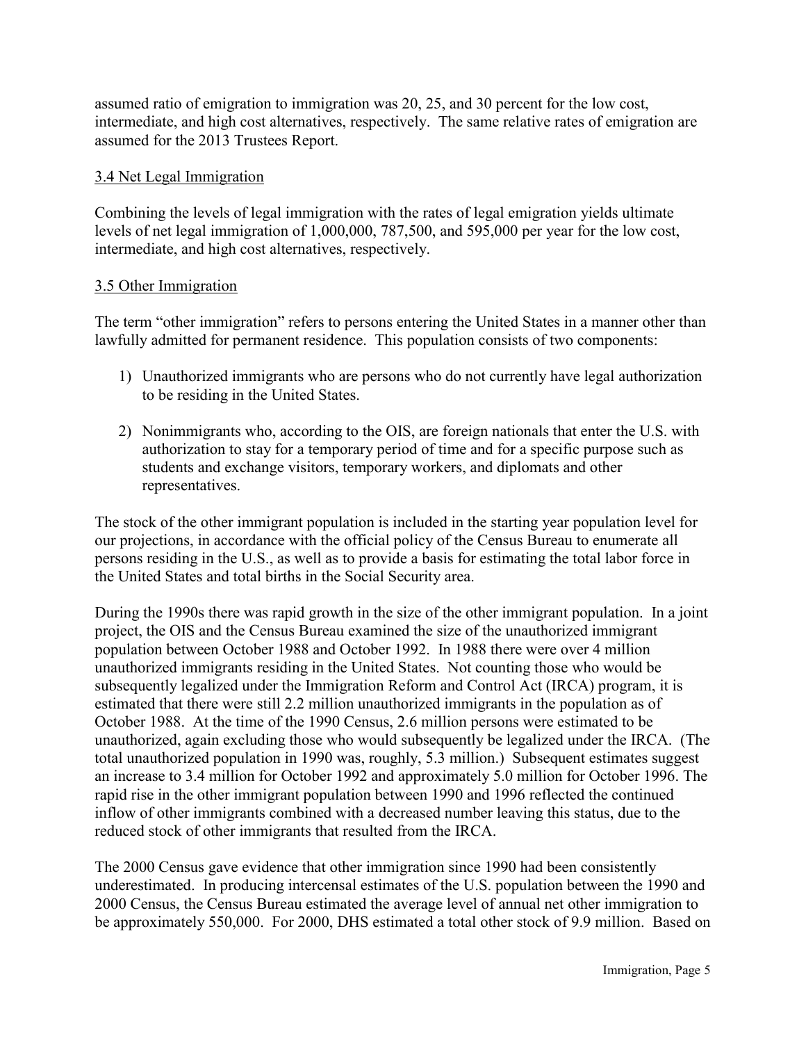assumed ratio of emigration to immigration was 20, 25, and 30 percent for the low cost, intermediate, and high cost alternatives, respectively. The same relative rates of emigration are assumed for the 2013 Trustees Report.

### 3.4 Net Legal Immigration

Combining the levels of legal immigration with the rates of legal emigration yields ultimate levels of net legal immigration of 1,000,000, 787,500, and 595,000 per year for the low cost, intermediate, and high cost alternatives, respectively.

### 3.5 Other Immigration

The term "other immigration" refers to persons entering the United States in a manner other than lawfully admitted for permanent residence. This population consists of two components:

1) Unauthorized immigrants who are persons who do not currently have legal authorization to be residing in the United States.

2) Nonimmigrants who, according to the OIS, are foreign nationals that enter the U.S. with authorization to stay for a temporary period of time and for a specific purpose such as students and exchange visitors, temporary workers, and diplomats and other representatives.

The stock of the other immigrant population is included in the starting year population level for our projections, in accordance with the official policy of the Census Bureau to enumerate all persons residing in the U.S., as well as to provide a basis for estimating the total labor force in the United States and total births in the Social Security area.

During the 1990s there was rapid growth in the size of the other immigrant population. In a joint project, the OIS and the Census Bureau examined the size of the unauthorized immigrant population between October 1988 and October 1992. In 1988 there were over 4 million unauthorized immigrants residing in the United States. Not counting those who would be subsequently legalized under the Immigration Reform and Control Act (IRCA) program, it is estimated that there were still 2.2 million unauthorized immigrants in the population as of October 1988. At the time of the 1990 Census, 2.6 million persons were estimated to be unauthorized, again excluding those who would subsequently be legalized under the IRCA. (The total unauthorized population in 1990 was, roughly, 5.3 million.) Subsequent estimates suggest an increase to 3.4 million for October 1992 and approximately 5.0 million for October 1996. The rapid rise in the other immigrant population between 1990 and 1996 reflected the continued inflow of other immigrants combined with a decreased number leaving this status, due to the reduced stock of other immigrants that resulted from the IRCA.

The 2000 Census gave evidence that other immigration since 1990 had been consistently underestimated. In producing intercensal estimates of the U.S. population between the 1990 and 2000 Census, the Census Bureau estimated the average level of annual net other immigration to be approximately 550,000. For 2000, DHS estimated a total other stock of 9.9 million. Based on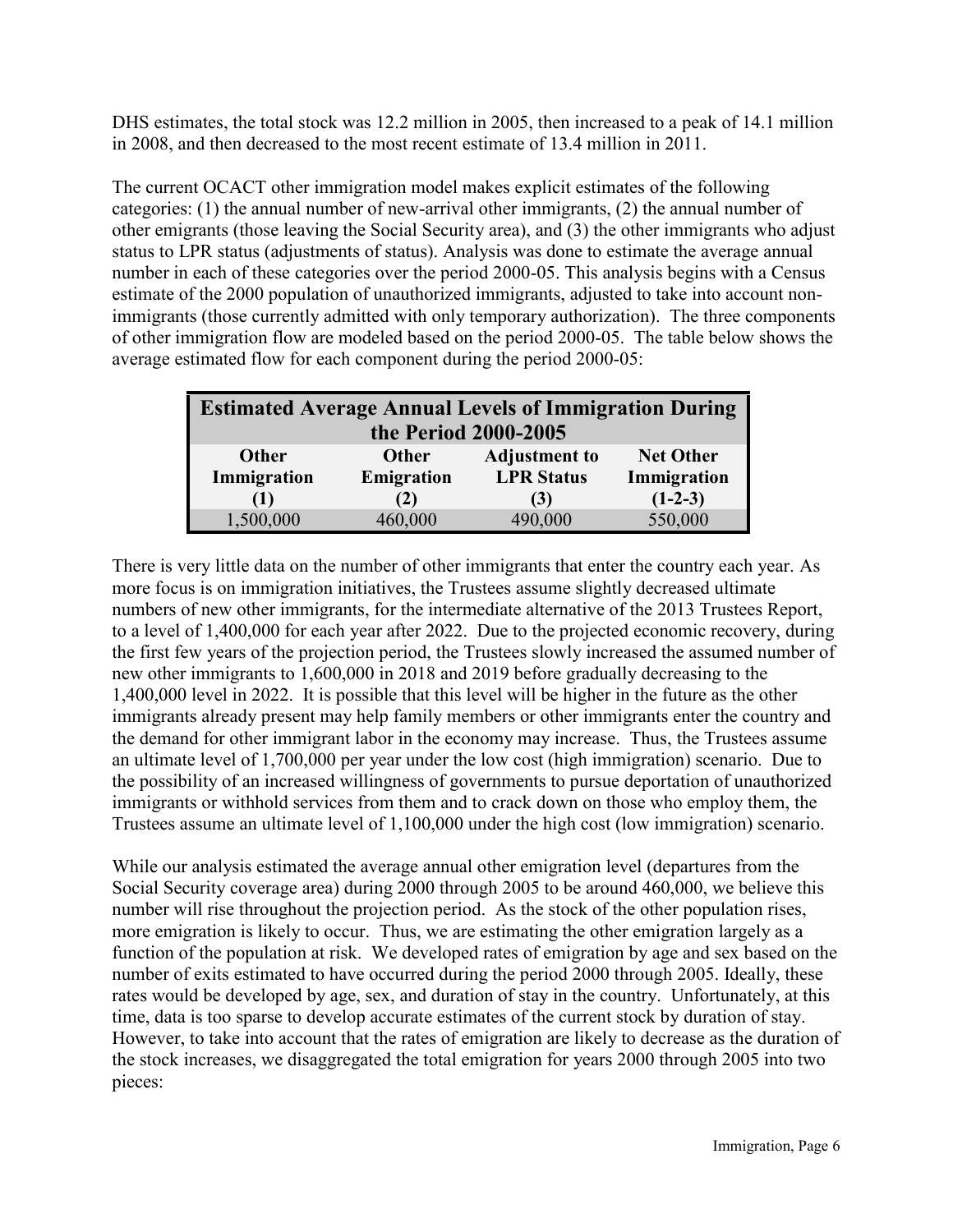DHS estimates, the total stock was 12.2 million in 2005, then increased to a peak of 14.1 million in 2008, and then decreased to the most recent estimate of 13.4 million in 2011.

The current OCACT other immigration model makes explicit estimates of the following categories: (1) the annual number of new-arrival other immigrants, (2) the annual number of other emigrants (those leaving the Social Security area), and (3) the other immigrants who adjust status to LPR status (adjustments of status). Analysis was done to estimate the average annual number in each of these categories over the period 2000-05. This analysis begins with a Census estimate of the 2000 population of unauthorized immigrants, adjusted to take into account non-immigrants (those currently admitted with only temporary authorization). The three components of other immigration flow are modeled based on the period 2000-05. The table below shows the average estimated flow for each component during the period 2000-05:

| **Estimated Average Annual Levels of Immigration During the Period 2000-2005** | | | |
|---|---|---|---|
| **Other Immigration (1)** | **Other Emigration (2)** | **Adjustment to LPR Status (3)** | **Net Other Immigration (1-2-3)** |
| 1,500,000 | 460,000 | 490,000 | 550,000 |

There is very little data on the number of other immigrants that enter the country each year. As more focus is on immigration initiatives, the Trustees assume slightly decreased ultimate numbers of new other immigrants, for the intermediate alternative of the 2013 Trustees Report, to a level of 1,400,000 for each year after 2022. Due to the projected economic recovery, during the first few years of the projection period, the Trustees slowly increased the assumed number of new other immigrants to 1,600,000 in 2018 and 2019 before gradually decreasing to the 1,400,000 level in 2022. It is possible that this level will be higher in the future as the other immigrants already present may help family members or other immigrants enter the country and the demand for other immigrant labor in the economy may increase. Thus, the Trustees assume an ultimate level of 1,700,000 per year under the low cost (high immigration) scenario. Due to the possibility of an increased willingness of governments to pursue deportation of unauthorized immigrants or withhold services from them and to crack down on those who employ them, the Trustees assume an ultimate level of 1,100,000 under the high cost (low immigration) scenario.

While our analysis estimated the average annual other emigration level (departures from the Social Security coverage area) during 2000 through 2005 to be around 460,000, we believe this number will rise throughout the projection period. As the stock of the other population rises, more emigration is likely to occur. Thus, we are estimating the other emigration largely as a function of the population at risk. We developed rates of emigration by age and sex based on the number of exits estimated to have occurred during the period 2000 through 2005. Ideally, these rates would be developed by age, sex, and duration of stay in the country. Unfortunately, at this time, data is too sparse to develop accurate estimates of the current stock by duration of stay. However, to take into account that the rates of emigration are likely to decrease as the duration of the stock increases, we disaggregated the total emigration for years 2000 through 2005 into two pieces: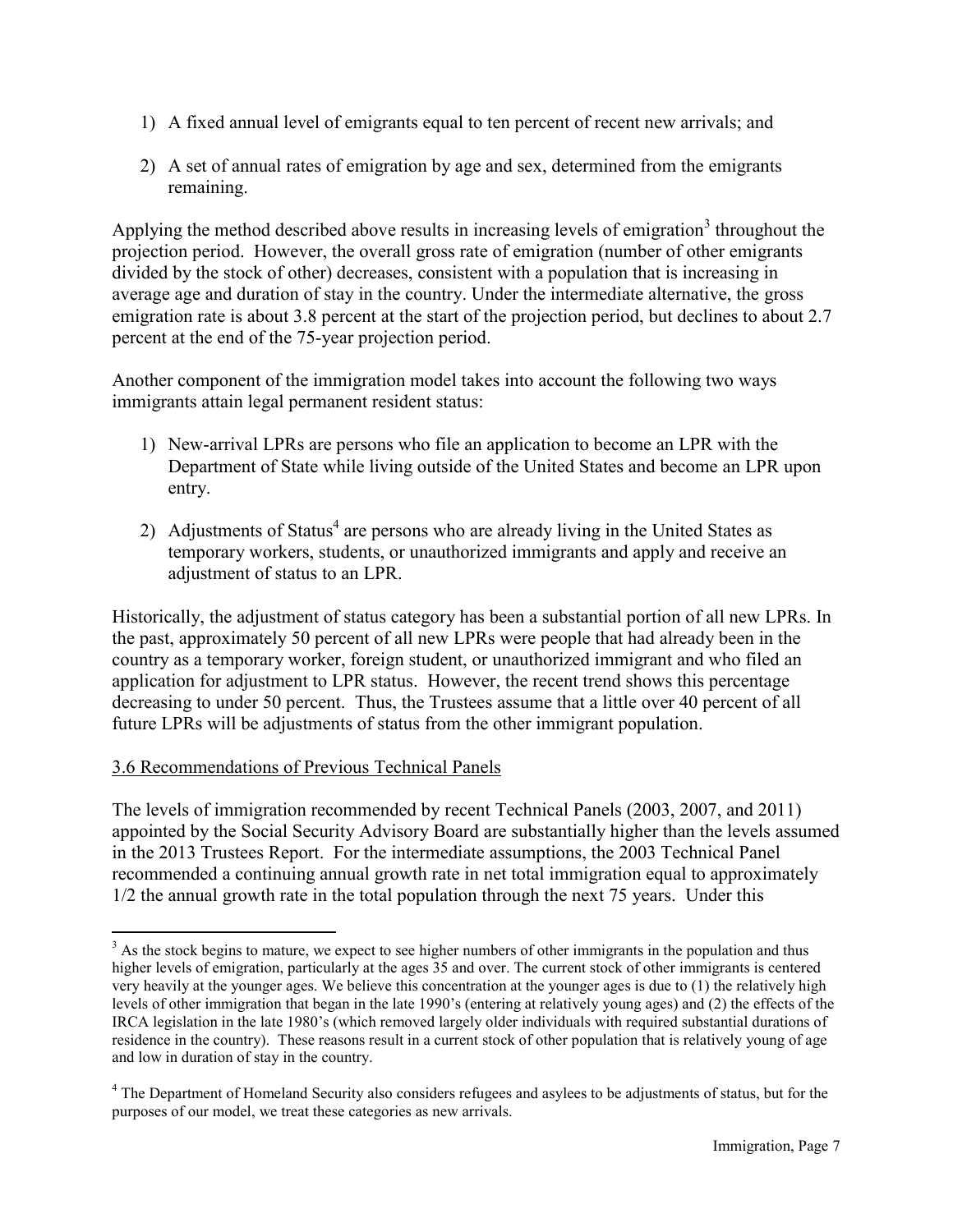1) A fixed annual level of emigrants equal to ten percent of recent new arrivals; and

2) A set of annual rates of emigration by age and sex, determined from the emigrants remaining.

Applying the method described above results in increasing levels of emigration[3] throughout the projection period. However, the overall gross rate of emigration (number of other emigrants divided by the stock of other) decreases, consistent with a population that is increasing in average age and duration of stay in the country. Under the intermediate alternative, the gross emigration rate is about 3.8 percent at the start of the projection period, but declines to about 2.7 percent at the end of the 75-year projection period.

Another component of the immigration model takes into account the following two ways immigrants attain legal permanent resident status:

1) New-arrival LPRs are persons who file an application to become an LPR with the Department of State while living outside of the United States and become an LPR upon entry.

2) Adjustments of Status[4] are persons who are already living in the United States as temporary workers, students, or unauthorized immigrants and apply and receive an adjustment of status to an LPR.

Historically, the adjustment of status category has been a substantial portion of all new LPRs. In the past, approximately 50 percent of all new LPRs were people that had already been in the country as a temporary worker, foreign student, or unauthorized immigrant and who filed an application for adjustment to LPR status. However, the recent trend shows this percentage decreasing to under 50 percent. Thus, the Trustees assume that a little over 40 percent of all future LPRs will be adjustments of status from the other immigrant population.

3.6 Recommendations of Previous Technical Panels

The levels of immigration recommended by recent Technical Panels (2003, 2007, and 2011) appointed by the Social Security Advisory Board are substantially higher than the levels assumed in the 2013 Trustees Report. For the intermediate assumptions, the 2003 Technical Panel recommended a continuing annual growth rate in net total immigration equal to approximately 1/2 the annual growth rate in the total population through the next 75 years. Under this

---

[3] As the stock begins to mature, we expect to see higher numbers of other immigrants in the population and thus higher levels of emigration, particularly at the ages 35 and over. The current stock of other immigrants is centered very heavily at the younger ages. We believe this concentration at the younger ages is due to (1) the relatively high levels of other immigration that began in the late 1990's (entering at relatively young ages) and (2) the effects of the IRCA legislation in the late 1980's (which removed largely older individuals with required substantial durations of residence in the country). These reasons result in a current stock of other population that is relatively young of age and low in duration of stay in the country.

[4] The Department of Homeland Security also considers refugees and asylees to be adjustments of status, but for the purposes of our model, we treat these categories as new arrivals.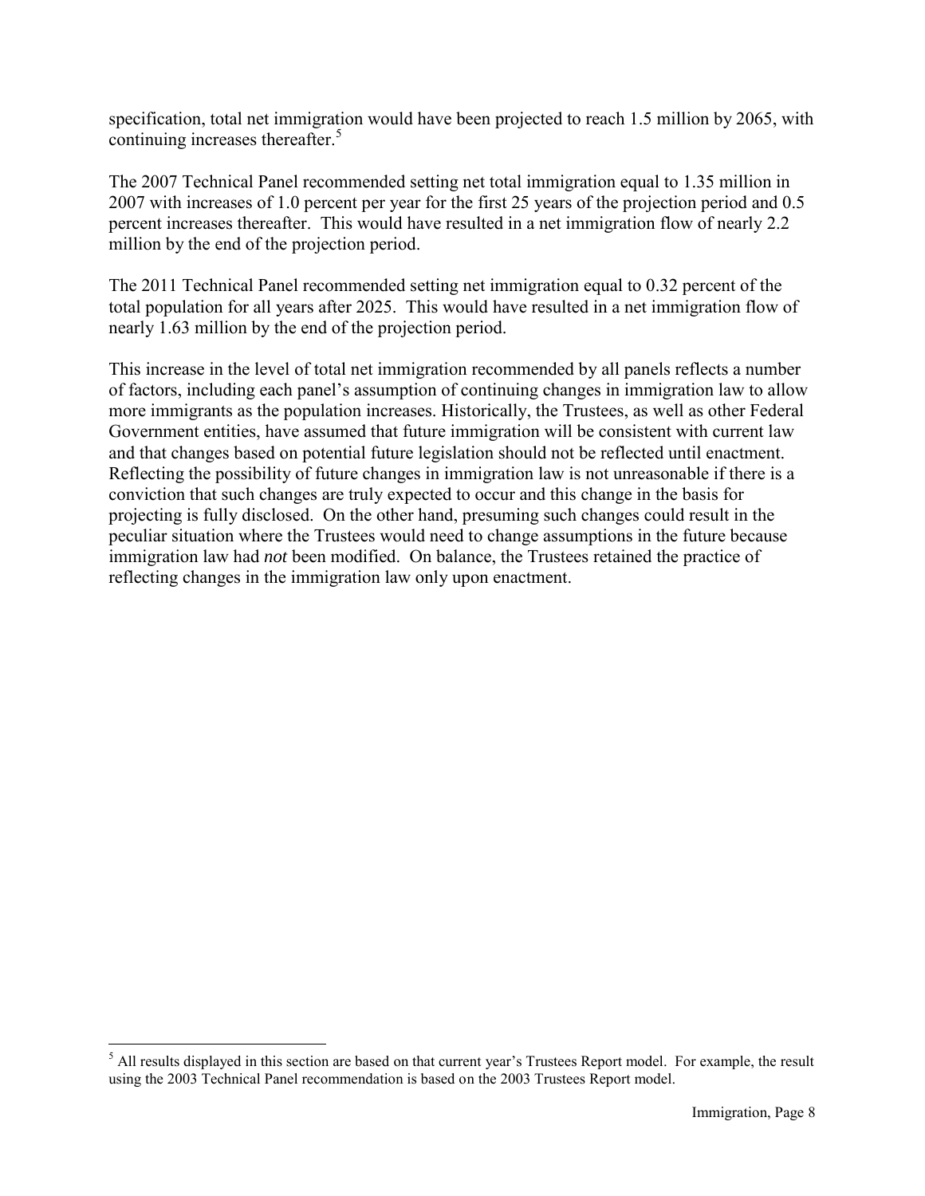specification, total net immigration would have been projected to reach 1.5 million by 2065, with continuing increases thereafter.[5]

The 2007 Technical Panel recommended setting net total immigration equal to 1.35 million in 2007 with increases of 1.0 percent per year for the first 25 years of the projection period and 0.5 percent increases thereafter. This would have resulted in a net immigration flow of nearly 2.2 million by the end of the projection period.

The 2011 Technical Panel recommended setting net immigration equal to 0.32 percent of the total population for all years after 2025. This would have resulted in a net immigration flow of nearly 1.63 million by the end of the projection period.

This increase in the level of total net immigration recommended by all panels reflects a number of factors, including each panel's assumption of continuing changes in immigration law to allow more immigrants as the population increases. Historically, the Trustees, as well as other Federal Government entities, have assumed that future immigration will be consistent with current law and that changes based on potential future legislation should not be reflected until enactment. Reflecting the possibility of future changes in immigration law is not unreasonable if there is a conviction that such changes are truly expected to occur and this change in the basis for projecting is fully disclosed. On the other hand, presuming such changes could result in the peculiar situation where the Trustees would need to change assumptions in the future because immigration law had *not* been modified. On balance, the Trustees retained the practice of reflecting changes in the immigration law only upon enactment.

[5] All results displayed in this section are based on that current year's Trustees Report model. For example, the result using the 2003 Technical Panel recommendation is based on the 2003 Trustees Report model.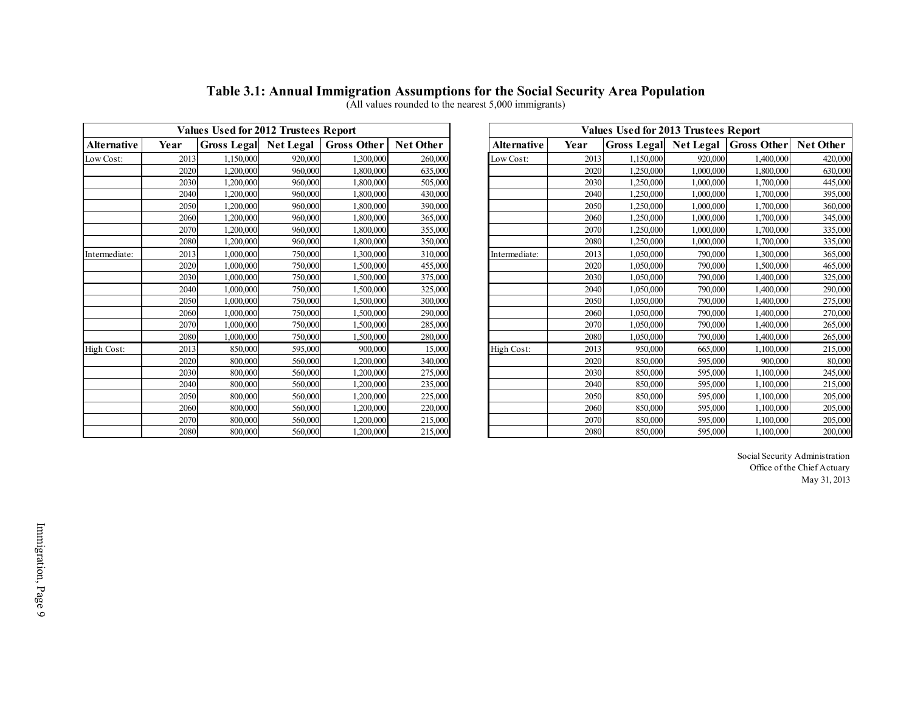## Table 3.1: Annual Immigration Assumptions for the Social Security Area Population

(All values rounded to the nearest 5,000 immigrants)

**Values Used for 2012 Trustees Report**

| Alternative | Year | Gross Legal | Net Legal | Gross Other | Net Other |
|---|---|---|---|---|---|
| Low Cost: | 2013 | 1,150,000 | 920,000 | 1,300,000 | 260,000 |
| | 2020 | 1,200,000 | 960,000 | 1,800,000 | 635,000 |
| | 2030 | 1,200,000 | 960,000 | 1,800,000 | 505,000 |
| | 2040 | 1,200,000 | 960,000 | 1,800,000 | 430,000 |
| | 2050 | 1,200,000 | 960,000 | 1,800,000 | 390,000 |
| | 2060 | 1,200,000 | 960,000 | 1,800,000 | 365,000 |
| | 2070 | 1,200,000 | 960,000 | 1,800,000 | 355,000 |
| | 2080 | 1,200,000 | 960,000 | 1,800,000 | 350,000 |
| Intermediate: | 2013 | 1,000,000 | 750,000 | 1,300,000 | 310,000 |
| | 2020 | 1,000,000 | 750,000 | 1,500,000 | 455,000 |
| | 2030 | 1,000,000 | 750,000 | 1,500,000 | 375,000 |
| | 2040 | 1,000,000 | 750,000 | 1,500,000 | 325,000 |
| | 2050 | 1,000,000 | 750,000 | 1,500,000 | 300,000 |
| | 2060 | 1,000,000 | 750,000 | 1,500,000 | 290,000 |
| | 2070 | 1,000,000 | 750,000 | 1,500,000 | 285,000 |
| | 2080 | 1,000,000 | 750,000 | 1,500,000 | 280,000 |
| High Cost: | 2013 | 850,000 | 595,000 | 900,000 | 15,000 |
| | 2020 | 800,000 | 560,000 | 1,200,000 | 340,000 |
| | 2030 | 800,000 | 560,000 | 1,200,000 | 275,000 |
| | 2040 | 800,000 | 560,000 | 1,200,000 | 235,000 |
| | 2050 | 800,000 | 560,000 | 1,200,000 | 225,000 |
| | 2060 | 800,000 | 560,000 | 1,200,000 | 220,000 |
| | 2070 | 800,000 | 560,000 | 1,200,000 | 215,000 |
| | 2080 | 800,000 | 560,000 | 1,200,000 | 215,000 |

**Values Used for 2013 Trustees Report**

| Alternative | Year | Gross Legal | Net Legal | Gross Other | Net Other |
|---|---|---|---|---|---|
| Low Cost: | 2013 | 1,150,000 | 920,000 | 1,400,000 | 420,000 |
| | 2020 | 1,250,000 | 1,000,000 | 1,800,000 | 630,000 |
| | 2030 | 1,250,000 | 1,000,000 | 1,700,000 | 445,000 |
| | 2040 | 1,250,000 | 1,000,000 | 1,700,000 | 395,000 |
| | 2050 | 1,250,000 | 1,000,000 | 1,700,000 | 360,000 |
| | 2060 | 1,250,000 | 1,000,000 | 1,700,000 | 345,000 |
| | 2070 | 1,250,000 | 1,000,000 | 1,700,000 | 335,000 |
| | 2080 | 1,250,000 | 1,000,000 | 1,700,000 | 335,000 |
| Intermediate: | 2013 | 1,050,000 | 790,000 | 1,300,000 | 365,000 |
| | 2020 | 1,050,000 | 790,000 | 1,500,000 | 465,000 |
| | 2030 | 1,050,000 | 790,000 | 1,400,000 | 325,000 |
| | 2040 | 1,050,000 | 790,000 | 1,400,000 | 290,000 |
| | 2050 | 1,050,000 | 790,000 | 1,400,000 | 275,000 |
| | 2060 | 1,050,000 | 790,000 | 1,400,000 | 270,000 |
| | 2070 | 1,050,000 | 790,000 | 1,400,000 | 265,000 |
| | 2080 | 1,050,000 | 790,000 | 1,400,000 | 265,000 |
| High Cost: | 2013 | 950,000 | 665,000 | 1,100,000 | 215,000 |
| | 2020 | 850,000 | 595,000 | 900,000 | 80,000 |
| | 2030 | 850,000 | 595,000 | 1,100,000 | 245,000 |
| | 2040 | 850,000 | 595,000 | 1,100,000 | 215,000 |
| | 2050 | 850,000 | 595,000 | 1,100,000 | 205,000 |
| | 2060 | 850,000 | 595,000 | 1,100,000 | 205,000 |
| | 2070 | 850,000 | 595,000 | 1,100,000 | 205,000 |
| | 2080 | 850,000 | 595,000 | 1,100,000 | 200,000 |

Social Security Administration
Office of the Chief Actuary
May 31, 2013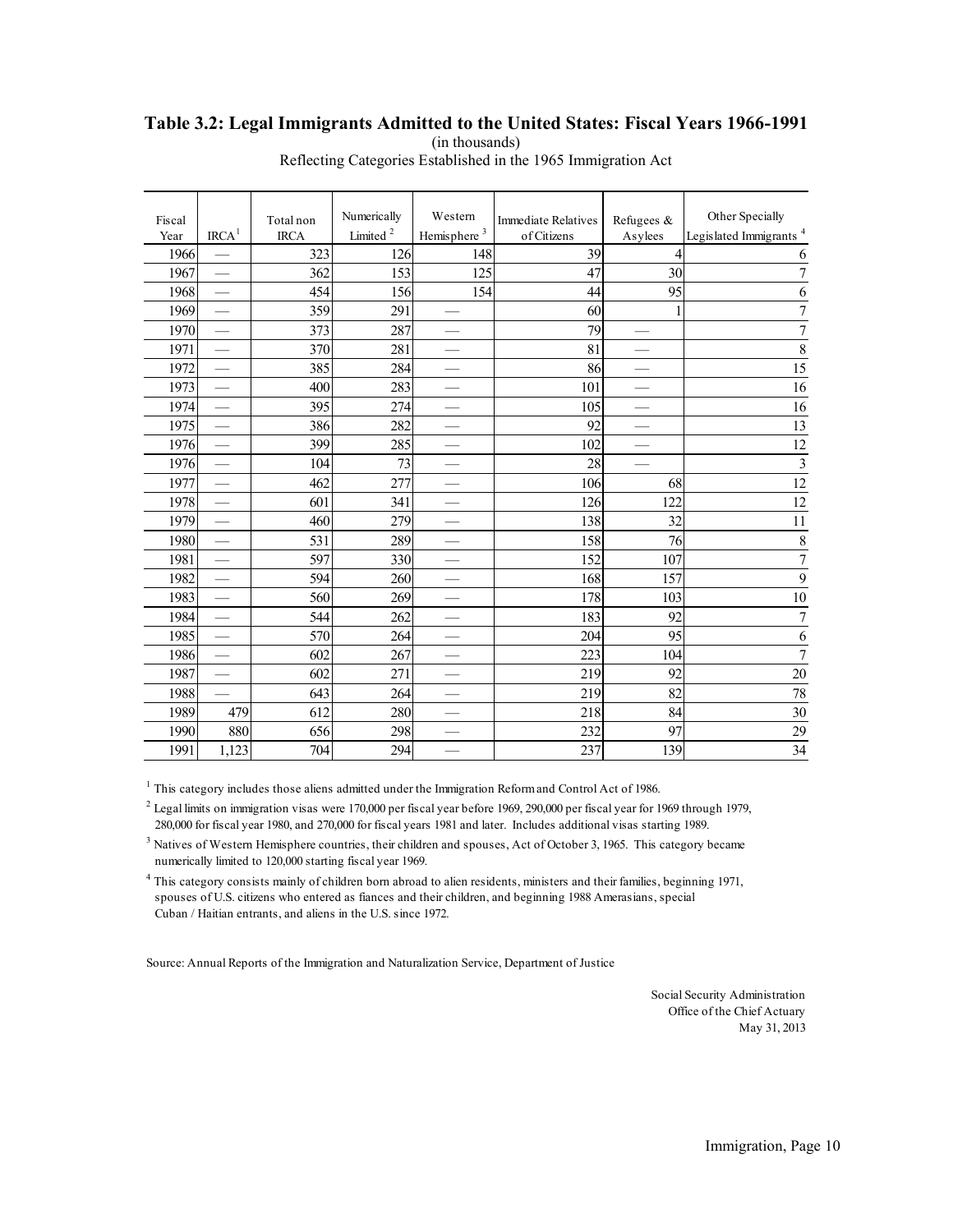## Table 3.2: Legal Immigrants Admitted to the United States: Fiscal Years 1966-1991

(in thousands)

Reflecting Categories Established in the 1965 Immigration Act

| Fiscal Year | IRCA[1] | Total non IRCA | Numerically Limited [2] | Western Hemisphere [3] | Immediate Relatives of Citizens | Refugees & Asylees | Other Specially Legislated Immigrants [4] |
|---|---|---|---|---|---|---|---|
| 1966 | — | 323 | 126 | 148 | 39 | 4 | 6 |
| 1967 | — | 362 | 153 | 125 | 47 | 30 | 7 |
| 1968 | — | 454 | 156 | 154 | 44 | 95 | 6 |
| 1969 | — | 359 | 291 | — | 60 | 1 | 7 |
| 1970 | — | 373 | 287 | — | 79 | — | 7 |
| 1971 | — | 370 | 281 | — | 81 | — | 8 |
| 1972 | — | 385 | 284 | — | 86 | — | 15 |
| 1973 | — | 400 | 283 | — | 101 | — | 16 |
| 1974 | — | 395 | 274 | — | 105 | — | 16 |
| 1975 | — | 386 | 282 | — | 92 | — | 13 |
| 1976 | — | 399 | 285 | — | 102 | — | 12 |
| 1976 | — | 104 | 73 | — | 28 | — | 3 |
| 1977 | — | 462 | 277 | — | 106 | 68 | 12 |
| 1978 | — | 601 | 341 | — | 126 | 122 | 12 |
| 1979 | — | 460 | 279 | — | 138 | 32 | 11 |
| 1980 | — | 531 | 289 | — | 158 | 76 | 8 |
| 1981 | — | 597 | 330 | — | 152 | 107 | 7 |
| 1982 | — | 594 | 260 | — | 168 | 157 | 9 |
| 1983 | — | 560 | 269 | — | 178 | 103 | 10 |
| 1984 | — | 544 | 262 | — | 183 | 92 | 7 |
| 1985 | — | 570 | 264 | — | 204 | 95 | 6 |
| 1986 | — | 602 | 267 | — | 223 | 104 | 7 |
| 1987 | — | 602 | 271 | — | 219 | 92 | 20 |
| 1988 | — | 643 | 264 | — | 219 | 82 | 78 |
| 1989 | 479 | 612 | 280 | — | 218 | 84 | 30 |
| 1990 | 880 | 656 | 298 | — | 232 | 97 | 29 |
| 1991 | 1,123 | 704 | 294 | — | 237 | 139 | 34 |

[1] This category includes those aliens admitted under the Immigration Reform and Control Act of 1986.

[2] Legal limits on immigration visas were 170,000 per fiscal year before 1969, 290,000 per fiscal year for 1969 through 1979, 280,000 for fiscal year 1980, and 270,000 for fiscal years 1981 and later. Includes additional visas starting 1989.

[3] Natives of Western Hemisphere countries, their children and spouses, Act of October 3, 1965. This category became numerically limited to 120,000 starting fiscal year 1969.

[4] This category consists mainly of children born abroad to alien residents, ministers and their families, beginning 1971, spouses of U.S. citizens who entered as fiances and their children, and beginning 1988 Amerasians, special Cuban / Haitian entrants, and aliens in the U.S. since 1972.

Source: Annual Reports of the Immigration and Naturalization Service, Department of Justice

Social Security Administration
Office of the Chief Actuary
May 31, 2013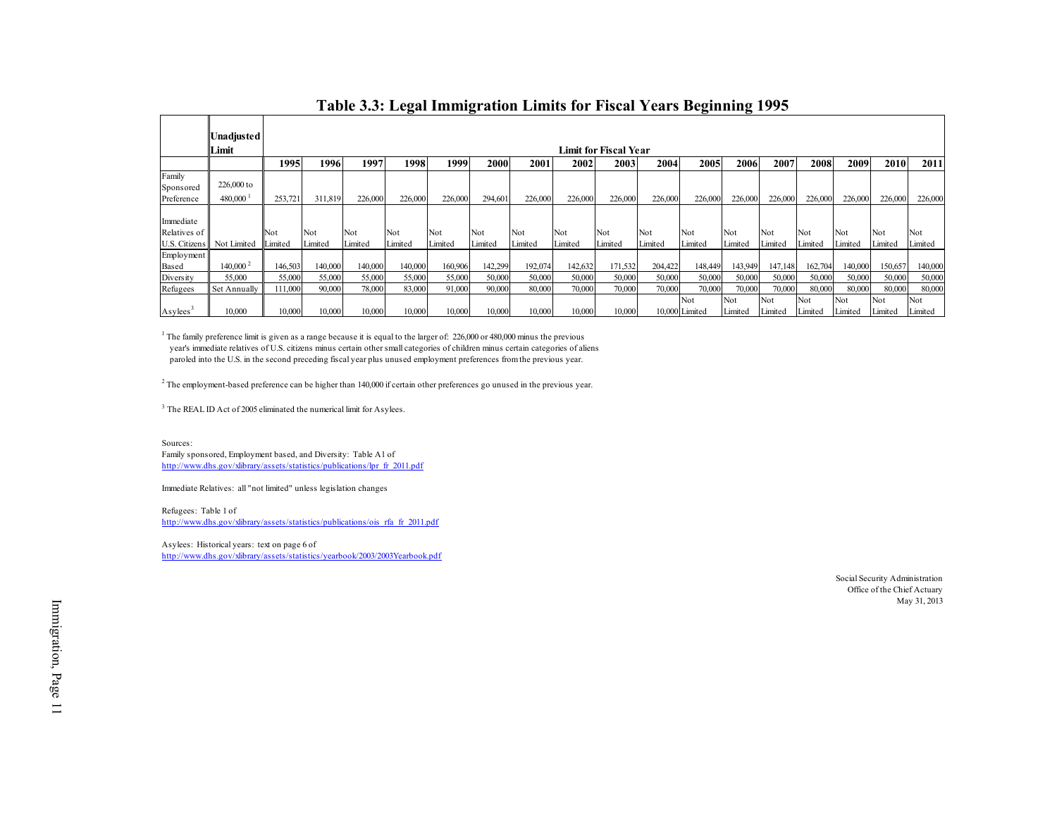## Table 3.3: Legal Immigration Limits for Fiscal Years Beginning 1995

| | Unadjusted Limit | Limit for Fiscal Year | | | | | | | | | | | | | | | | |
|---|---|---|---|---|---|---|---|---|---|---|---|---|---|---|---|---|---|---|
| | | 1995 | 1996 | 1997 | 1998 | 1999 | 2000 | 2001 | 2002 | 2003 | 2004 | 2005 | 2006 | 2007 | 2008 | 2009 | 2010 | 2011 |
| Family Sponsored Preference | 226,000 to 480,000 [1] | 253,721 | 311,819 | 226,000 | 226,000 | 226,000 | 294,601 | 226,000 | 226,000 | 226,000 | 226,000 | 226,000 | 226,000 | 226,000 | 226,000 | 226,000 | 226,000 | 226,000 |
| Immediate Relatives of U.S. Citizens | Not Limited | Not Limited | Not Limited | Not Limited | Not Limited | Not Limited | Not Limited | Not Limited | Not Limited | Not Limited | Not Limited | Not Limited | Not Limited | Not Limited | Not Limited | Not Limited | Not Limited | Not Limited |
| Employment Based | 140,000 [2] | 146,503 | 140,000 | 140,000 | 140,000 | 160,906 | 142,299 | 192,074 | 142,632 | 171,532 | 204,422 | 148,449 | 143,949 | 147,148 | 162,704 | 140,000 | 150,657 | 140,000 |
| Diversity | 55,000 | 55,000 | 55,000 | 55,000 | 55,000 | 55,000 | 50,000 | 50,000 | 50,000 | 50,000 | 50,000 | 50,000 | 50,000 | 50,000 | 50,000 | 50,000 | 50,000 | 50,000 |
| Refugees | Set Annually | 111,000 | 90,000 | 78,000 | 83,000 | 91,000 | 90,000 | 80,000 | 70,000 | 70,000 | 70,000 | 70,000 | 70,000 | 70,000 | 80,000 | 80,000 | 80,000 | 80,000 |
| Asylees [3] | 10,000 | 10,000 | 10,000 | 10,000 | 10,000 | 10,000 | 10,000 | 10,000 | 10,000 | 10,000 | 10,000 | Not Limited | Not Limited | Not Limited | Not Limited | Not Limited | Not Limited | Not Limited |

[1] The family preference limit is given as a range because it is equal to the larger of: 226,000 or 480,000 minus the previous year's immediate relatives of U.S. citizens minus certain other small categories of children minus certain categories of aliens paroled into the U.S. in the second preceding fiscal year plus unused employment preferences from the previous year.

[2] The employment-based preference can be higher than 140,000 if certain other preferences go unused in the previous year.

[3] The REAL ID Act of 2005 eliminated the numerical limit for Asylees.

Sources:

Family sponsored, Employment based, and Diversity: Table A1 of
http://www.dhs.gov/xlibrary/assets/statistics/publications/lpr_fr_2011.pdf

Immediate Relatives: all "not limited" unless legislation changes

Refugees: Table 1 of
http://www.dhs.gov/xlibrary/assets/statistics/publications/ois_rfa_fr_2011.pdf

Asylees: Historical years: text on page 6 of
http://www.dhs.gov/xlibrary/assets/statistics/yearbook/2003/2003Yearbook.pdf

Social Security Administration
Office of the Chief Actuary
May 31, 2013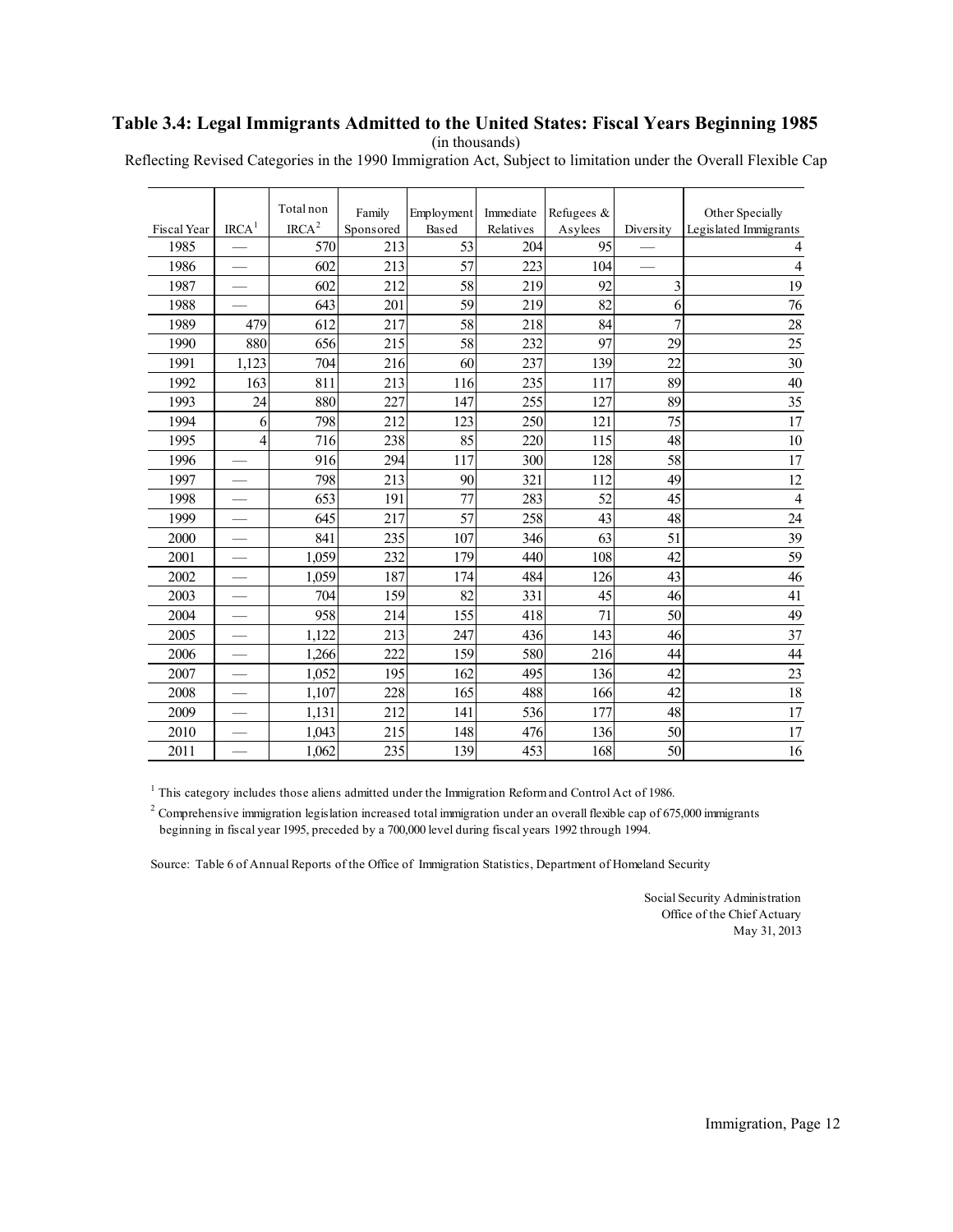## Table 3.4: Legal Immigrants Admitted to the United States: Fiscal Years Beginning 1985

(in thousands)

Reflecting Revised Categories in the 1990 Immigration Act, Subject to limitation under the Overall Flexible Cap

| Fiscal Year | IRCA[1] | Total non IRCA[2] | Family Sponsored | Employment Based | Immediate Relatives | Refugees & Asylees | Diversity | Other Specially Legislated Immigrants |
|---|---|---|---|---|---|---|---|---|
| 1985 | — | 570 | 213 | 53 | 204 | 95 | — | 4 |
| 1986 | — | 602 | 213 | 57 | 223 | 104 | — | 4 |
| 1987 | — | 602 | 212 | 58 | 219 | 92 | 3 | 19 |
| 1988 | — | 643 | 201 | 59 | 219 | 82 | 6 | 76 |
| 1989 | 479 | 612 | 217 | 58 | 218 | 84 | 7 | 28 |
| 1990 | 880 | 656 | 215 | 58 | 232 | 97 | 29 | 25 |
| 1991 | 1,123 | 704 | 216 | 60 | 237 | 139 | 22 | 30 |
| 1992 | 163 | 811 | 213 | 116 | 235 | 117 | 89 | 40 |
| 1993 | 24 | 880 | 227 | 147 | 255 | 127 | 89 | 35 |
| 1994 | 6 | 798 | 212 | 123 | 250 | 121 | 75 | 17 |
| 1995 | 4 | 716 | 238 | 85 | 220 | 115 | 48 | 10 |
| 1996 | — | 916 | 294 | 117 | 300 | 128 | 58 | 17 |
| 1997 | — | 798 | 213 | 90 | 321 | 112 | 49 | 12 |
| 1998 | — | 653 | 191 | 77 | 283 | 52 | 45 | 4 |
| 1999 | — | 645 | 217 | 57 | 258 | 43 | 48 | 24 |
| 2000 | — | 841 | 235 | 107 | 346 | 63 | 51 | 39 |
| 2001 | — | 1,059 | 232 | 179 | 440 | 108 | 42 | 59 |
| 2002 | — | 1,059 | 187 | 174 | 484 | 126 | 43 | 46 |
| 2003 | — | 704 | 159 | 82 | 331 | 45 | 46 | 41 |
| 2004 | — | 958 | 214 | 155 | 418 | 71 | 50 | 49 |
| 2005 | — | 1,122 | 213 | 247 | 436 | 143 | 46 | 37 |
| 2006 | — | 1,266 | 222 | 159 | 580 | 216 | 44 | 44 |
| 2007 | — | 1,052 | 195 | 162 | 495 | 136 | 42 | 23 |
| 2008 | — | 1,107 | 228 | 165 | 488 | 166 | 42 | 18 |
| 2009 | — | 1,131 | 212 | 141 | 536 | 177 | 48 | 17 |
| 2010 | — | 1,043 | 215 | 148 | 476 | 136 | 50 | 17 |
| 2011 | — | 1,062 | 235 | 139 | 453 | 168 | 50 | 16 |

[1] This category includes those aliens admitted under the Immigration Reform and Control Act of 1986.

[2] Comprehensive immigration legislation increased total immigration under an overall flexible cap of 675,000 immigrants beginning in fiscal year 1995, preceded by a 700,000 level during fiscal years 1992 through 1994.

Source: Table 6 of Annual Reports of the Office of Immigration Statistics, Department of Homeland Security

Social Security Administration
Office of the Chief Actuary
May 31, 2013